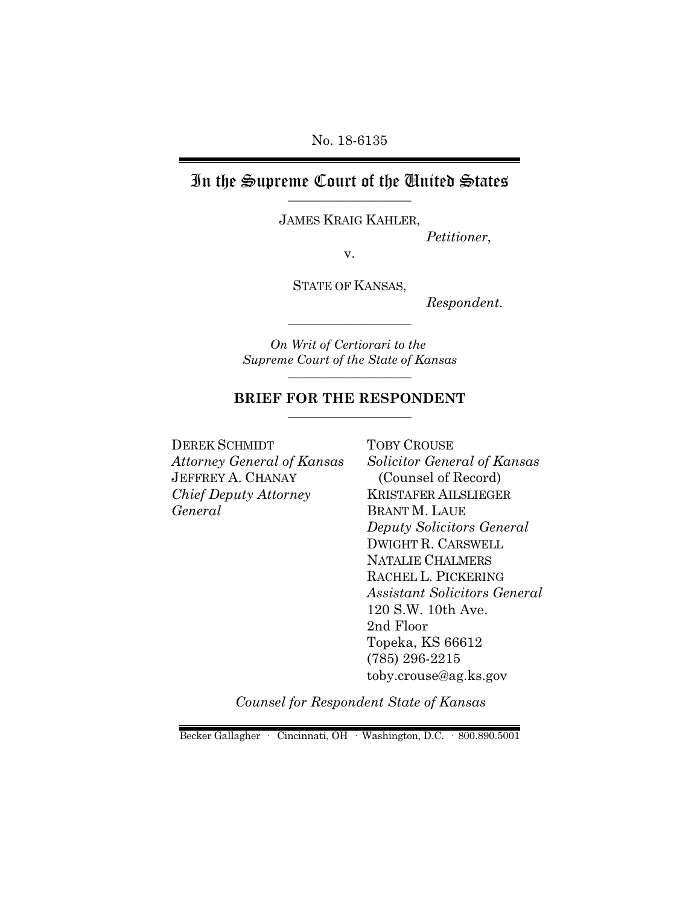No. 18-6135

# In the Supreme Court of the United States

JAMES KRAIG KAHLER,

*Petitioner*,

v.

STATE OF KANSAS,

*Respondent*.

*On Writ of Certiorari to the Supreme Court of the State of Kansas*

## BRIEF FOR THE RESPONDENT

DEREK SCHMIDT
*Attorney General of Kansas*
JEFFREY A. CHANAY
*Chief Deputy Attorney General*

TOBY CROUSE
*Solicitor General of Kansas*
(Counsel of Record)
KRISTAFER AILSLIEGER
BRANT M. LAUE
*Deputy Solicitors General*
DWIGHT R. CARSWELL
NATALIE CHALMERS
RACHEL L. PICKERING
*Assistant Solicitors General*
120 S.W. 10th Ave.
2nd Floor
Topeka, KS 66612
(785) 296-2215
toby.crouse@ag.ks.gov

*Counsel for Respondent State of Kansas*

Becker Gallagher · Cincinnati, OH · Washington, D.C. · 800.890.5001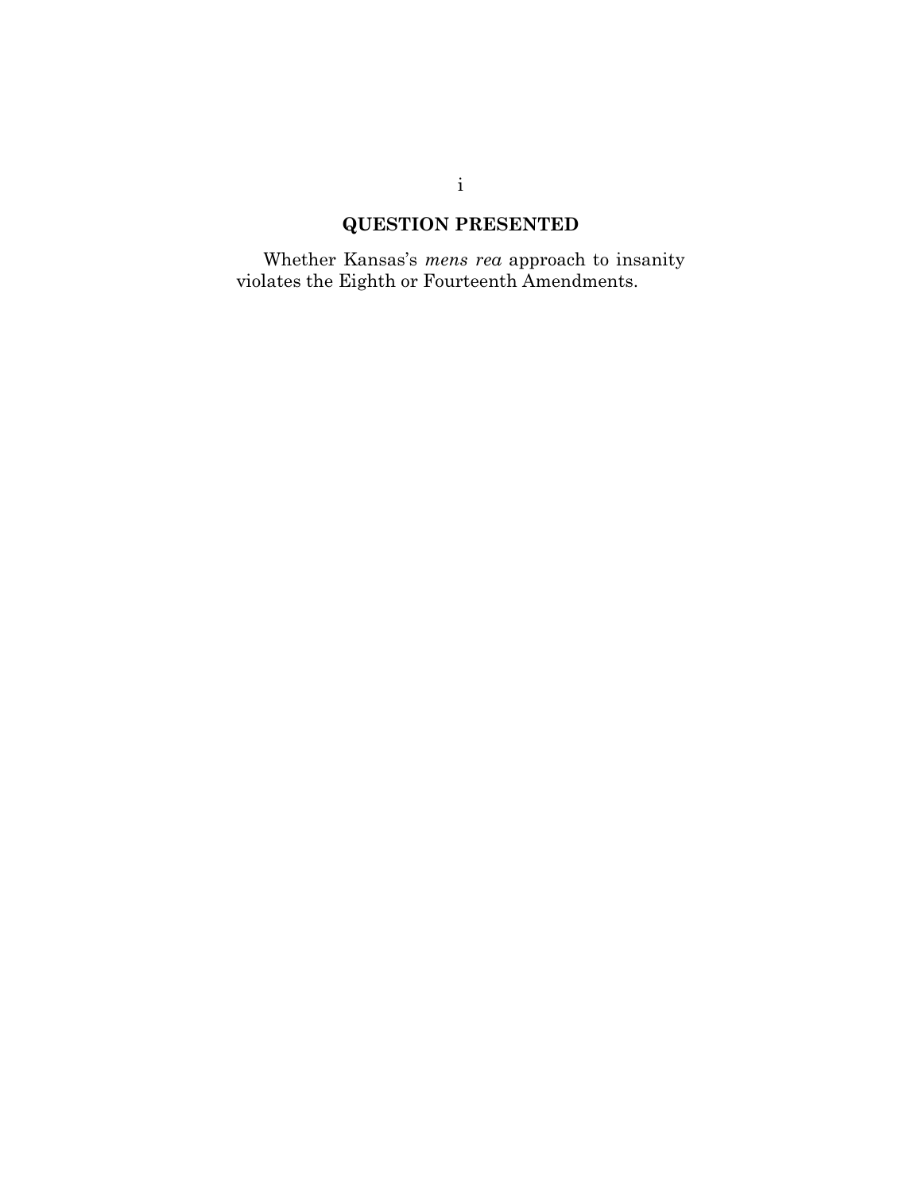## QUESTION PRESENTED

Whether Kansas's *mens rea* approach to insanity violates the Eighth or Fourteenth Amendments.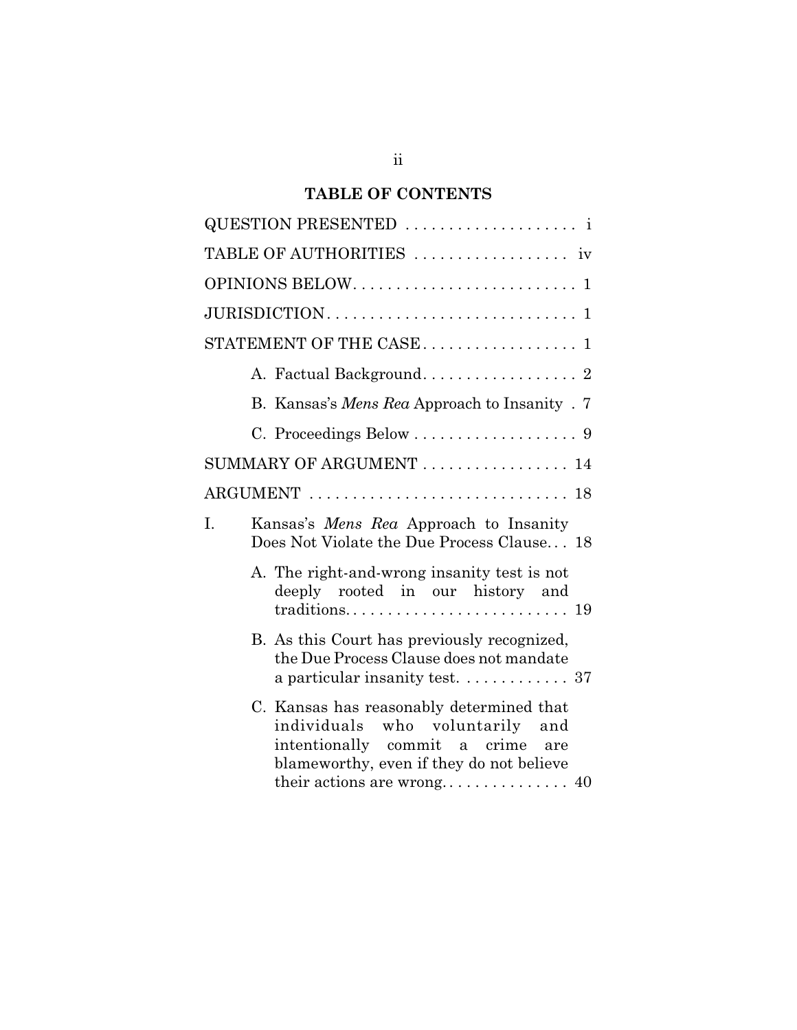## TABLE OF CONTENTS

QUESTION PRESENTED . . . . . . . . . . . . . . . . . . . . i

TABLE OF AUTHORITIES . . . . . . . . . . . . . . . . . . iv

OPINIONS BELOW. . . . . . . . . . . . . . . . . . . . . . . . . . . 1

JURISDICTION. . . . . . . . . . . . . . . . . . . . . . . . . . . . . 1

STATEMENT OF THE CASE. . . . . . . . . . . . . . . . . . 1

- A. Factual Background. . . . . . . . . . . . . . . . . . 2
- B. Kansas's *Mens Rea* Approach to Insanity . 7
- C. Proceedings Below . . . . . . . . . . . . . . . . . . . 9

SUMMARY OF ARGUMENT . . . . . . . . . . . . . . . . . 14

ARGUMENT . . . . . . . . . . . . . . . . . . . . . . . . . . . . . . 18

I. Kansas's *Mens Rea* Approach to Insanity Does Not Violate the Due Process Clause. . . 18

- A. The right-and-wrong insanity test is not deeply rooted in our history and traditions. . . . . . . . . . . . . . . . . . . . . . . . . . 19
- B. As this Court has previously recognized, the Due Process Clause does not mandate a particular insanity test. . . . . . . . . . . . . 37
- C. Kansas has reasonably determined that individuals who voluntarily and intentionally commit a crime are blameworthy, even if they do not believe their actions are wrong. . . . . . . . . . . . . . . 40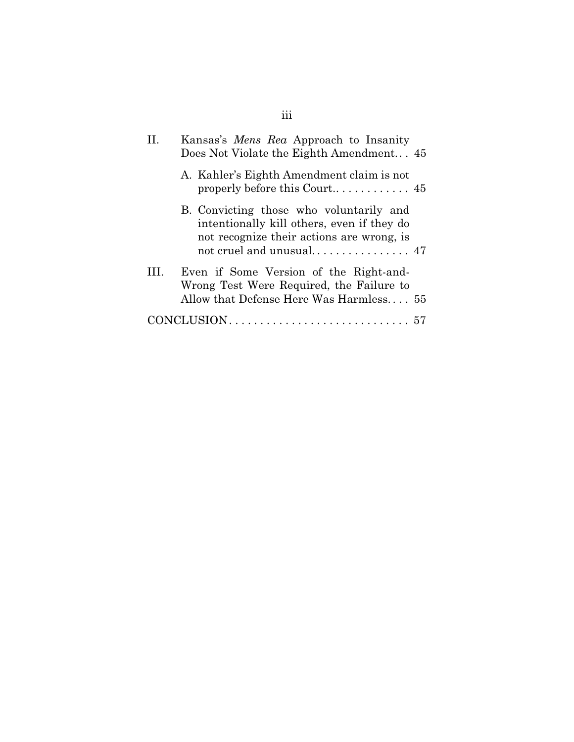II. Kansas's *Mens Rea* Approach to Insanity Does Not Violate the Eighth Amendment. . . 45

A. Kahler's Eighth Amendment claim is not properly before this Court.. . . . . . . . . . . . . 45

B. Convicting those who voluntarily and intentionally kill others, even if they do not recognize their actions are wrong, is not cruel and unusual. . . . . . . . . . . . . . . . . 47

III. Even if Some Version of the Right-and-Wrong Test Were Required, the Failure to Allow that Defense Here Was Harmless. . . . 55

CONCLUSION . . . . . . . . . . . . . . . . . . . . . . . . . . . . . . 57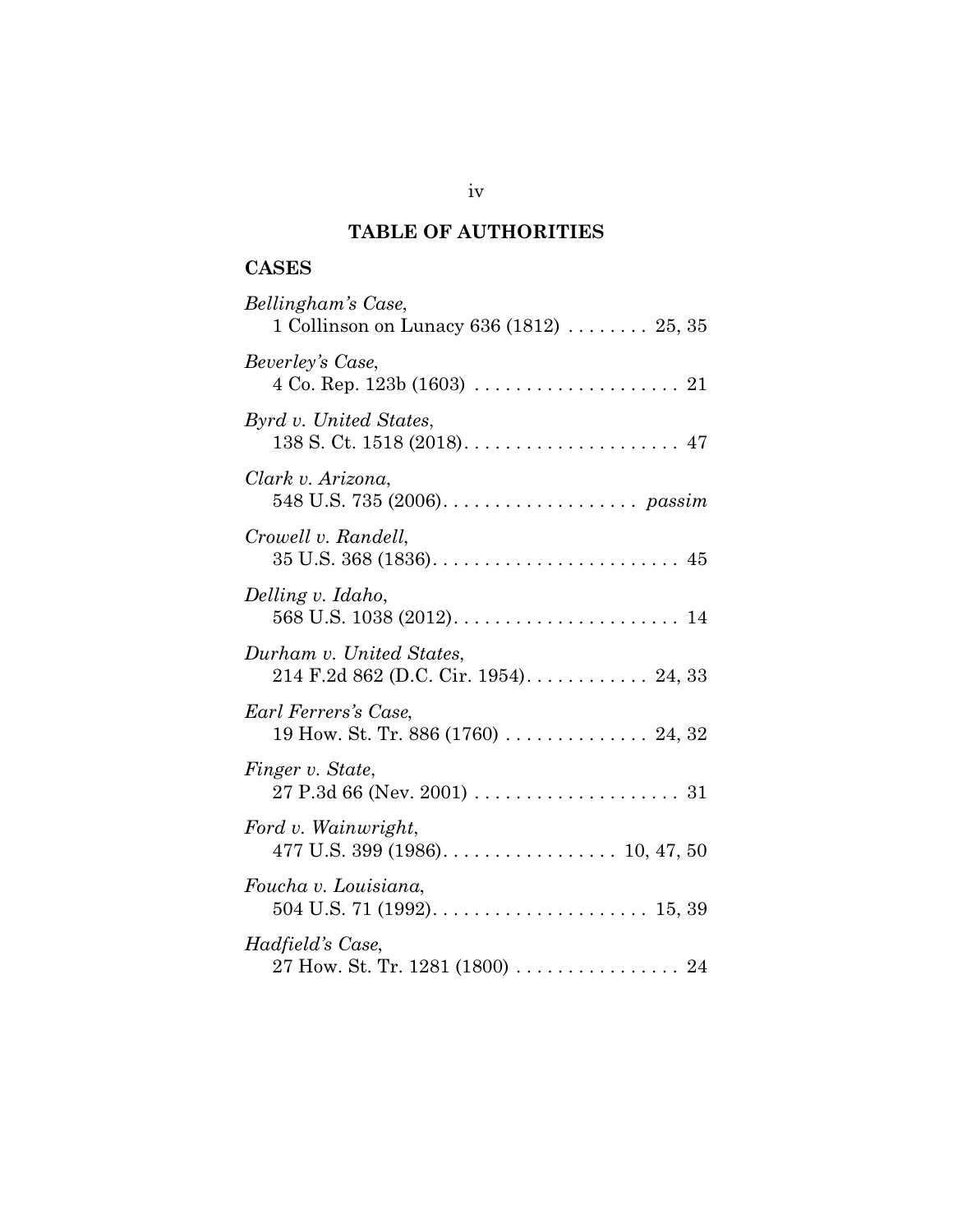## TABLE OF AUTHORITIES

### CASES

*Bellingham's Case*,
1 Collinson on Lunacy 636 (1812) . . . . . . . . 25, 35

*Beverley's Case*,
4 Co. Rep. 123b (1603) . . . . . . . . . . . . . . . . . . . . 21

*Byrd v. United States*,
138 S. Ct. 1518 (2018). . . . . . . . . . . . . . . . . . . . . 47

*Clark v. Arizona*,
548 U.S. 735 (2006). . . . . . . . . . . . . . . . . . . *passim*

*Crowell v. Randell*,
35 U.S. 368 (1836). . . . . . . . . . . . . . . . . . . . . . . . 45

*Delling v. Idaho*,
568 U.S. 1038 (2012). . . . . . . . . . . . . . . . . . . . . . 14

*Durham v. United States*,
214 F.2d 862 (D.C. Cir. 1954). . . . . . . . . . . . 24, 33

*Earl Ferrers's Case*,
19 How. St. Tr. 886 (1760) . . . . . . . . . . . . . . 24, 32

*Finger v. State*,
27 P.3d 66 (Nev. 2001) . . . . . . . . . . . . . . . . . . . . 31

*Ford v. Wainwright*,
477 U.S. 399 (1986). . . . . . . . . . . . . . . . . 10, 47, 50

*Foucha v. Louisiana*,
504 U.S. 71 (1992). . . . . . . . . . . . . . . . . . . . . 15, 39

*Hadfield's Case*,
27 How. St. Tr. 1281 (1800) . . . . . . . . . . . . . . . . 24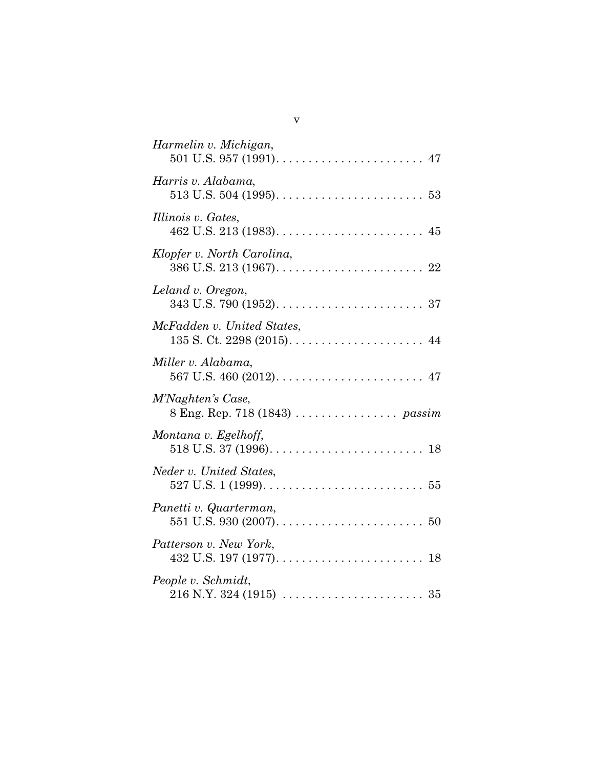*Harmelin v. Michigan*,
501 U.S. 957 (1991). . . . . . . . . . . . . . . . . . . . . . . 47

*Harris v. Alabama*,
513 U.S. 504 (1995). . . . . . . . . . . . . . . . . . . . . . . 53

*Illinois v. Gates*,
462 U.S. 213 (1983). . . . . . . . . . . . . . . . . . . . . . . 45

*Klopfer v. North Carolina*,
386 U.S. 213 (1967). . . . . . . . . . . . . . . . . . . . . . . 22

*Leland v. Oregon*,
343 U.S. 790 (1952). . . . . . . . . . . . . . . . . . . . . . . 37

*McFadden v. United States*,
135 S. Ct. 2298 (2015). . . . . . . . . . . . . . . . . . . . . 44

*Miller v. Alabama*,
567 U.S. 460 (2012). . . . . . . . . . . . . . . . . . . . . . . 47

*M'Naghten's Case*,
8 Eng. Rep. 718 (1843) . . . . . . . . . . . . . . . . *passim*

*Montana v. Egelhoff*,
518 U.S. 37 (1996). . . . . . . . . . . . . . . . . . . . . . . . 18

*Neder v. United States*,
527 U.S. 1 (1999). . . . . . . . . . . . . . . . . . . . . . . . . 55

*Panetti v. Quarterman*,
551 U.S. 930 (2007). . . . . . . . . . . . . . . . . . . . . . . 50

*Patterson v. New York*,
432 U.S. 197 (1977). . . . . . . . . . . . . . . . . . . . . . . 18

*People v. Schmidt*,
216 N.Y. 324 (1915) . . . . . . . . . . . . . . . . . . . . . . 35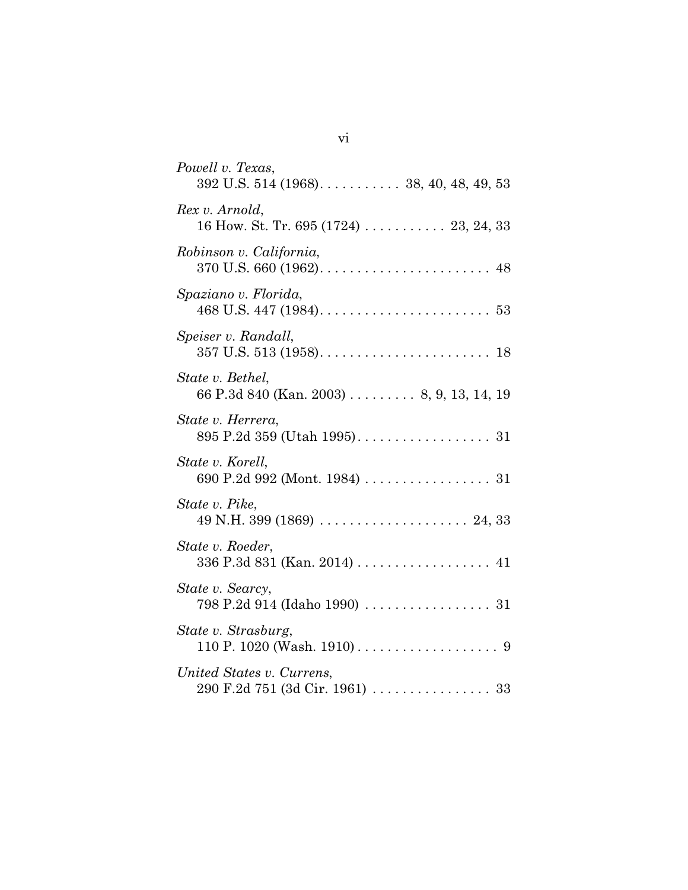*Powell v. Texas*,
392 U.S. 514 (1968). . . . . . . . . . . 38, 40, 48, 49, 53

*Rex v. Arnold*,
16 How. St. Tr. 695 (1724) . . . . . . . . . . . 23, 24, 33

*Robinson v. California*,
370 U.S. 660 (1962). . . . . . . . . . . . . . . . . . . . . . . . 48

*Spaziano v. Florida*,
468 U.S. 447 (1984). . . . . . . . . . . . . . . . . . . . . . . . 53

*Speiser v. Randall*,
357 U.S. 513 (1958). . . . . . . . . . . . . . . . . . . . . . . . 18

*State v. Bethel*,
66 P.3d 840 (Kan. 2003) . . . . . . . . . 8, 9, 13, 14, 19

*State v. Herrera*,
895 P.2d 359 (Utah 1995). . . . . . . . . . . . . . . . . . 31

*State v. Korell*,
690 P.2d 992 (Mont. 1984) . . . . . . . . . . . . . . . . . 31

*State v. Pike*,
49 N.H. 399 (1869) . . . . . . . . . . . . . . . . . . . . 24, 33

*State v. Roeder*,
336 P.3d 831 (Kan. 2014) . . . . . . . . . . . . . . . . . . 41

*State v. Searcy*,
798 P.2d 914 (Idaho 1990) . . . . . . . . . . . . . . . . . 31

*State v. Strasburg*,
110 P. 1020 (Wash. 1910) . . . . . . . . . . . . . . . . . . . 9

*United States v. Currens*,
290 F.2d 751 (3d Cir. 1961) . . . . . . . . . . . . . . . . 33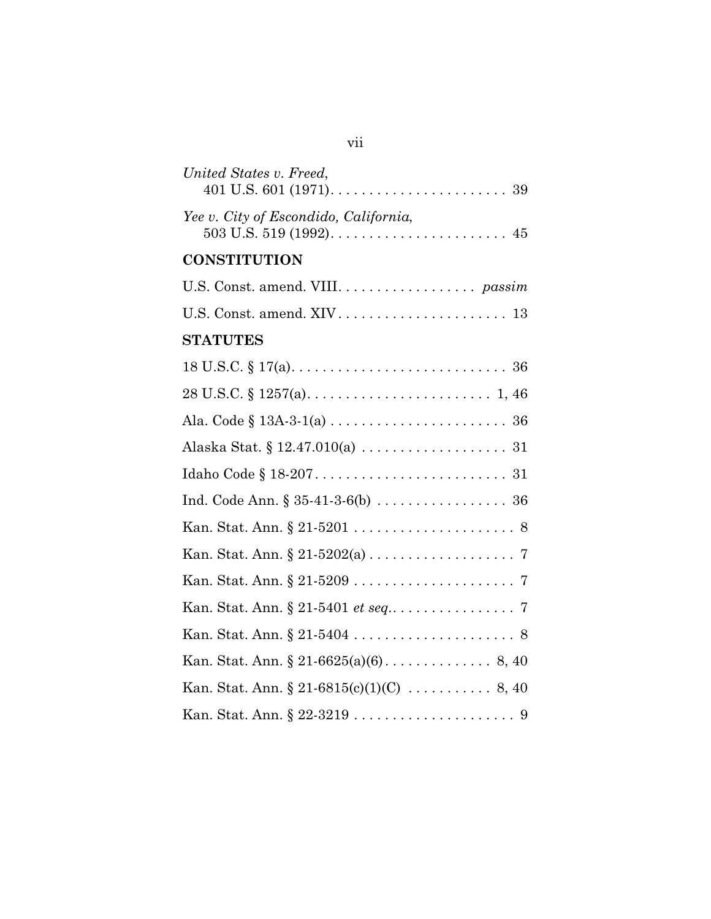*United States v. Freed*,
401 U.S. 601 (1971). . . . . . . . . . . . . . . . . . . . . . . 39

*Yee v. City of Escondido, California*,
503 U.S. 519 (1992). . . . . . . . . . . . . . . . . . . . . . . 45

## CONSTITUTION

U.S. Const. amend. VIII. . . . . . . . . . . . . . . . . . *passim*

U.S. Const. amend. XIV . . . . . . . . . . . . . . . . . . . . . . 13

## STATUTES

18 U.S.C. § 17(a). . . . . . . . . . . . . . . . . . . . . . . . . . . . 36

28 U.S.C. § 1257(a). . . . . . . . . . . . . . . . . . . . . . . . 1, 46

Ala. Code § 13A-3-1(a) . . . . . . . . . . . . . . . . . . . . . . . 36

Alaska Stat. § 12.47.010(a) . . . . . . . . . . . . . . . . . . . 31

Idaho Code § 18-207. . . . . . . . . . . . . . . . . . . . . . . . . 31

Ind. Code Ann. § 35-41-3-6(b) . . . . . . . . . . . . . . . . . 36

Kan. Stat. Ann. § 21-5201 . . . . . . . . . . . . . . . . . . . . . 8

Kan. Stat. Ann. § 21-5202(a) . . . . . . . . . . . . . . . . . . . 7

Kan. Stat. Ann. § 21-5209 . . . . . . . . . . . . . . . . . . . . . 7

Kan. Stat. Ann. § 21-5401 *et seq.*. . . . . . . . . . . . . . . . 7

Kan. Stat. Ann. § 21-5404 . . . . . . . . . . . . . . . . . . . . . 8

Kan. Stat. Ann. § 21-6625(a)(6). . . . . . . . . . . . . . 8, 40

Kan. Stat. Ann. § 21-6815(c)(1)(C) . . . . . . . . . . . 8, 40

Kan. Stat. Ann. § 22-3219 . . . . . . . . . . . . . . . . . . . . . 9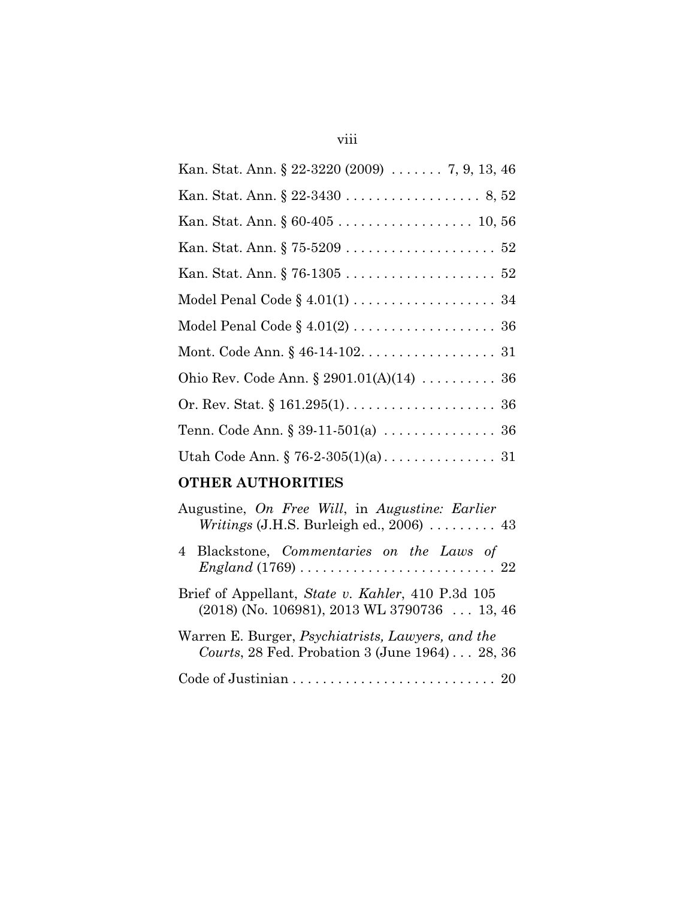Kan. Stat. Ann. § 22-3220 (2009) . . . . . . . 7, 9, 13, 46

Kan. Stat. Ann. § 22-3430 . . . . . . . . . . . . . . . . . . 8, 52

Kan. Stat. Ann. § 60-405 . . . . . . . . . . . . . . . . . . 10, 56

Kan. Stat. Ann. § 75-5209 . . . . . . . . . . . . . . . . . . . . 52

Kan. Stat. Ann. § 76-1305 . . . . . . . . . . . . . . . . . . . . 52

Model Penal Code § 4.01(1) . . . . . . . . . . . . . . . . . . . 34

Model Penal Code § 4.01(2) . . . . . . . . . . . . . . . . . . . 36

Mont. Code Ann. § 46-14-102. . . . . . . . . . . . . . . . . . 31

Ohio Rev. Code Ann. § 2901.01(A)(14) . . . . . . . . . . 36

Or. Rev. Stat. § 161.295(1). . . . . . . . . . . . . . . . . . . . 36

Tenn. Code Ann. § 39-11-501(a) . . . . . . . . . . . . . . . 36

Utah Code Ann. § 76-2-305(1)(a) . . . . . . . . . . . . . . . 31

## OTHER AUTHORITIES

Augustine, *On Free Will*, in *Augustine: Earlier Writings* (J.H.S. Burleigh ed., 2006) . . . . . . . . . 43

4 Blackstone, *Commentaries on the Laws of England* (1769) . . . . . . . . . . . . . . . . . . . . . . . . . . 22

Brief of Appellant, *State v. Kahler*, 410 P.3d 105 (2018) (No. 106981), 2013 WL 3790736 . . . 13, 46

Warren E. Burger, *Psychiatrists, Lawyers, and the Courts*, 28 Fed. Probation 3 (June 1964) . . . 28, 36

Code of Justinian . . . . . . . . . . . . . . . . . . . . . . . . . . . 20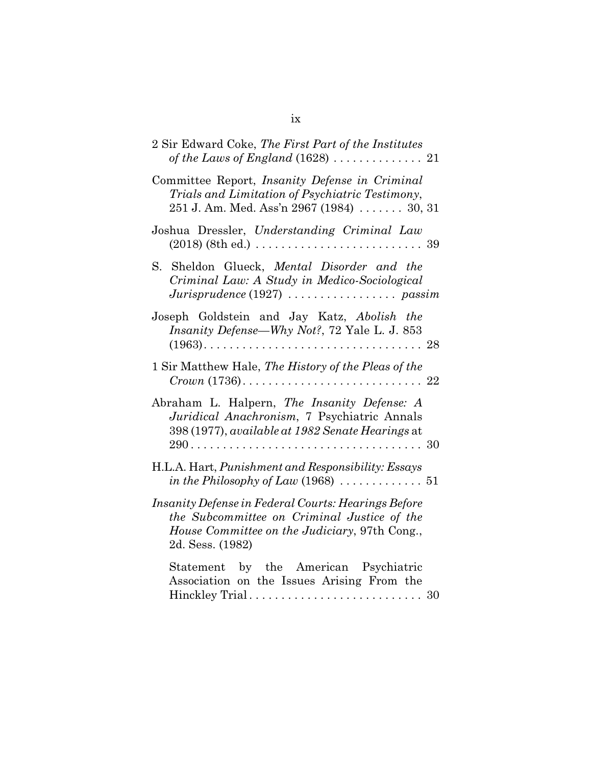2 Sir Edward Coke, *The First Part of the Institutes of the Laws of England* (1628) . . . . . . . . . . . . . . 21

Committee Report, *Insanity Defense in Criminal Trials and Limitation of Psychiatric Testimony*, 251 J. Am. Med. Ass'n 2967 (1984) . . . . . . . 30, 31

Joshua Dressler, *Understanding Criminal Law* (2018) (8th ed.) . . . . . . . . . . . . . . . . . . . . . . . . . . 39

S. Sheldon Glueck, *Mental Disorder and the Criminal Law: A Study in Medico-Sociological Jurisprudence* (1927) . . . . . . . . . . . . . . . . . *passim*

Joseph Goldstein and Jay Katz, *Abolish the Insanity Defense—Why Not?*, 72 Yale L. J. 853 (1963). . . . . . . . . . . . . . . . . . . . . . . . . . . . . . . . . . 28

1 Sir Matthew Hale, *The History of the Pleas of the Crown* (1736). . . . . . . . . . . . . . . . . . . . . . . . . . . . . 22

Abraham L. Halpern, *The Insanity Defense: A Juridical Anachronism*, 7 Psychiatric Annals 398 (1977), *available at 1982 Senate Hearings* at 290 . . . . . . . . . . . . . . . . . . . . . . . . . . . . . . . . . . . . 30

H.L.A. Hart, *Punishment and Responsibility: Essays in the Philosophy of Law* (1968) . . . . . . . . . . . . . 51

*Insanity Defense in Federal Courts: Hearings Before the Subcommittee on Criminal Justice of the House Committee on the Judiciary*, 97th Cong., 2d. Sess. (1982)

Statement by the American Psychiatric Association on the Issues Arising From the Hinckley Trial . . . . . . . . . . . . . . . . . . . . . . . . . . . 30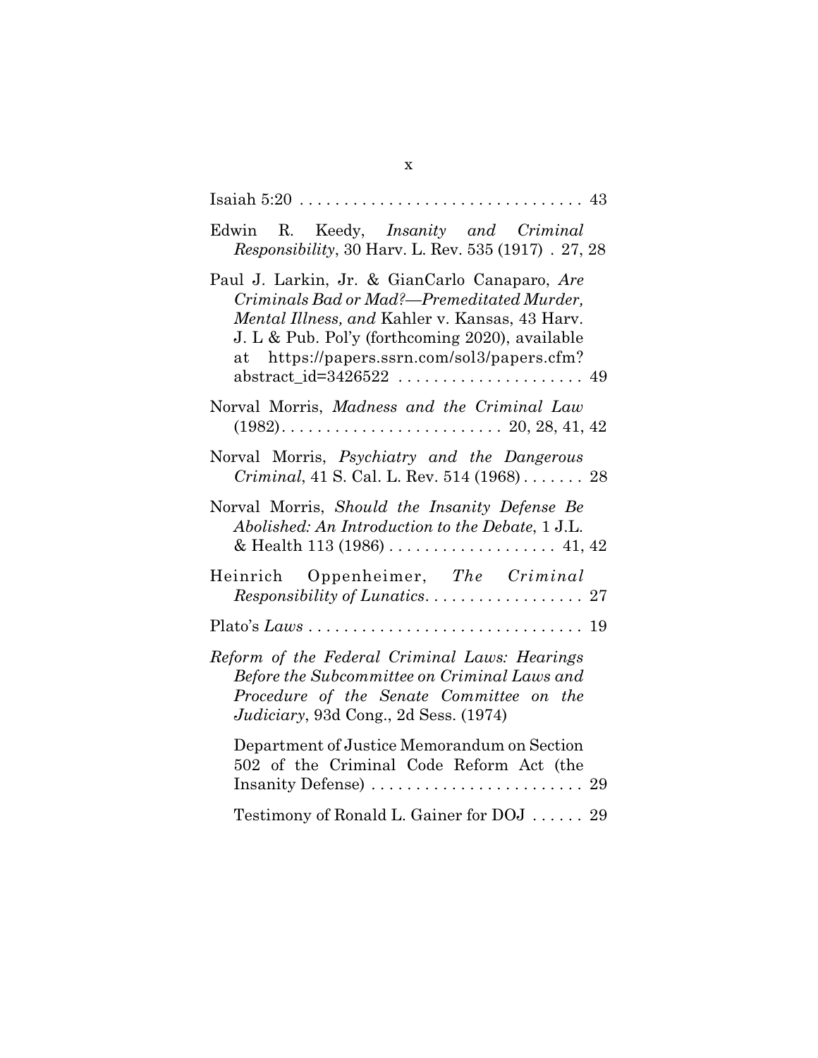Isaiah 5:20 . . . . . . . . . . . . . . . . . . . . . . . . . . . . . . . 43

Edwin R. Keedy, *Insanity and Criminal Responsibility*, 30 Harv. L. Rev. 535 (1917) . 27, 28

Paul J. Larkin, Jr. & GianCarlo Canaparo, *Are Criminals Bad or Mad?—Premeditated Murder, Mental Illness, and* Kahler v. Kansas, 43 Harv. J. L & Pub. Pol'y (forthcoming 2020), available at https://papers.ssrn.com/sol3/papers.cfm?abstract_id=3426522 . . . . . . . . . . . . . . . . . . . . 49

Norval Morris, *Madness and the Criminal Law* (1982). . . . . . . . . . . . . . . . . . . . . . . . . 20, 28, 41, 42

Norval Morris, *Psychiatry and the Dangerous Criminal*, 41 S. Cal. L. Rev. 514 (1968) . . . . . . . 28

Norval Morris, *Should the Insanity Defense Be Abolished: An Introduction to the Debate*, 1 J.L. & Health 113 (1986) . . . . . . . . . . . . . . . . . . . 41, 42

Heinrich Oppenheimer, *The Criminal Responsibility of Lunatics*. . . . . . . . . . . . . . . . . . 27

Plato's *Laws* . . . . . . . . . . . . . . . . . . . . . . . . . . . . . . 19

*Reform of the Federal Criminal Laws: Hearings Before the Subcommittee on Criminal Laws and Procedure of the Senate Committee on the Judiciary*, 93d Cong., 2d Sess. (1974)

Department of Justice Memorandum on Section 502 of the Criminal Code Reform Act (the Insanity Defense) . . . . . . . . . . . . . . . . . . . . . . . . 29

Testimony of Ronald L. Gainer for DOJ . . . . . . 29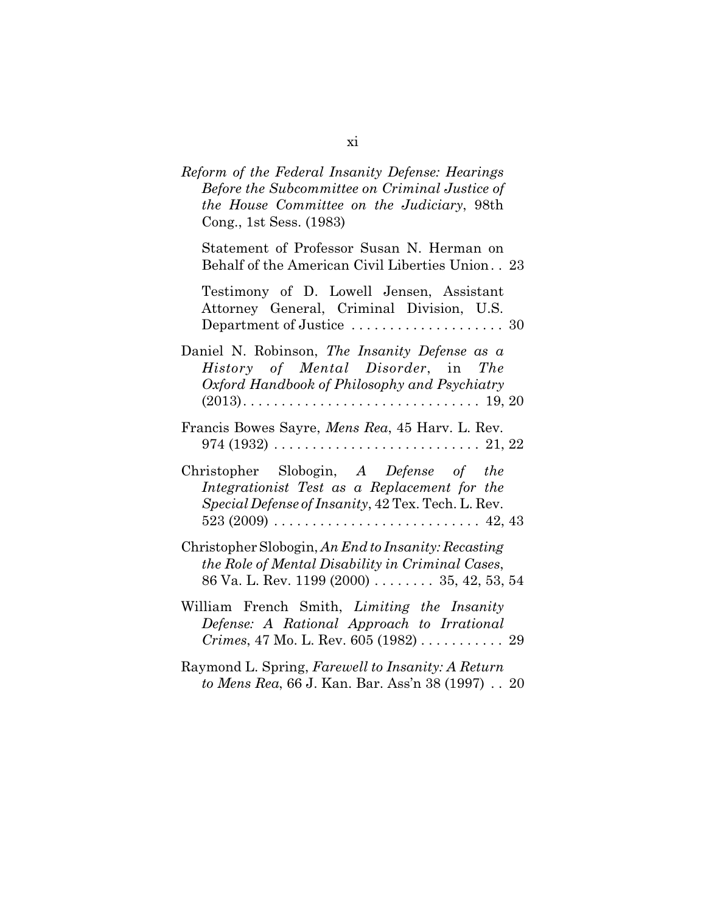*Reform of the Federal Insanity Defense: Hearings Before the Subcommittee on Criminal Justice of the House Committee on the Judiciary*, 98th Cong., 1st Sess. (1983)

Statement of Professor Susan N. Herman on Behalf of the American Civil Liberties Union . . 23

Testimony of D. Lowell Jensen, Assistant Attorney General, Criminal Division, U.S. Department of Justice . . . . . . . . . . . . . . . . . . . . 30

Daniel N. Robinson, *The Insanity Defense as a History of Mental Disorder*, in *The Oxford Handbook of Philosophy and Psychiatry* (2013). . . . . . . . . . . . . . . . . . . . . . . . . . . . . . . 19, 20

Francis Bowes Sayre, *Mens Rea*, 45 Harv. L. Rev. 974 (1932) . . . . . . . . . . . . . . . . . . . . . . . . . . . 21, 22

Christopher Slobogin, *A Defense of the Integrationist Test as a Replacement for the Special Defense of Insanity*, 42 Tex. Tech. L. Rev. 523 (2009) . . . . . . . . . . . . . . . . . . . . . . . . . . . 42, 43

Christopher Slobogin, *An End to Insanity: Recasting the Role of Mental Disability in Criminal Cases*, 86 Va. L. Rev. 1199 (2000) . . . . . . . . 35, 42, 53, 54

William French Smith, *Limiting the Insanity Defense: A Rational Approach to Irrational Crimes*, 47 Mo. L. Rev. 605 (1982) . . . . . . . . . . . 29

Raymond L. Spring, *Farewell to Insanity: A Return to Mens Rea*, 66 J. Kan. Bar. Ass'n 38 (1997) . . 20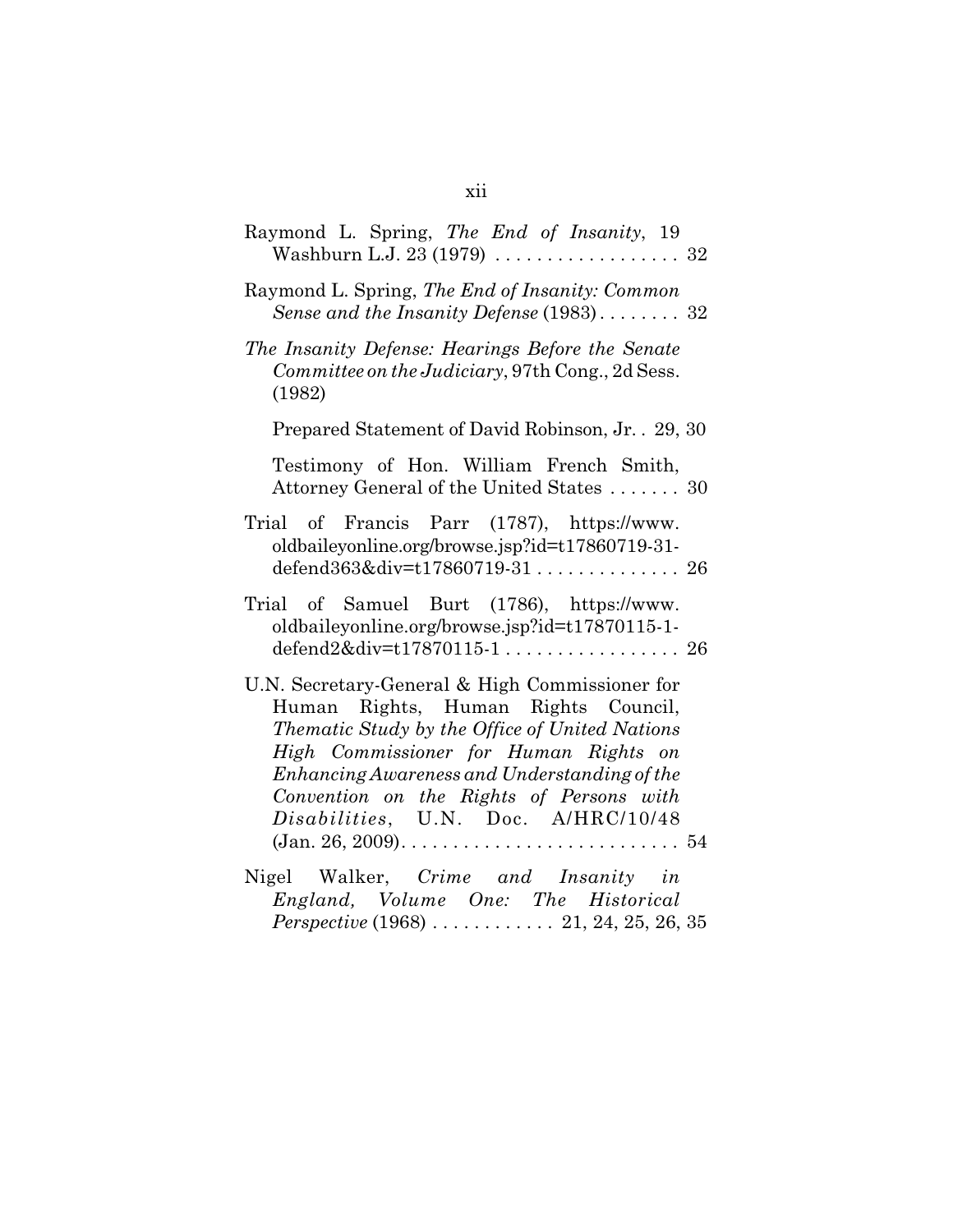Raymond L. Spring, *The End of Insanity*, 19 Washburn L.J. 23 (1979) . . . . . . . . . . . . . . . . . . 32

Raymond L. Spring, *The End of Insanity: Common Sense and the Insanity Defense* (1983) . . . . . . . . 32

*The Insanity Defense: Hearings Before the Senate Committee on the Judiciary*, 97th Cong., 2d Sess. (1982)

Prepared Statement of David Robinson, Jr. . 29, 30

Testimony of Hon. William French Smith, Attorney General of the United States . . . . . . . 30

Trial of Francis Parr (1787), https://www.oldbaileyonline.org/browse.jsp?id=t17860719-31-defend363&div=t17860719-31 . . . . . . . . . . . . . . 26

Trial of Samuel Burt (1786), https://www.oldbaileyonline.org/browse.jsp?id=t17870115-1-defend2&div=t17870115-1 . . . . . . . . . . . . . . . . . 26

U.N. Secretary-General & High Commissioner for Human Rights, Human Rights Council, *Thematic Study by the Office of United Nations High Commissioner for Human Rights on Enhancing Awareness and Understanding of the Convention on the Rights of Persons with Disabilities*, U.N. Doc. A/HRC/10/48 (Jan. 26, 2009). . . . . . . . . . . . . . . . . . . . . . . . . . . 54

Nigel Walker, *Crime and Insanity in England, Volume One: The Historical Perspective* (1968) . . . . . . . . . . . . 21, 24, 25, 26, 35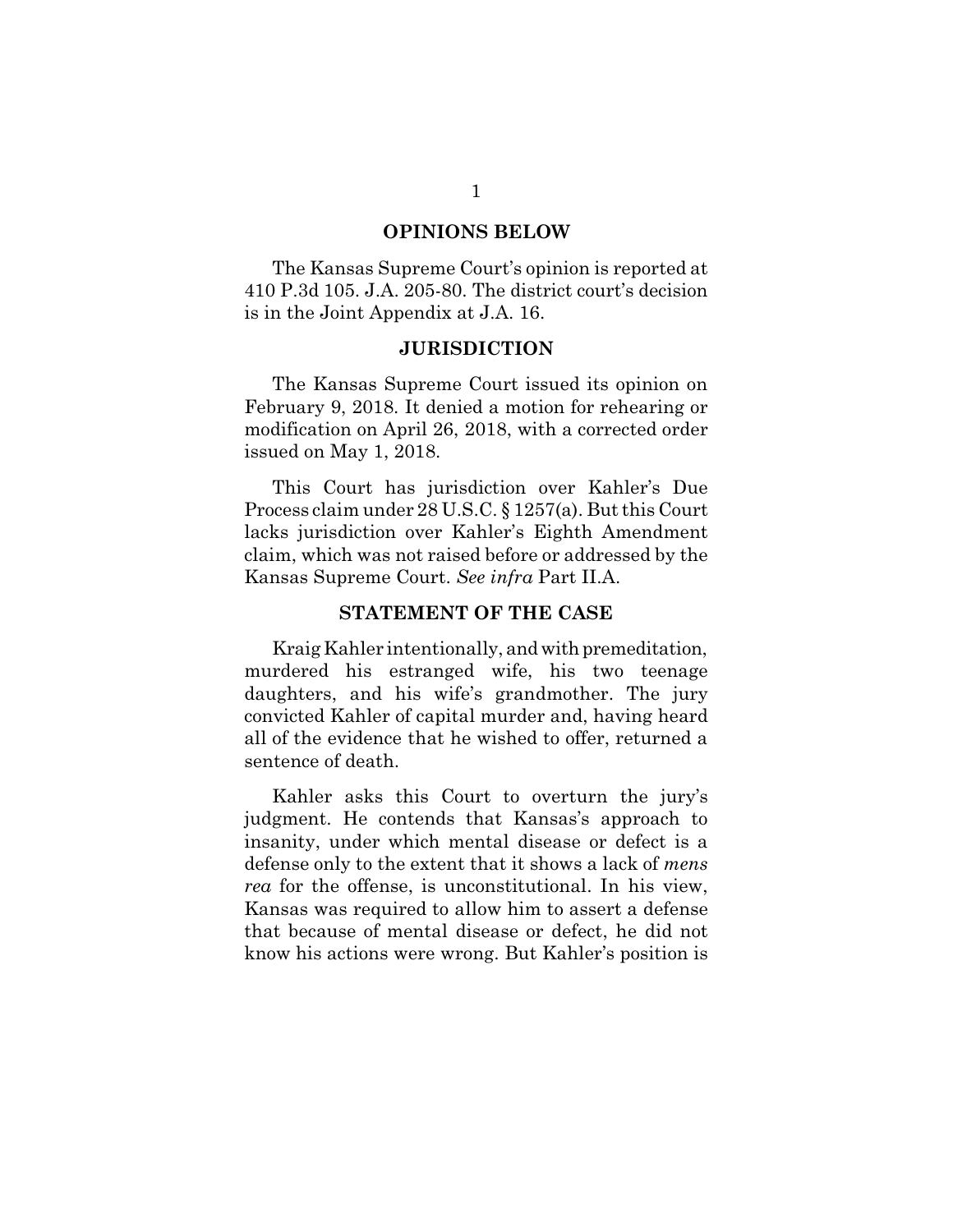## OPINIONS BELOW

The Kansas Supreme Court's opinion is reported at 410 P.3d 105. J.A. 205-80. The district court's decision is in the Joint Appendix at J.A. 16.

## JURISDICTION

The Kansas Supreme Court issued its opinion on February 9, 2018. It denied a motion for rehearing or modification on April 26, 2018, with a corrected order issued on May 1, 2018.

This Court has jurisdiction over Kahler's Due Process claim under 28 U.S.C. § 1257(a). But this Court lacks jurisdiction over Kahler's Eighth Amendment claim, which was not raised before or addressed by the Kansas Supreme Court. *See infra* Part II.A.

## STATEMENT OF THE CASE

Kraig Kahler intentionally, and with premeditation, murdered his estranged wife, his two teenage daughters, and his wife's grandmother. The jury convicted Kahler of capital murder and, having heard all of the evidence that he wished to offer, returned a sentence of death.

Kahler asks this Court to overturn the jury's judgment. He contends that Kansas's approach to insanity, under which mental disease or defect is a defense only to the extent that it shows a lack of *mens rea* for the offense, is unconstitutional. In his view, Kansas was required to allow him to assert a defense that because of mental disease or defect, he did not know his actions were wrong. But Kahler's position is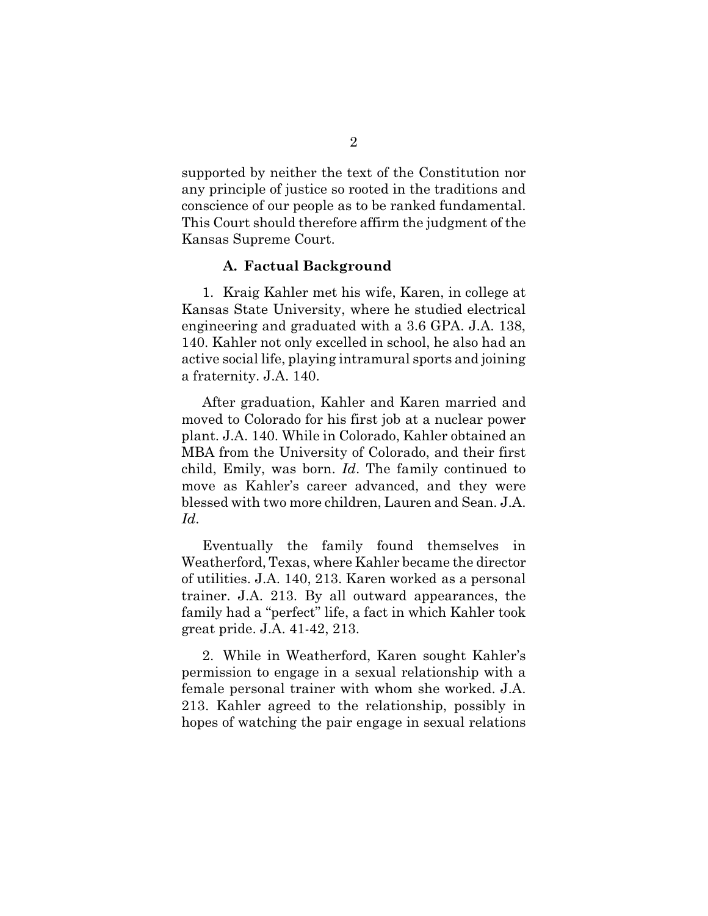supported by neither the text of the Constitution nor any principle of justice so rooted in the traditions and conscience of our people as to be ranked fundamental. This Court should therefore affirm the judgment of the Kansas Supreme Court.

### A. Factual Background

1. Kraig Kahler met his wife, Karen, in college at Kansas State University, where he studied electrical engineering and graduated with a 3.6 GPA. J.A. 138, 140. Kahler not only excelled in school, he also had an active social life, playing intramural sports and joining a fraternity. J.A. 140.

After graduation, Kahler and Karen married and moved to Colorado for his first job at a nuclear power plant. J.A. 140. While in Colorado, Kahler obtained an MBA from the University of Colorado, and their first child, Emily, was born. *Id*. The family continued to move as Kahler's career advanced, and they were blessed with two more children, Lauren and Sean. J.A. *Id*.

Eventually the family found themselves in Weatherford, Texas, where Kahler became the director of utilities. J.A. 140, 213. Karen worked as a personal trainer. J.A. 213. By all outward appearances, the family had a "perfect" life, a fact in which Kahler took great pride. J.A. 41-42, 213.

2. While in Weatherford, Karen sought Kahler's permission to engage in a sexual relationship with a female personal trainer with whom she worked. J.A. 213. Kahler agreed to the relationship, possibly in hopes of watching the pair engage in sexual relations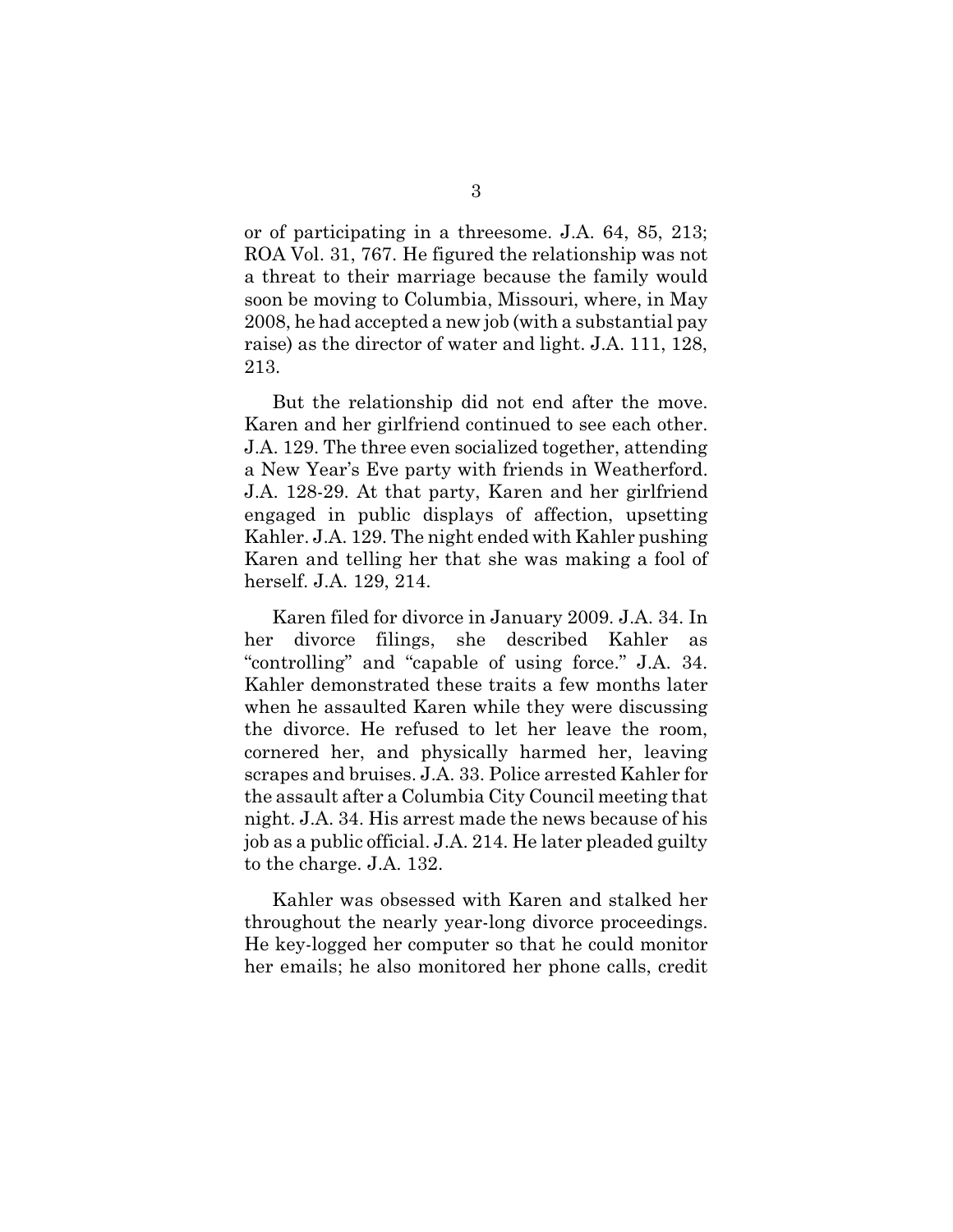or of participating in a threesome. J.A. 64, 85, 213; ROA Vol. 31, 767. He figured the relationship was not a threat to their marriage because the family would soon be moving to Columbia, Missouri, where, in May 2008, he had accepted a new job (with a substantial pay raise) as the director of water and light. J.A. 111, 128, 213.

But the relationship did not end after the move. Karen and her girlfriend continued to see each other. J.A. 129. The three even socialized together, attending a New Year's Eve party with friends in Weatherford. J.A. 128-29. At that party, Karen and her girlfriend engaged in public displays of affection, upsetting Kahler. J.A. 129. The night ended with Kahler pushing Karen and telling her that she was making a fool of herself. J.A. 129, 214.

Karen filed for divorce in January 2009. J.A. 34. In her divorce filings, she described Kahler as "controlling" and "capable of using force." J.A. 34. Kahler demonstrated these traits a few months later when he assaulted Karen while they were discussing the divorce. He refused to let her leave the room, cornered her, and physically harmed her, leaving scrapes and bruises. J.A. 33. Police arrested Kahler for the assault after a Columbia City Council meeting that night. J.A. 34. His arrest made the news because of his job as a public official. J.A. 214. He later pleaded guilty to the charge. J.A. 132.

Kahler was obsessed with Karen and stalked her throughout the nearly year-long divorce proceedings. He key-logged her computer so that he could monitor her emails; he also monitored her phone calls, credit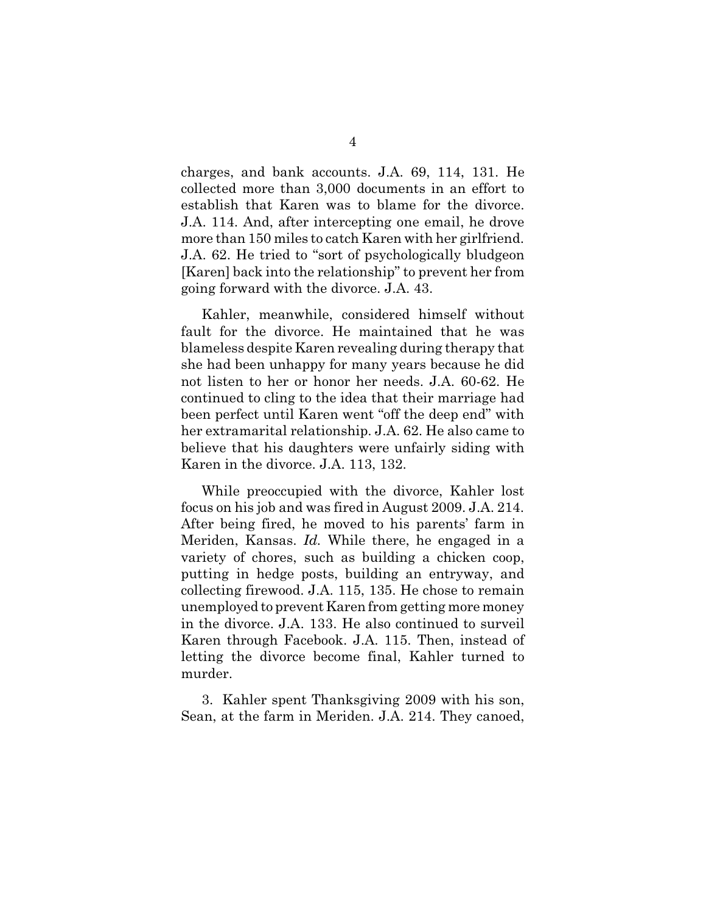charges, and bank accounts. J.A. 69, 114, 131. He collected more than 3,000 documents in an effort to establish that Karen was to blame for the divorce. J.A. 114. And, after intercepting one email, he drove more than 150 miles to catch Karen with her girlfriend. J.A. 62. He tried to "sort of psychologically bludgeon [Karen] back into the relationship" to prevent her from going forward with the divorce. J.A. 43.

Kahler, meanwhile, considered himself without fault for the divorce. He maintained that he was blameless despite Karen revealing during therapy that she had been unhappy for many years because he did not listen to her or honor her needs. J.A. 60-62. He continued to cling to the idea that their marriage had been perfect until Karen went "off the deep end" with her extramarital relationship. J.A. 62. He also came to believe that his daughters were unfairly siding with Karen in the divorce. J.A. 113, 132.

While preoccupied with the divorce, Kahler lost focus on his job and was fired in August 2009. J.A. 214. After being fired, he moved to his parents' farm in Meriden, Kansas. *Id.* While there, he engaged in a variety of chores, such as building a chicken coop, putting in hedge posts, building an entryway, and collecting firewood. J.A. 115, 135. He chose to remain unemployed to prevent Karen from getting more money in the divorce. J.A. 133. He also continued to surveil Karen through Facebook. J.A. 115. Then, instead of letting the divorce become final, Kahler turned to murder.

3. Kahler spent Thanksgiving 2009 with his son, Sean, at the farm in Meriden. J.A. 214. They canoed,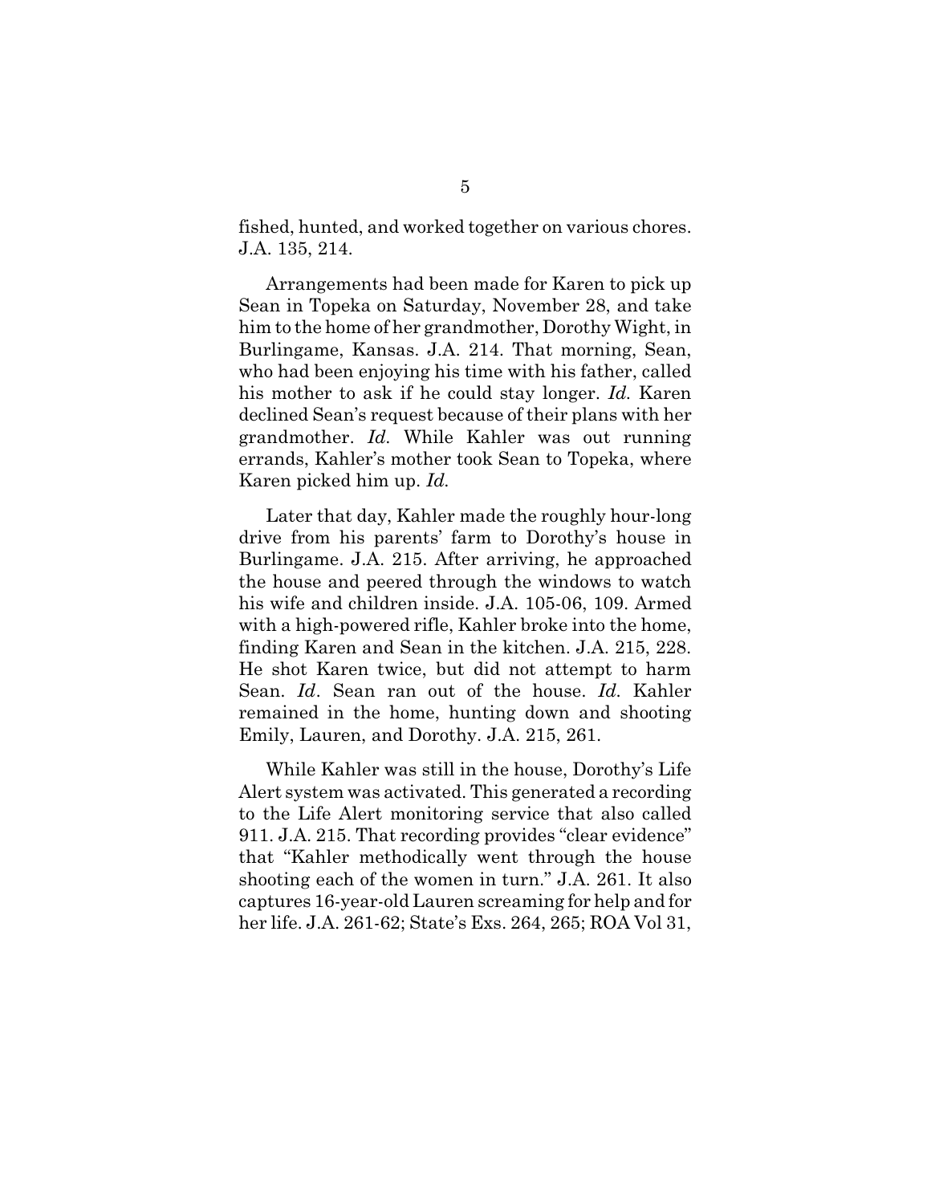fished, hunted, and worked together on various chores. J.A. 135, 214.

Arrangements had been made for Karen to pick up Sean in Topeka on Saturday, November 28, and take him to the home of her grandmother, Dorothy Wight, in Burlingame, Kansas. J.A. 214. That morning, Sean, who had been enjoying his time with his father, called his mother to ask if he could stay longer. *Id.* Karen declined Sean's request because of their plans with her grandmother. *Id.* While Kahler was out running errands, Kahler's mother took Sean to Topeka, where Karen picked him up. *Id.*

Later that day, Kahler made the roughly hour-long drive from his parents' farm to Dorothy's house in Burlingame. J.A. 215. After arriving, he approached the house and peered through the windows to watch his wife and children inside. J.A. 105-06, 109. Armed with a high-powered rifle, Kahler broke into the home, finding Karen and Sean in the kitchen. J.A. 215, 228. He shot Karen twice, but did not attempt to harm Sean. *Id*. Sean ran out of the house. *Id.* Kahler remained in the home, hunting down and shooting Emily, Lauren, and Dorothy. J.A. 215, 261.

While Kahler was still in the house, Dorothy's Life Alert system was activated. This generated a recording to the Life Alert monitoring service that also called 911. J.A. 215. That recording provides "clear evidence" that "Kahler methodically went through the house shooting each of the women in turn." J.A. 261. It also captures 16-year-old Lauren screaming for help and for her life. J.A. 261-62; State's Exs. 264, 265; ROA Vol 31,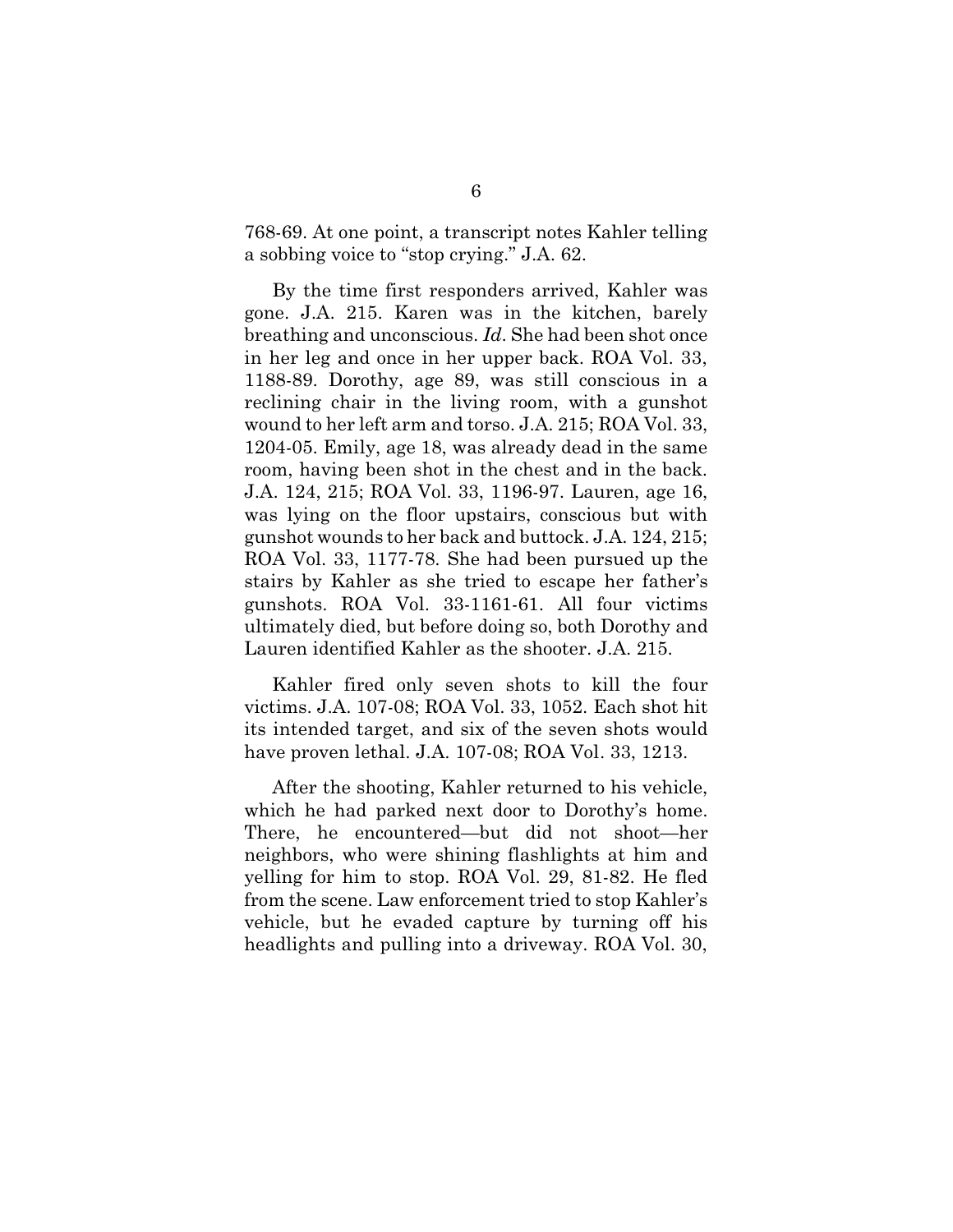768-69. At one point, a transcript notes Kahler telling a sobbing voice to "stop crying." J.A. 62.

By the time first responders arrived, Kahler was gone. J.A. 215. Karen was in the kitchen, barely breathing and unconscious. *Id*. She had been shot once in her leg and once in her upper back. ROA Vol. 33, 1188-89. Dorothy, age 89, was still conscious in a reclining chair in the living room, with a gunshot wound to her left arm and torso. J.A. 215; ROA Vol. 33, 1204-05. Emily, age 18, was already dead in the same room, having been shot in the chest and in the back. J.A. 124, 215; ROA Vol. 33, 1196-97. Lauren, age 16, was lying on the floor upstairs, conscious but with gunshot wounds to her back and buttock. J.A. 124, 215; ROA Vol. 33, 1177-78. She had been pursued up the stairs by Kahler as she tried to escape her father's gunshots. ROA Vol. 33-1161-61. All four victims ultimately died, but before doing so, both Dorothy and Lauren identified Kahler as the shooter. J.A. 215.

Kahler fired only seven shots to kill the four victims. J.A. 107-08; ROA Vol. 33, 1052. Each shot hit its intended target, and six of the seven shots would have proven lethal. J.A. 107-08; ROA Vol. 33, 1213.

After the shooting, Kahler returned to his vehicle, which he had parked next door to Dorothy's home. There, he encountered—but did not shoot—her neighbors, who were shining flashlights at him and yelling for him to stop. ROA Vol. 29, 81-82. He fled from the scene. Law enforcement tried to stop Kahler's vehicle, but he evaded capture by turning off his headlights and pulling into a driveway. ROA Vol. 30,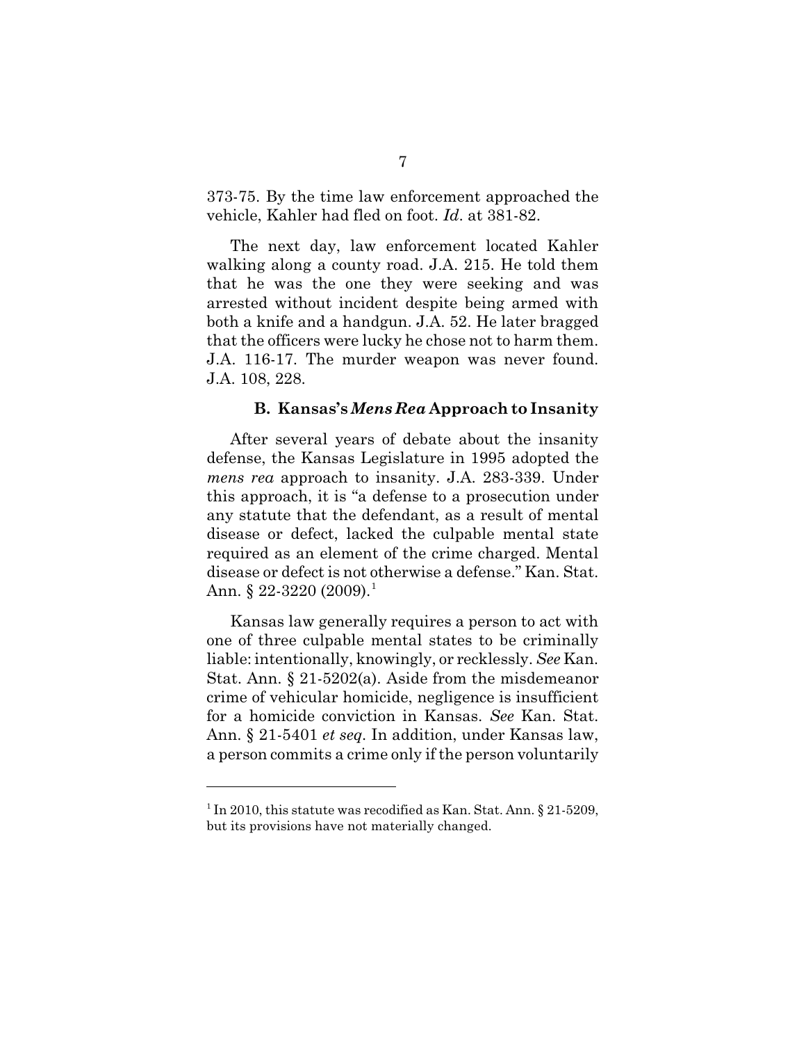373-75. By the time law enforcement approached the vehicle, Kahler had fled on foot. *Id*. at 381-82.

The next day, law enforcement located Kahler walking along a county road. J.A. 215. He told them that he was the one they were seeking and was arrested without incident despite being armed with both a knife and a handgun. J.A. 52. He later bragged that the officers were lucky he chose not to harm them. J.A. 116-17. The murder weapon was never found. J.A. 108, 228.

### B. Kansas's *Mens Rea* Approach to Insanity

After several years of debate about the insanity defense, the Kansas Legislature in 1995 adopted the *mens rea* approach to insanity. J.A. 283-339. Under this approach, it is "a defense to a prosecution under any statute that the defendant, as a result of mental disease or defect, lacked the culpable mental state required as an element of the crime charged. Mental disease or defect is not otherwise a defense." Kan. Stat. Ann. § 22-3220 (2009).[1]

Kansas law generally requires a person to act with one of three culpable mental states to be criminally liable: intentionally, knowingly, or recklessly. *See* Kan. Stat. Ann. § 21-5202(a). Aside from the misdemeanor crime of vehicular homicide, negligence is insufficient for a homicide conviction in Kansas. *See* Kan. Stat. Ann. § 21-5401 *et seq*. In addition, under Kansas law, a person commits a crime only if the person voluntarily

[1] In 2010, this statute was recodified as Kan. Stat. Ann. § 21-5209, but its provisions have not materially changed.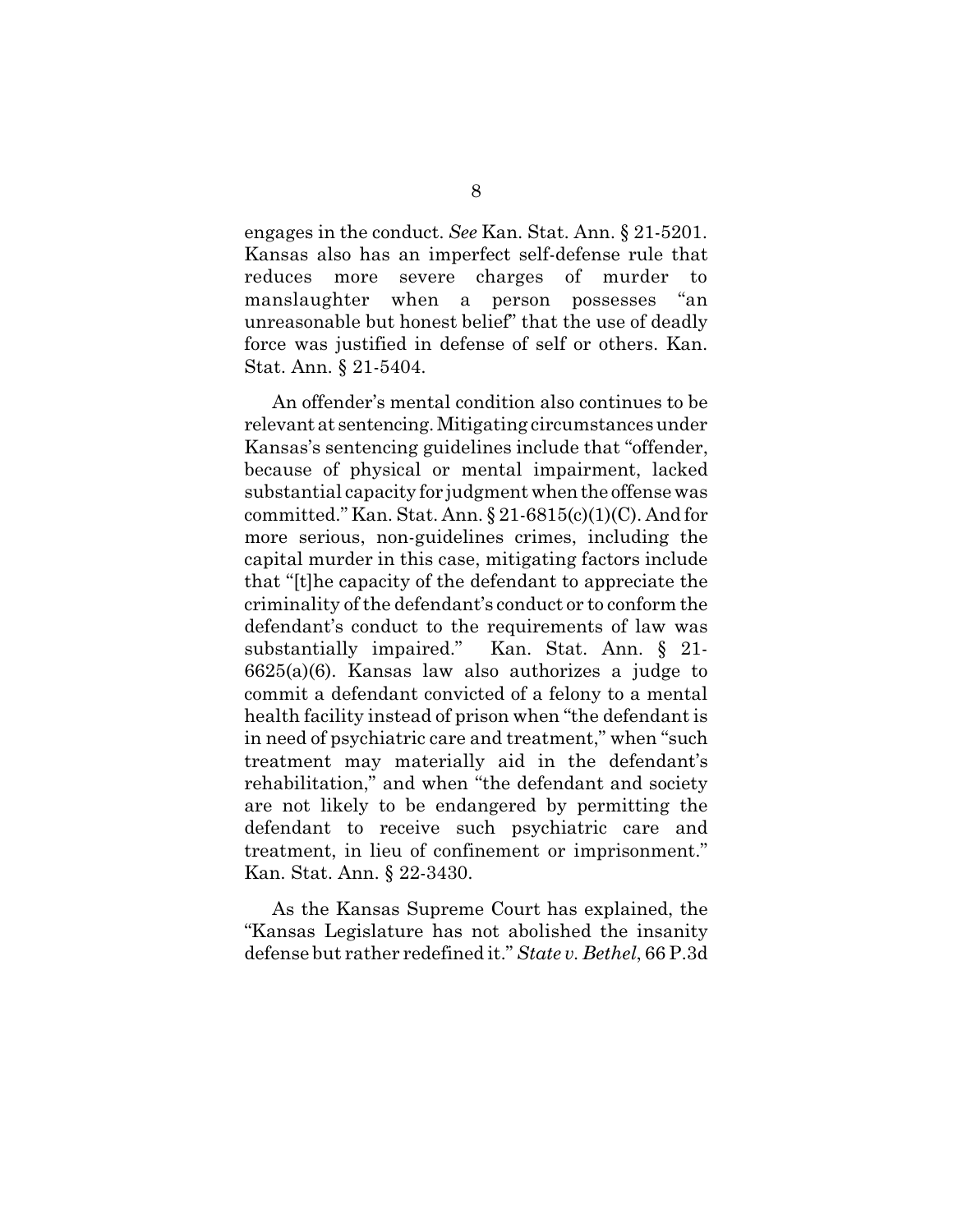engages in the conduct. *See* Kan. Stat. Ann. § 21-5201. Kansas also has an imperfect self-defense rule that reduces more severe charges of murder to manslaughter when a person possesses "an unreasonable but honest belief" that the use of deadly force was justified in defense of self or others. Kan. Stat. Ann. § 21-5404.

An offender's mental condition also continues to be relevant at sentencing. Mitigating circumstances under Kansas's sentencing guidelines include that "offender, because of physical or mental impairment, lacked substantial capacity for judgment when the offense was committed." Kan. Stat. Ann. § 21-6815(c)(1)(C). And for more serious, non-guidelines crimes, including the capital murder in this case, mitigating factors include that "[t]he capacity of the defendant to appreciate the criminality of the defendant's conduct or to conform the defendant's conduct to the requirements of law was substantially impaired." Kan. Stat. Ann. § 21-6625(a)(6). Kansas law also authorizes a judge to commit a defendant convicted of a felony to a mental health facility instead of prison when "the defendant is in need of psychiatric care and treatment," when "such treatment may materially aid in the defendant's rehabilitation," and when "the defendant and society are not likely to be endangered by permitting the defendant to receive such psychiatric care and treatment, in lieu of confinement or imprisonment." Kan. Stat. Ann. § 22-3430.

As the Kansas Supreme Court has explained, the "Kansas Legislature has not abolished the insanity defense but rather redefined it." *State v. Bethel*, 66 P.3d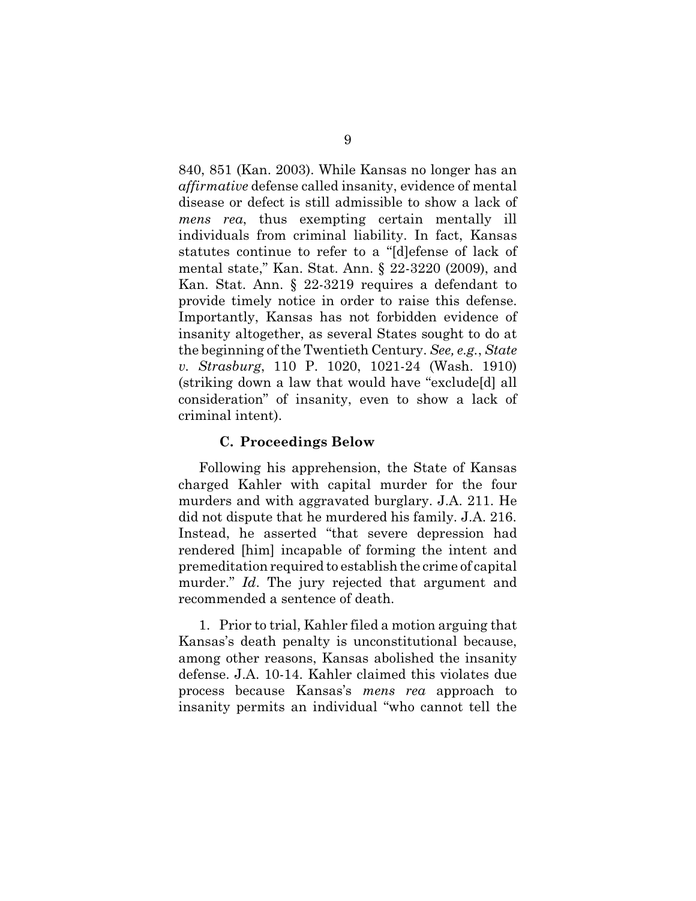840, 851 (Kan. 2003). While Kansas no longer has an *affirmative* defense called insanity, evidence of mental disease or defect is still admissible to show a lack of *mens rea*, thus exempting certain mentally ill individuals from criminal liability. In fact, Kansas statutes continue to refer to a "[d]efense of lack of mental state," Kan. Stat. Ann. § 22-3220 (2009), and Kan. Stat. Ann. § 22-3219 requires a defendant to provide timely notice in order to raise this defense. Importantly, Kansas has not forbidden evidence of insanity altogether, as several States sought to do at the beginning of the Twentieth Century. *See, e.g.*, *State v. Strasburg*, 110 P. 1020, 1021-24 (Wash. 1910) (striking down a law that would have "exclude[d] all consideration" of insanity, even to show a lack of criminal intent).

### C. Proceedings Below

Following his apprehension, the State of Kansas charged Kahler with capital murder for the four murders and with aggravated burglary. J.A. 211. He did not dispute that he murdered his family. J.A. 216. Instead, he asserted "that severe depression had rendered [him] incapable of forming the intent and premeditation required to establish the crime of capital murder." *Id*. The jury rejected that argument and recommended a sentence of death.

1. Prior to trial, Kahler filed a motion arguing that Kansas's death penalty is unconstitutional because, among other reasons, Kansas abolished the insanity defense. J.A. 10-14. Kahler claimed this violates due process because Kansas's *mens rea* approach to insanity permits an individual "who cannot tell the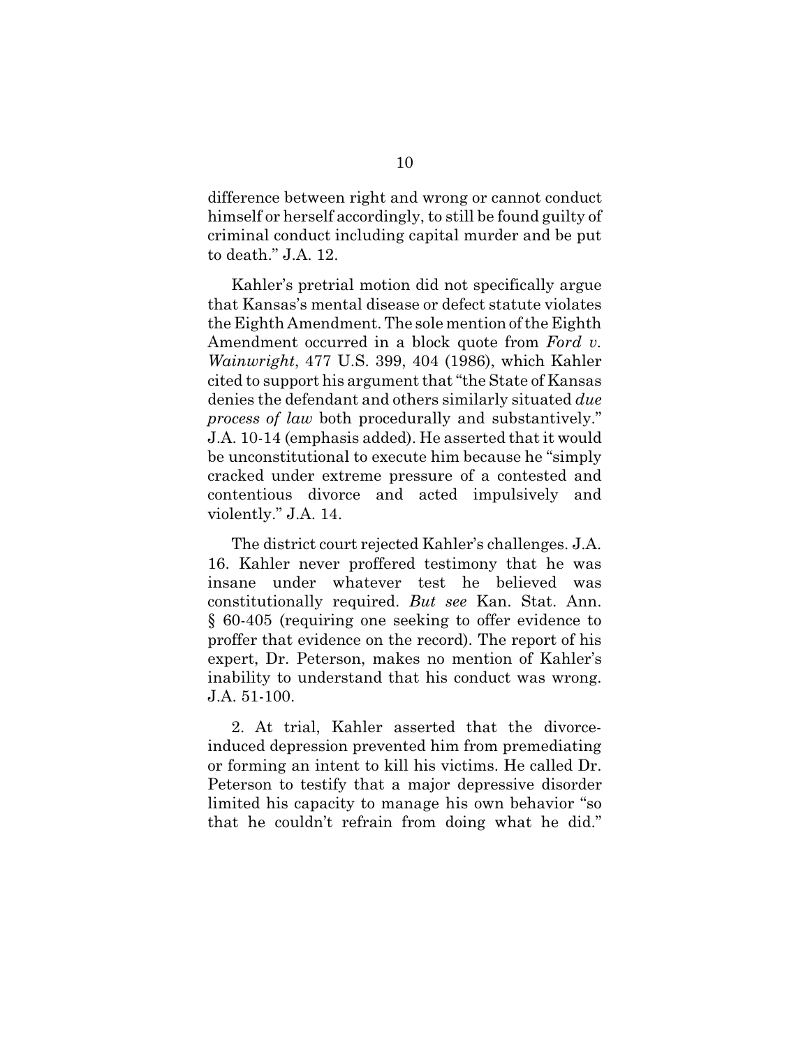difference between right and wrong or cannot conduct himself or herself accordingly, to still be found guilty of criminal conduct including capital murder and be put to death." J.A. 12.

Kahler's pretrial motion did not specifically argue that Kansas's mental disease or defect statute violates the Eighth Amendment. The sole mention of the Eighth Amendment occurred in a block quote from *Ford v. Wainwright*, 477 U.S. 399, 404 (1986), which Kahler cited to support his argument that "the State of Kansas denies the defendant and others similarly situated *due process of law* both procedurally and substantively." J.A. 10-14 (emphasis added). He asserted that it would be unconstitutional to execute him because he "simply cracked under extreme pressure of a contested and contentious divorce and acted impulsively and violently." J.A. 14.

The district court rejected Kahler's challenges. J.A. 16. Kahler never proffered testimony that he was insane under whatever test he believed was constitutionally required. *But see* Kan. Stat. Ann. § 60-405 (requiring one seeking to offer evidence to proffer that evidence on the record). The report of his expert, Dr. Peterson, makes no mention of Kahler's inability to understand that his conduct was wrong. J.A. 51-100.

2. At trial, Kahler asserted that the divorce-induced depression prevented him from premediating or forming an intent to kill his victims. He called Dr. Peterson to testify that a major depressive disorder limited his capacity to manage his own behavior "so that he couldn't refrain from doing what he did."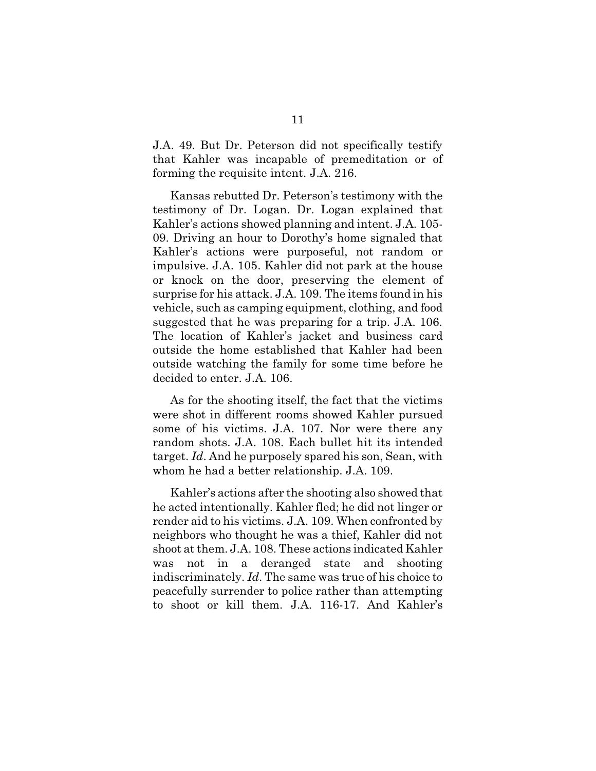J.A. 49. But Dr. Peterson did not specifically testify that Kahler was incapable of premeditation or of forming the requisite intent. J.A. 216.

Kansas rebutted Dr. Peterson's testimony with the testimony of Dr. Logan. Dr. Logan explained that Kahler's actions showed planning and intent. J.A. 105-09. Driving an hour to Dorothy's home signaled that Kahler's actions were purposeful, not random or impulsive. J.A. 105. Kahler did not park at the house or knock on the door, preserving the element of surprise for his attack. J.A. 109. The items found in his vehicle, such as camping equipment, clothing, and food suggested that he was preparing for a trip. J.A. 106. The location of Kahler's jacket and business card outside the home established that Kahler had been outside watching the family for some time before he decided to enter. J.A. 106.

As for the shooting itself, the fact that the victims were shot in different rooms showed Kahler pursued some of his victims. J.A. 107. Nor were there any random shots. J.A. 108. Each bullet hit its intended target. *Id*. And he purposely spared his son, Sean, with whom he had a better relationship. J.A. 109.

Kahler's actions after the shooting also showed that he acted intentionally. Kahler fled; he did not linger or render aid to his victims. J.A. 109. When confronted by neighbors who thought he was a thief, Kahler did not shoot at them. J.A. 108. These actions indicated Kahler was not in a deranged state and shooting indiscriminately. *Id*. The same was true of his choice to peacefully surrender to police rather than attempting to shoot or kill them. J.A. 116-17. And Kahler's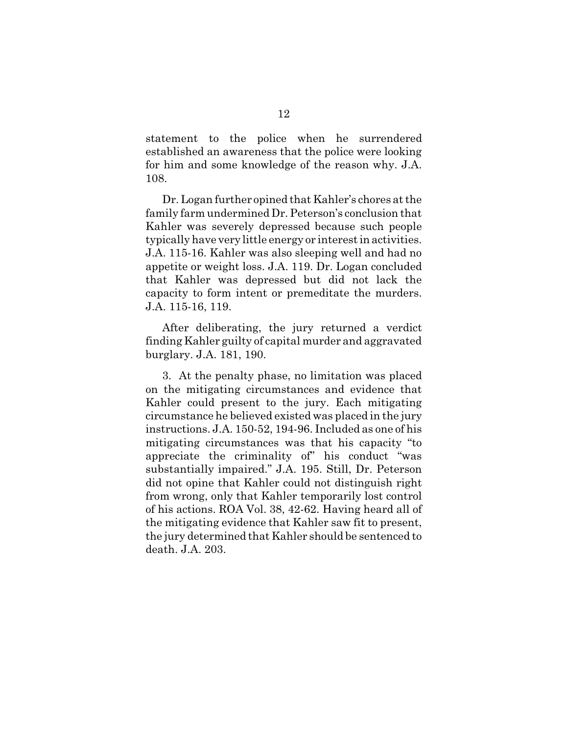statement to the police when he surrendered established an awareness that the police were looking for him and some knowledge of the reason why. J.A. 108.

Dr. Logan further opined that Kahler's chores at the family farm undermined Dr. Peterson's conclusion that Kahler was severely depressed because such people typically have very little energy or interest in activities. J.A. 115-16. Kahler was also sleeping well and had no appetite or weight loss. J.A. 119. Dr. Logan concluded that Kahler was depressed but did not lack the capacity to form intent or premeditate the murders. J.A. 115-16, 119.

After deliberating, the jury returned a verdict finding Kahler guilty of capital murder and aggravated burglary. J.A. 181, 190.

3. At the penalty phase, no limitation was placed on the mitigating circumstances and evidence that Kahler could present to the jury. Each mitigating circumstance he believed existed was placed in the jury instructions. J.A. 150-52, 194-96. Included as one of his mitigating circumstances was that his capacity "to appreciate the criminality of" his conduct "was substantially impaired." J.A. 195. Still, Dr. Peterson did not opine that Kahler could not distinguish right from wrong, only that Kahler temporarily lost control of his actions. ROA Vol. 38, 42-62. Having heard all of the mitigating evidence that Kahler saw fit to present, the jury determined that Kahler should be sentenced to death. J.A. 203.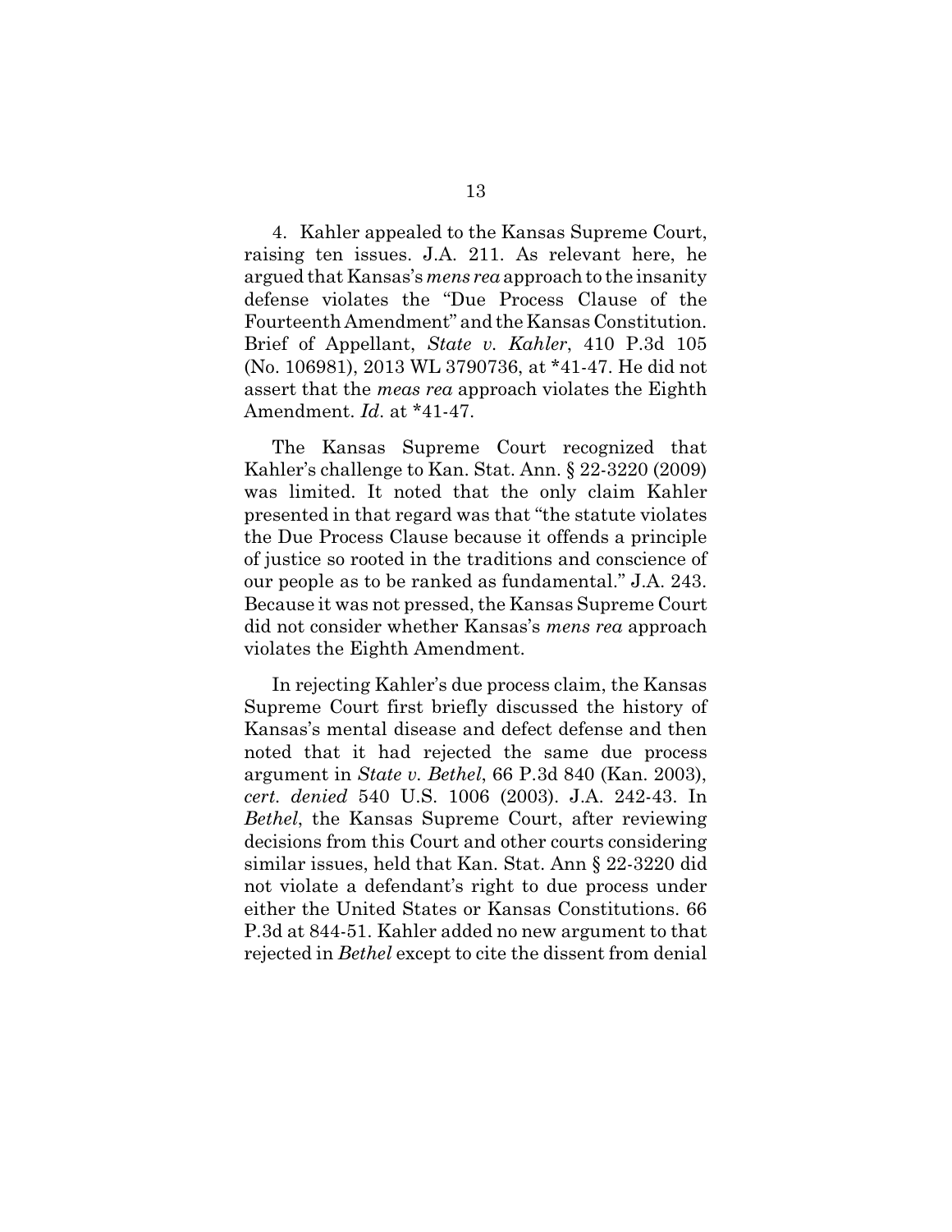4. Kahler appealed to the Kansas Supreme Court, raising ten issues. J.A. 211. As relevant here, he argued that Kansas's *mens rea* approach to the insanity defense violates the "Due Process Clause of the Fourteenth Amendment" and the Kansas Constitution. Brief of Appellant, *State v. Kahler*, 410 P.3d 105 (No. 106981), 2013 WL 3790736, at *41-47. He did not assert that the *meas rea* approach violates the Eighth Amendment. *Id*. at *41-47.

The Kansas Supreme Court recognized that Kahler's challenge to Kan. Stat. Ann. § 22-3220 (2009) was limited. It noted that the only claim Kahler presented in that regard was that "the statute violates the Due Process Clause because it offends a principle of justice so rooted in the traditions and conscience of our people as to be ranked as fundamental." J.A. 243. Because it was not pressed, the Kansas Supreme Court did not consider whether Kansas's *mens rea* approach violates the Eighth Amendment.

In rejecting Kahler's due process claim, the Kansas Supreme Court first briefly discussed the history of Kansas's mental disease and defect defense and then noted that it had rejected the same due process argument in *State v. Bethel*, 66 P.3d 840 (Kan. 2003), *cert. denied* 540 U.S. 1006 (2003). J.A. 242-43. In *Bethel*, the Kansas Supreme Court, after reviewing decisions from this Court and other courts considering similar issues, held that Kan. Stat. Ann § 22-3220 did not violate a defendant's right to due process under either the United States or Kansas Constitutions. 66 P.3d at 844-51. Kahler added no new argument to that rejected in *Bethel* except to cite the dissent from denial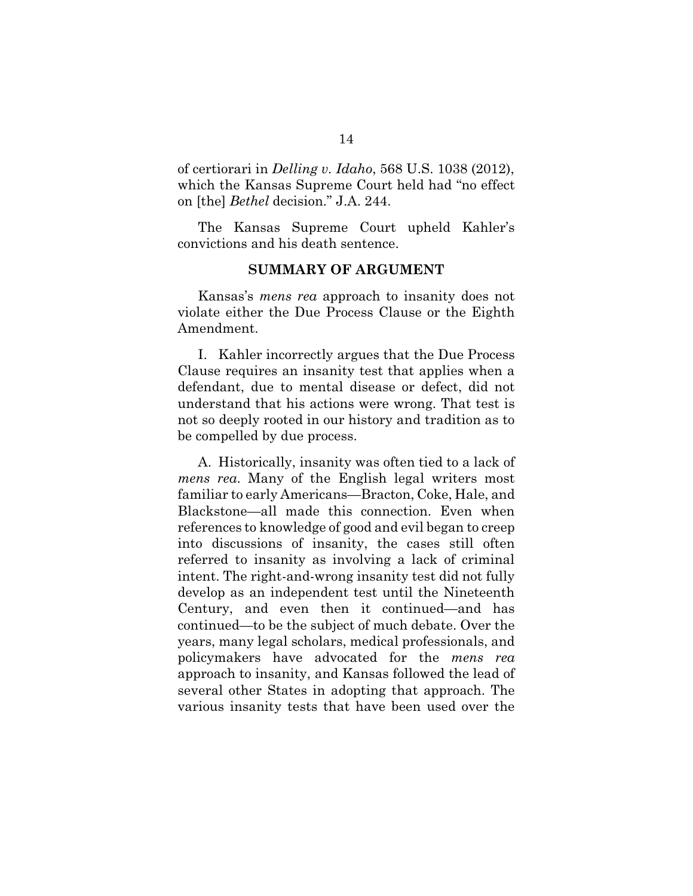of certiorari in *Delling v. Idaho*, 568 U.S. 1038 (2012), which the Kansas Supreme Court held had "no effect on [the] *Bethel* decision." J.A. 244.

The Kansas Supreme Court upheld Kahler's convictions and his death sentence.

## SUMMARY OF ARGUMENT

Kansas's *mens rea* approach to insanity does not violate either the Due Process Clause or the Eighth Amendment.

I. Kahler incorrectly argues that the Due Process Clause requires an insanity test that applies when a defendant, due to mental disease or defect, did not understand that his actions were wrong. That test is not so deeply rooted in our history and tradition as to be compelled by due process.

A. Historically, insanity was often tied to a lack of *mens rea*. Many of the English legal writers most familiar to early Americans—Bracton, Coke, Hale, and Blackstone—all made this connection. Even when references to knowledge of good and evil began to creep into discussions of insanity, the cases still often referred to insanity as involving a lack of criminal intent. The right-and-wrong insanity test did not fully develop as an independent test until the Nineteenth Century, and even then it continued—and has continued—to be the subject of much debate. Over the years, many legal scholars, medical professionals, and policymakers have advocated for the *mens rea* approach to insanity, and Kansas followed the lead of several other States in adopting that approach. The various insanity tests that have been used over the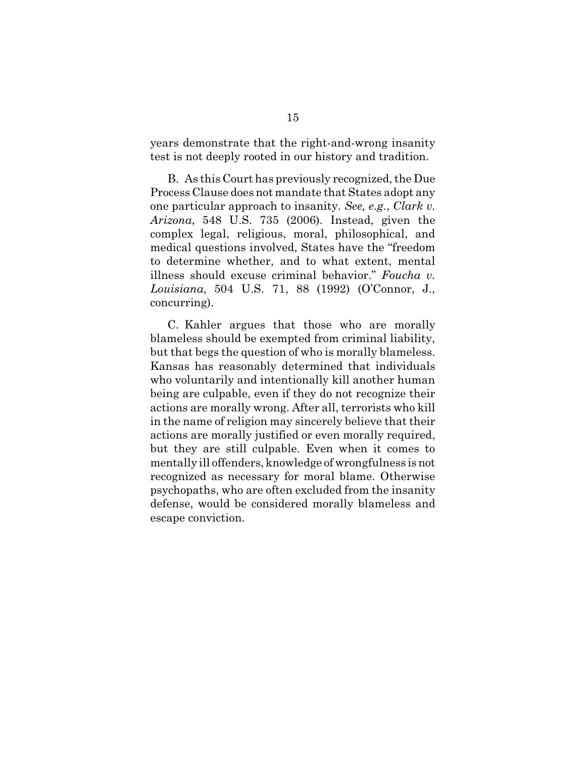years demonstrate that the right-and-wrong insanity test is not deeply rooted in our history and tradition.

B. As this Court has previously recognized, the Due Process Clause does not mandate that States adopt any one particular approach to insanity. *See, e.g.*, *Clark v. Arizona*, 548 U.S. 735 (2006). Instead, given the complex legal, religious, moral, philosophical, and medical questions involved, States have the "freedom to determine whether, and to what extent, mental illness should excuse criminal behavior." *Foucha v. Louisiana*, 504 U.S. 71, 88 (1992) (O'Connor, J., concurring).

C. Kahler argues that those who are morally blameless should be exempted from criminal liability, but that begs the question of who is morally blameless. Kansas has reasonably determined that individuals who voluntarily and intentionally kill another human being are culpable, even if they do not recognize their actions are morally wrong. After all, terrorists who kill in the name of religion may sincerely believe that their actions are morally justified or even morally required, but they are still culpable. Even when it comes to mentally ill offenders, knowledge of wrongfulness is not recognized as necessary for moral blame. Otherwise psychopaths, who are often excluded from the insanity defense, would be considered morally blameless and escape conviction.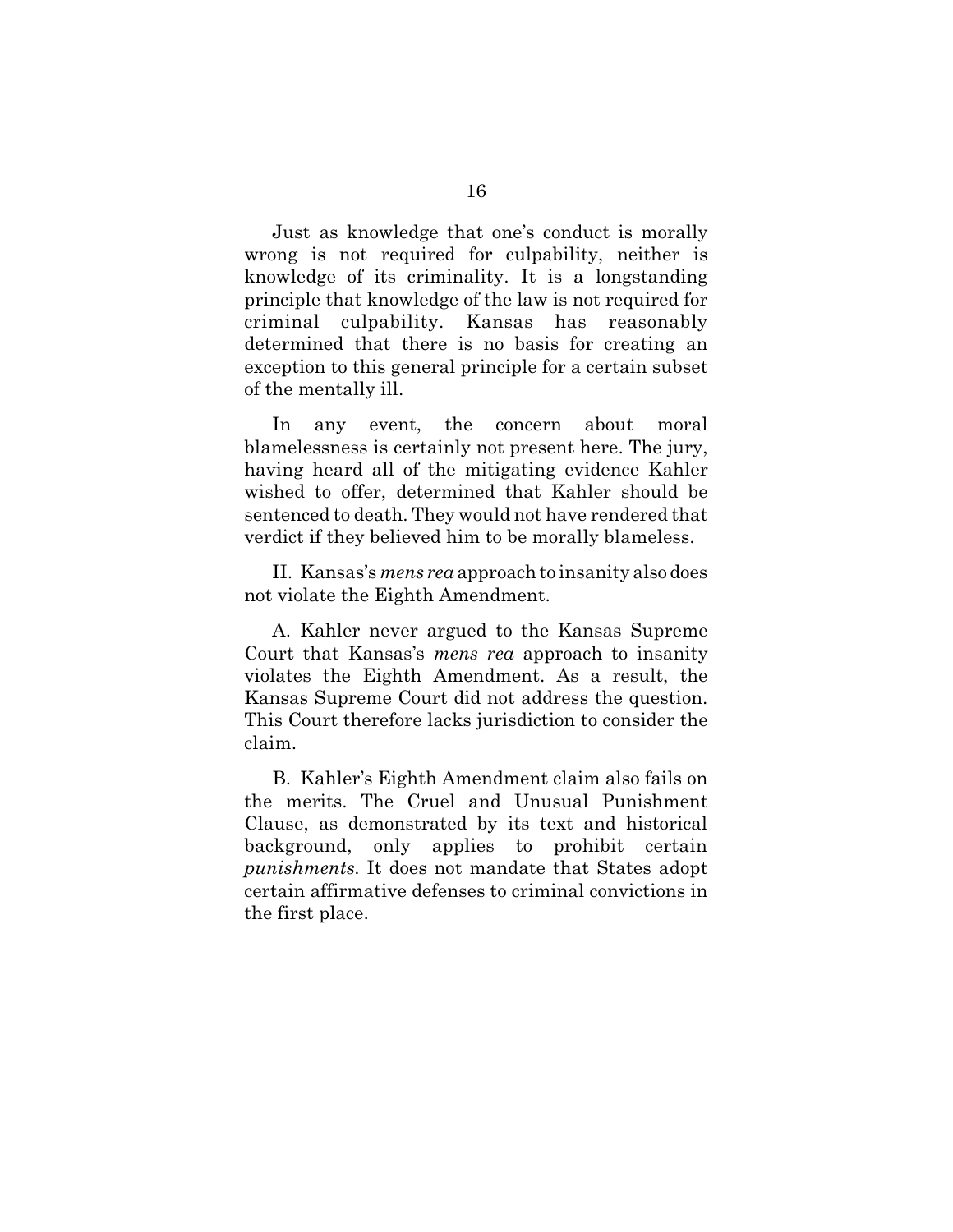Just as knowledge that one's conduct is morally wrong is not required for culpability, neither is knowledge of its criminality. It is a longstanding principle that knowledge of the law is not required for criminal culpability. Kansas has reasonably determined that there is no basis for creating an exception to this general principle for a certain subset of the mentally ill.

In any event, the concern about moral blamelessness is certainly not present here. The jury, having heard all of the mitigating evidence Kahler wished to offer, determined that Kahler should be sentenced to death. They would not have rendered that verdict if they believed him to be morally blameless.

II. Kansas's *mens rea* approach to insanity also does not violate the Eighth Amendment.

A. Kahler never argued to the Kansas Supreme Court that Kansas's *mens rea* approach to insanity violates the Eighth Amendment. As a result, the Kansas Supreme Court did not address the question. This Court therefore lacks jurisdiction to consider the claim.

B. Kahler's Eighth Amendment claim also fails on the merits. The Cruel and Unusual Punishment Clause, as demonstrated by its text and historical background, only applies to prohibit certain *punishments*. It does not mandate that States adopt certain affirmative defenses to criminal convictions in the first place.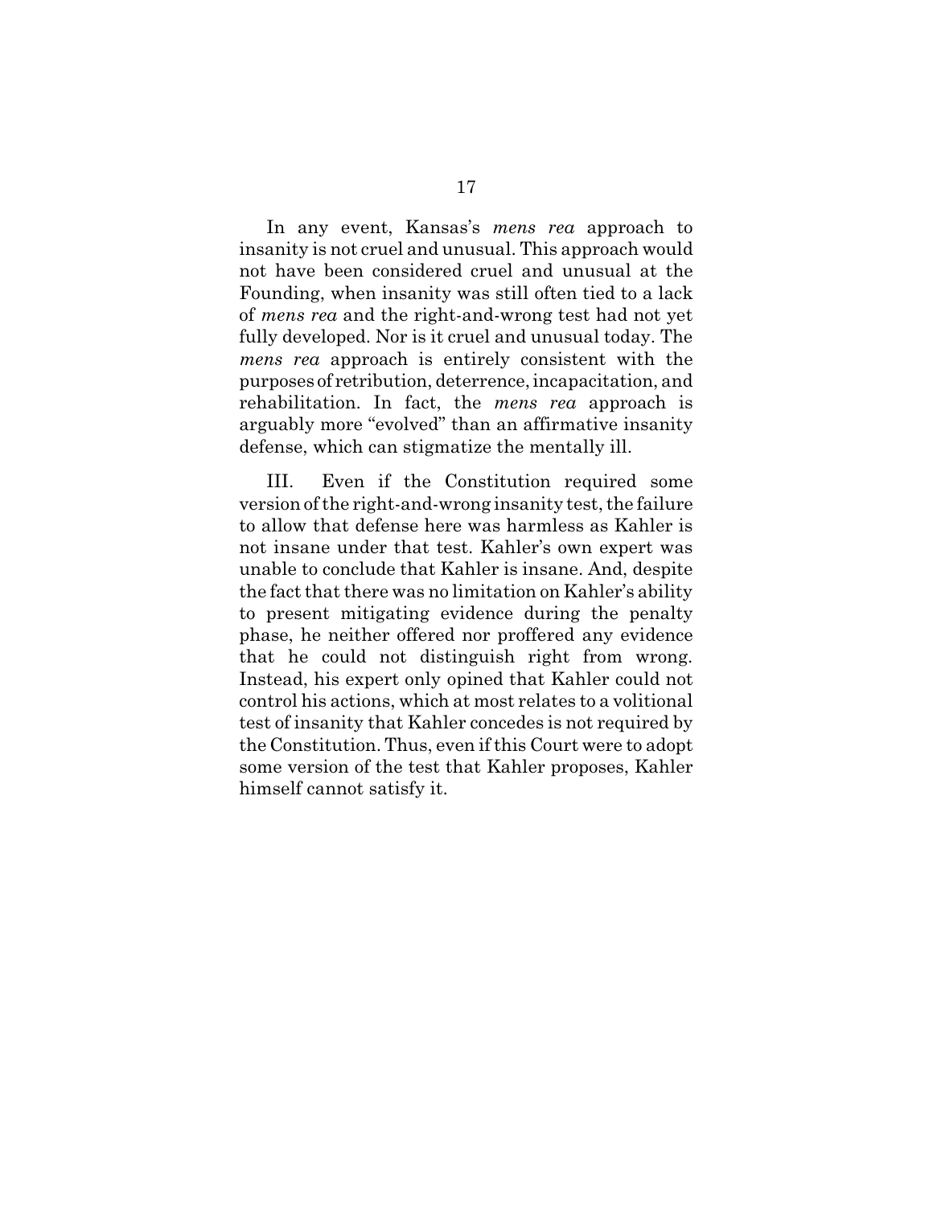In any event, Kansas's *mens rea* approach to insanity is not cruel and unusual. This approach would not have been considered cruel and unusual at the Founding, when insanity was still often tied to a lack of *mens rea* and the right-and-wrong test had not yet fully developed. Nor is it cruel and unusual today. The *mens rea* approach is entirely consistent with the purposes of retribution, deterrence, incapacitation, and rehabilitation. In fact, the *mens rea* approach is arguably more "evolved" than an affirmative insanity defense, which can stigmatize the mentally ill.

III. Even if the Constitution required some version of the right-and-wrong insanity test, the failure to allow that defense here was harmless as Kahler is not insane under that test. Kahler's own expert was unable to conclude that Kahler is insane. And, despite the fact that there was no limitation on Kahler's ability to present mitigating evidence during the penalty phase, he neither offered nor proffered any evidence that he could not distinguish right from wrong. Instead, his expert only opined that Kahler could not control his actions, which at most relates to a volitional test of insanity that Kahler concedes is not required by the Constitution. Thus, even if this Court were to adopt some version of the test that Kahler proposes, Kahler himself cannot satisfy it.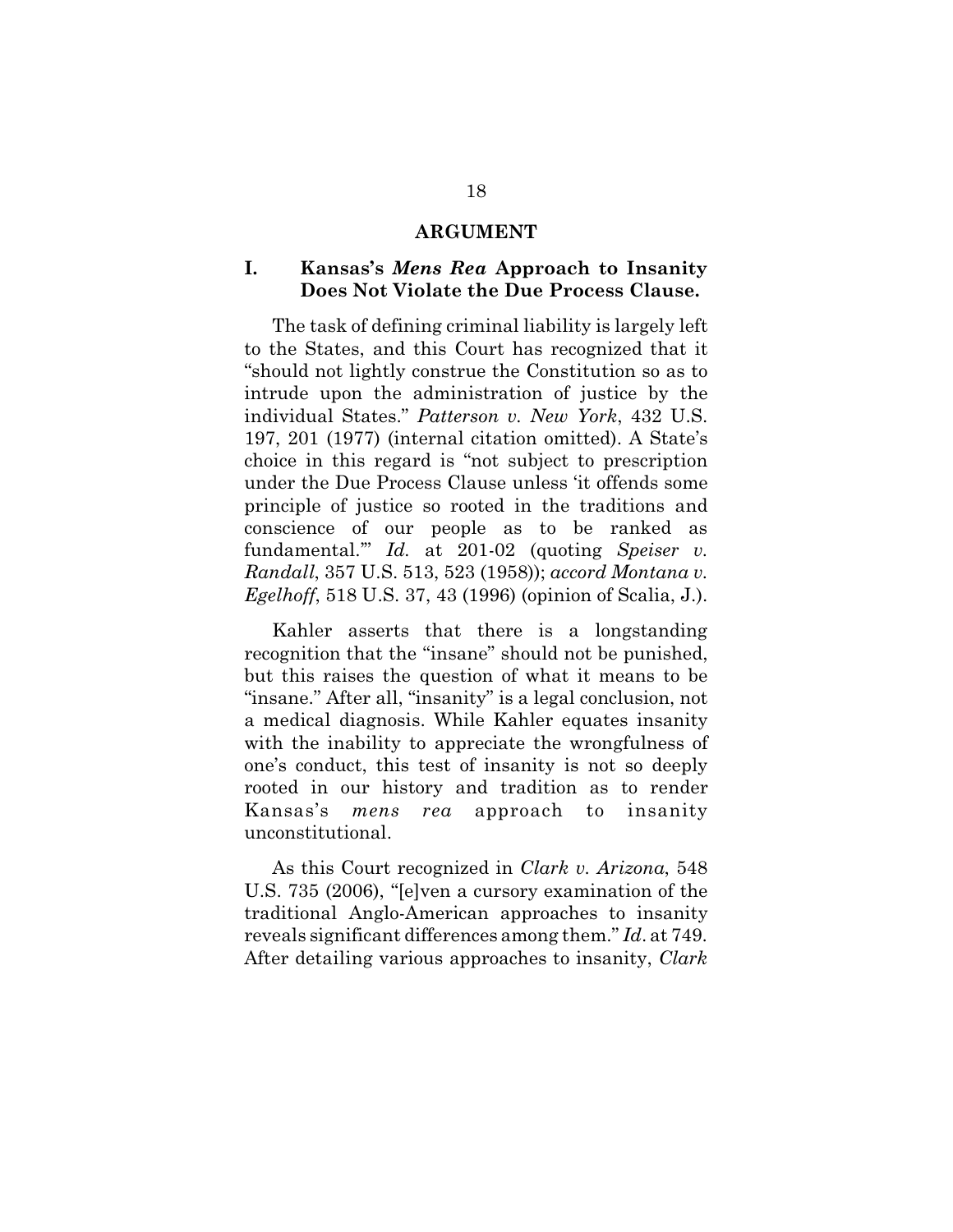## ARGUMENT

### I. Kansas's *Mens Rea* Approach to Insanity Does Not Violate the Due Process Clause.

The task of defining criminal liability is largely left to the States, and this Court has recognized that it "should not lightly construe the Constitution so as to intrude upon the administration of justice by the individual States." *Patterson v. New York*, 432 U.S. 197, 201 (1977) (internal citation omitted). A State's choice in this regard is "not subject to prescription under the Due Process Clause unless 'it offends some principle of justice so rooted in the traditions and conscience of our people as to be ranked as fundamental.'" *Id.* at 201-02 (quoting *Speiser v. Randall*, 357 U.S. 513, 523 (1958)); *accord Montana v. Egelhoff*, 518 U.S. 37, 43 (1996) (opinion of Scalia, J.).

Kahler asserts that there is a longstanding recognition that the "insane" should not be punished, but this raises the question of what it means to be "insane." After all, "insanity" is a legal conclusion, not a medical diagnosis. While Kahler equates insanity with the inability to appreciate the wrongfulness of one's conduct, this test of insanity is not so deeply rooted in our history and tradition as to render Kansas's *mens rea* approach to insanity unconstitutional.

As this Court recognized in *Clark v. Arizona*, 548 U.S. 735 (2006), "[e]ven a cursory examination of the traditional Anglo-American approaches to insanity reveals significant differences among them." *Id*. at 749. After detailing various approaches to insanity, *Clark*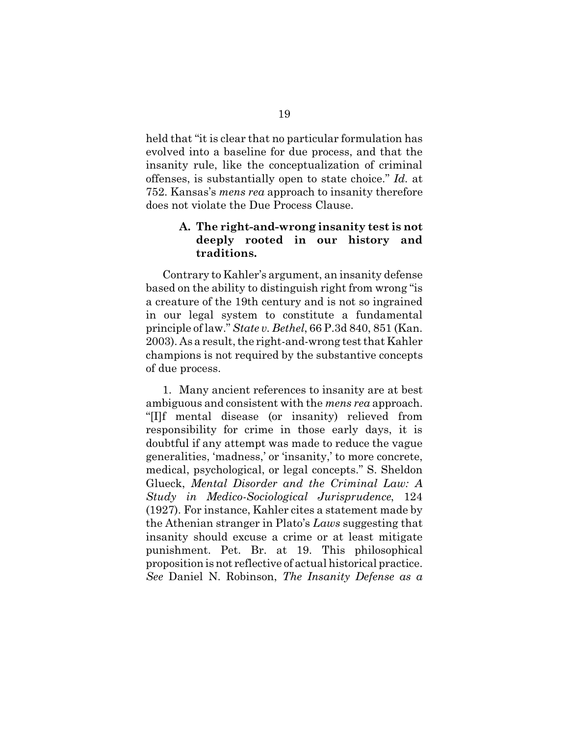held that "it is clear that no particular formulation has evolved into a baseline for due process, and that the insanity rule, like the conceptualization of criminal offenses, is substantially open to state choice." *Id.* at 752. Kansas's *mens rea* approach to insanity therefore does not violate the Due Process Clause.

### A. The right-and-wrong insanity test is not deeply rooted in our history and traditions.

Contrary to Kahler's argument, an insanity defense based on the ability to distinguish right from wrong "is a creature of the 19th century and is not so ingrained in our legal system to constitute a fundamental principle of law." *State v. Bethel*, 66 P.3d 840, 851 (Kan. 2003). As a result, the right-and-wrong test that Kahler champions is not required by the substantive concepts of due process.

1. Many ancient references to insanity are at best ambiguous and consistent with the *mens rea* approach. "[I]f mental disease (or insanity) relieved from responsibility for crime in those early days, it is doubtful if any attempt was made to reduce the vague generalities, 'madness,' or 'insanity,' to more concrete, medical, psychological, or legal concepts." S. Sheldon Glueck, *Mental Disorder and the Criminal Law: A Study in Medico-Sociological Jurisprudence*, 124 (1927). For instance, Kahler cites a statement made by the Athenian stranger in Plato's *Laws* suggesting that insanity should excuse a crime or at least mitigate punishment. Pet. Br. at 19. This philosophical proposition is not reflective of actual historical practice. *See* Daniel N. Robinson, *The Insanity Defense as a*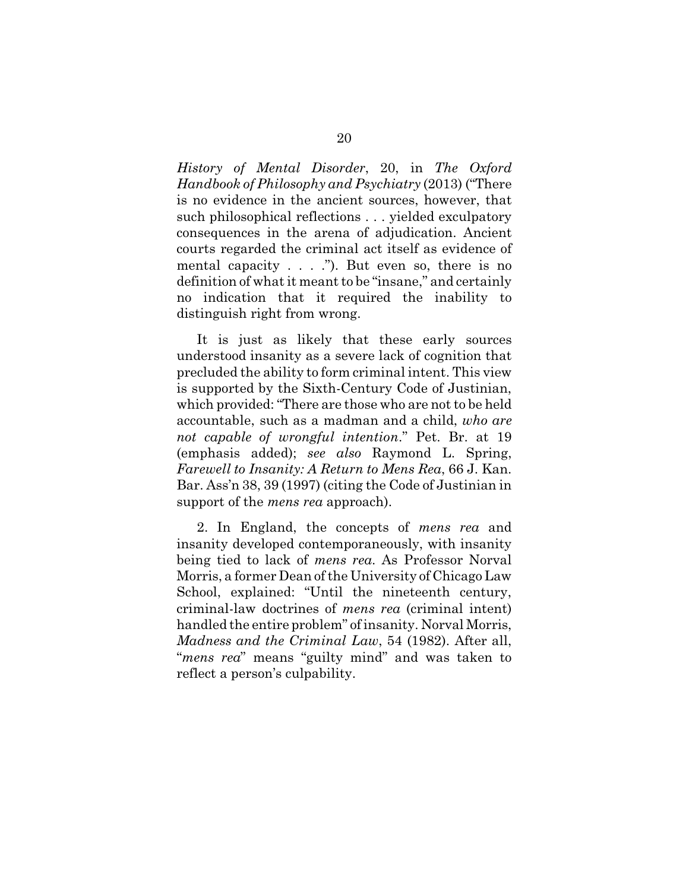*History of Mental Disorder*, 20, in *The Oxford Handbook of Philosophy and Psychiatry* (2013) ("There is no evidence in the ancient sources, however, that such philosophical reflections . . . yielded exculpatory consequences in the arena of adjudication. Ancient courts regarded the criminal act itself as evidence of mental capacity . . . ."). But even so, there is no definition of what it meant to be "insane," and certainly no indication that it required the inability to distinguish right from wrong.

It is just as likely that these early sources understood insanity as a severe lack of cognition that precluded the ability to form criminal intent. This view is supported by the Sixth-Century Code of Justinian, which provided: "There are those who are not to be held accountable, such as a madman and a child, *who are not capable of wrongful intention*." Pet. Br. at 19 (emphasis added); *see also* Raymond L. Spring, *Farewell to Insanity: A Return to Mens Rea*, 66 J. Kan. Bar. Ass'n 38, 39 (1997) (citing the Code of Justinian in support of the *mens rea* approach).

2. In England, the concepts of *mens rea* and insanity developed contemporaneously, with insanity being tied to lack of *mens rea*. As Professor Norval Morris, a former Dean of the University of Chicago Law School, explained: "Until the nineteenth century, criminal-law doctrines of *mens rea* (criminal intent) handled the entire problem" of insanity. Norval Morris, *Madness and the Criminal Law*, 54 (1982). After all, "*mens rea*" means "guilty mind" and was taken to reflect a person's culpability.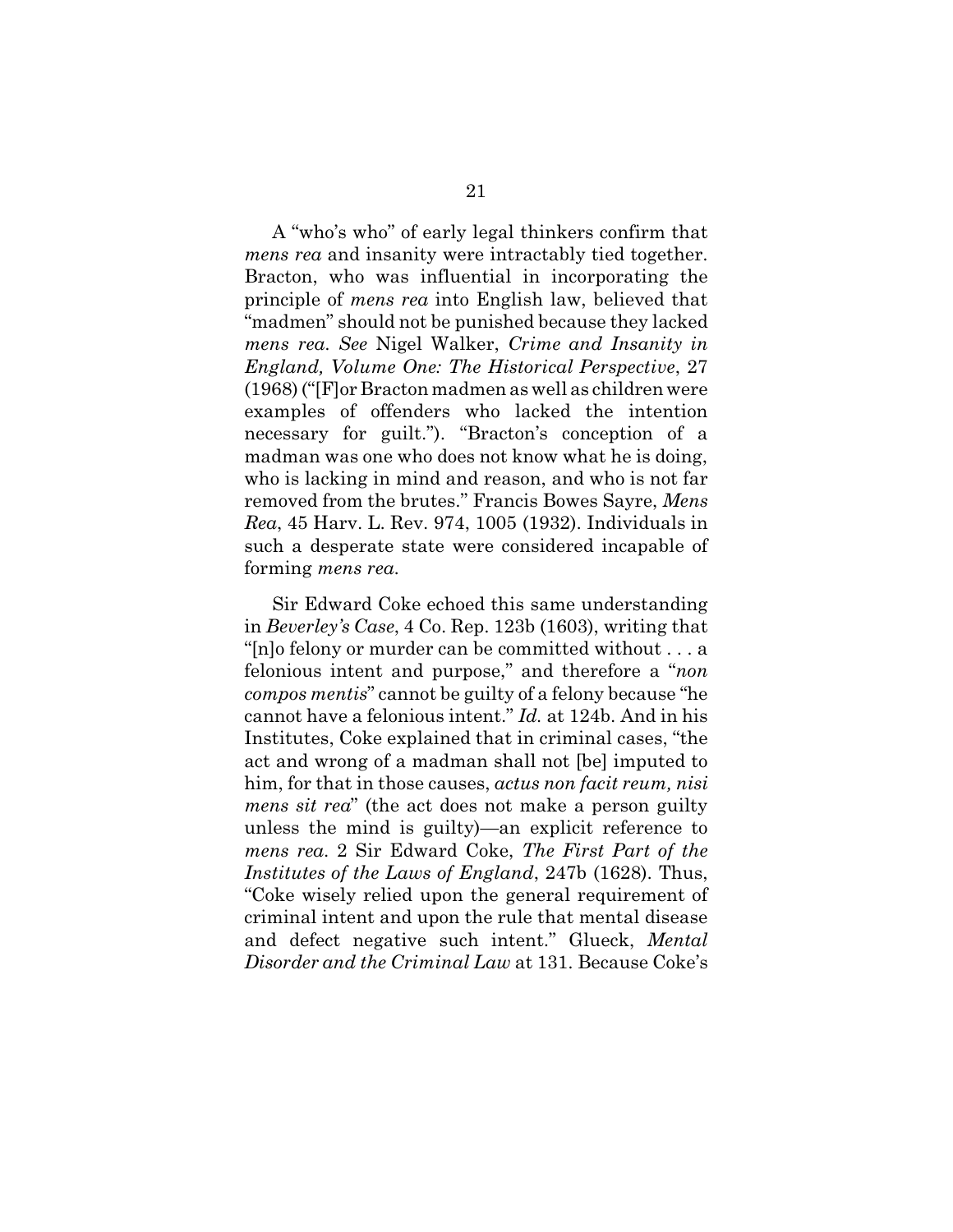A "who's who" of early legal thinkers confirm that *mens rea* and insanity were intractably tied together. Bracton, who was influential in incorporating the principle of *mens rea* into English law, believed that "madmen" should not be punished because they lacked *mens rea*. *See* Nigel Walker, *Crime and Insanity in England, Volume One: The Historical Perspective*, 27 (1968) ("[F]or Bracton madmen as well as children were examples of offenders who lacked the intention necessary for guilt."). "Bracton's conception of a madman was one who does not know what he is doing, who is lacking in mind and reason, and who is not far removed from the brutes." Francis Bowes Sayre, *Mens Rea*, 45 Harv. L. Rev. 974, 1005 (1932). Individuals in such a desperate state were considered incapable of forming *mens rea*.

Sir Edward Coke echoed this same understanding in *Beverley's Case*, 4 Co. Rep. 123b (1603), writing that "[n]o felony or murder can be committed without . . . a felonious intent and purpose," and therefore a "*non compos mentis*" cannot be guilty of a felony because "he cannot have a felonious intent." *Id.* at 124b. And in his Institutes, Coke explained that in criminal cases, "the act and wrong of a madman shall not [be] imputed to him, for that in those causes, *actus non facit reum, nisi mens sit rea*" (the act does not make a person guilty unless the mind is guilty)—an explicit reference to *mens rea*. 2 Sir Edward Coke, *The First Part of the Institutes of the Laws of England*, 247b (1628). Thus, "Coke wisely relied upon the general requirement of criminal intent and upon the rule that mental disease and defect negative such intent." Glueck, *Mental Disorder and the Criminal Law* at 131. Because Coke's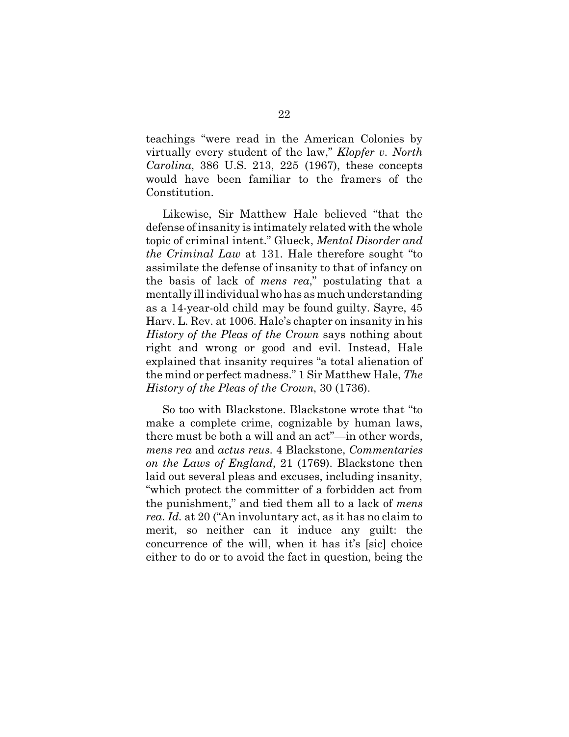teachings "were read in the American Colonies by virtually every student of the law," *Klopfer v. North Carolina*, 386 U.S. 213, 225 (1967), these concepts would have been familiar to the framers of the Constitution.

Likewise, Sir Matthew Hale believed "that the defense of insanity is intimately related with the whole topic of criminal intent." Glueck, *Mental Disorder and the Criminal Law* at 131. Hale therefore sought "to assimilate the defense of insanity to that of infancy on the basis of lack of *mens rea*," postulating that a mentally ill individual who has as much understanding as a 14-year-old child may be found guilty. Sayre, 45 Harv. L. Rev. at 1006. Hale's chapter on insanity in his *History of the Pleas of the Crown* says nothing about right and wrong or good and evil. Instead, Hale explained that insanity requires "a total alienation of the mind or perfect madness." 1 Sir Matthew Hale, *The History of the Pleas of the Crown*, 30 (1736).

So too with Blackstone. Blackstone wrote that "to make a complete crime, cognizable by human laws, there must be both a will and an act"—in other words, *mens rea* and *actus reus*. 4 Blackstone, *Commentaries on the Laws of England*, 21 (1769). Blackstone then laid out several pleas and excuses, including insanity, "which protect the committer of a forbidden act from the punishment," and tied them all to a lack of *mens rea*. *Id.* at 20 ("An involuntary act, as it has no claim to merit, so neither can it induce any guilt: the concurrence of the will, when it has it's [sic] choice either to do or to avoid the fact in question, being the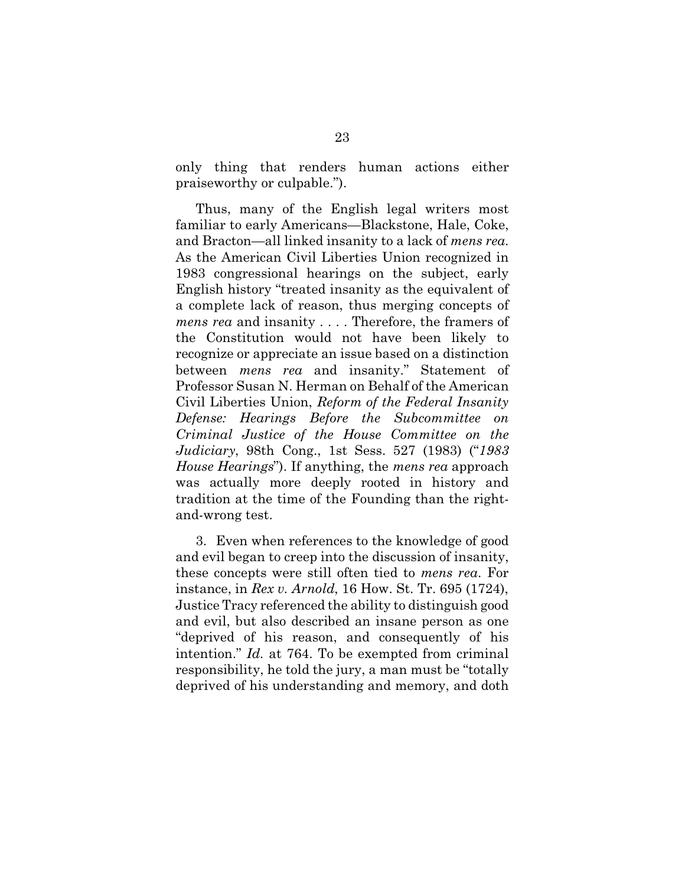only thing that renders human actions either praiseworthy or culpable.").

Thus, many of the English legal writers most familiar to early Americans—Blackstone, Hale, Coke, and Bracton—all linked insanity to a lack of *mens rea.* As the American Civil Liberties Union recognized in 1983 congressional hearings on the subject, early English history "treated insanity as the equivalent of a complete lack of reason, thus merging concepts of *mens rea* and insanity . . . . Therefore, the framers of the Constitution would not have been likely to recognize or appreciate an issue based on a distinction between *mens rea* and insanity." Statement of Professor Susan N. Herman on Behalf of the American Civil Liberties Union, *Reform of the Federal Insanity Defense: Hearings Before the Subcommittee on Criminal Justice of the House Committee on the Judiciary*, 98th Cong., 1st Sess. 527 (1983) ("*1983 House Hearings*"). If anything, the *mens rea* approach was actually more deeply rooted in history and tradition at the time of the Founding than the right-and-wrong test.

3. Even when references to the knowledge of good and evil began to creep into the discussion of insanity, these concepts were still often tied to *mens rea*. For instance, in *Rex v. Arnold*, 16 How. St. Tr. 695 (1724), Justice Tracy referenced the ability to distinguish good and evil, but also described an insane person as one "deprived of his reason, and consequently of his intention." *Id.* at 764. To be exempted from criminal responsibility, he told the jury, a man must be "totally deprived of his understanding and memory, and doth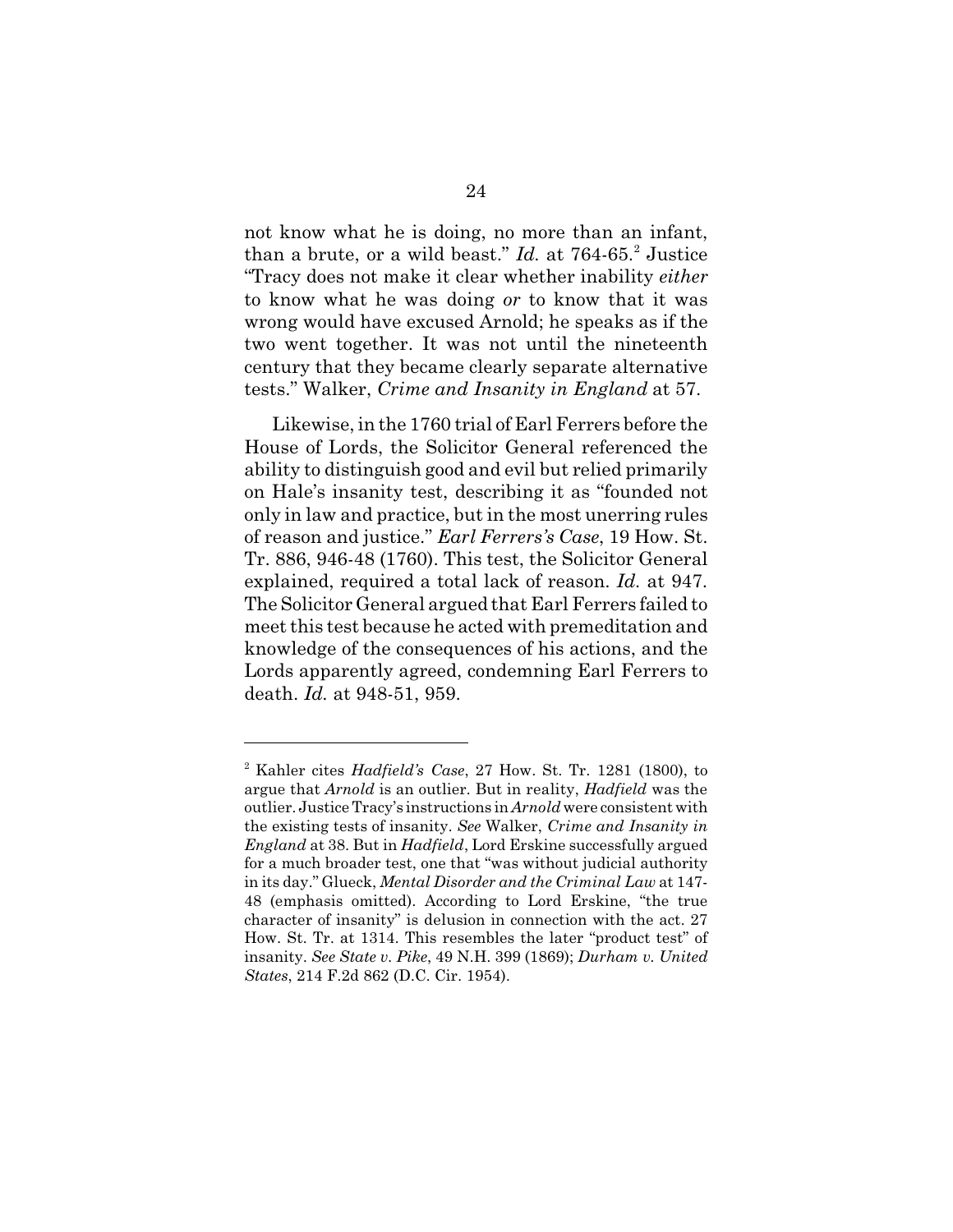not know what he is doing, no more than an infant, than a brute, or a wild beast." *Id.* at 764-65.[2] Justice "Tracy does not make it clear whether inability *either* to know what he was doing *or* to know that it was wrong would have excused Arnold; he speaks as if the two went together. It was not until the nineteenth century that they became clearly separate alternative tests." Walker, *Crime and Insanity in England* at 57.

Likewise, in the 1760 trial of Earl Ferrers before the House of Lords, the Solicitor General referenced the ability to distinguish good and evil but relied primarily on Hale's insanity test, describing it as "founded not only in law and practice, but in the most unerring rules of reason and justice." *Earl Ferrers's Case*, 19 How. St. Tr. 886, 946-48 (1760). This test, the Solicitor General explained, required a total lack of reason. *Id.* at 947. The Solicitor General argued that Earl Ferrers failed to meet this test because he acted with premeditation and knowledge of the consequences of his actions, and the Lords apparently agreed, condemning Earl Ferrers to death. *Id.* at 948-51, 959.

---

[2] Kahler cites *Hadfield's Case*, 27 How. St. Tr. 1281 (1800), to argue that *Arnold* is an outlier. But in reality, *Hadfield* was the outlier. Justice Tracy's instructions in *Arnold* were consistent with the existing tests of insanity. *See* Walker, *Crime and Insanity in England* at 38. But in *Hadfield*, Lord Erskine successfully argued for a much broader test, one that "was without judicial authority in its day." Glueck, *Mental Disorder and the Criminal Law* at 147-48 (emphasis omitted). According to Lord Erskine, "the true character of insanity" is delusion in connection with the act. 27 How. St. Tr. at 1314. This resembles the later "product test" of insanity. *See State v. Pike*, 49 N.H. 399 (1869); *Durham v. United States*, 214 F.2d 862 (D.C. Cir. 1954).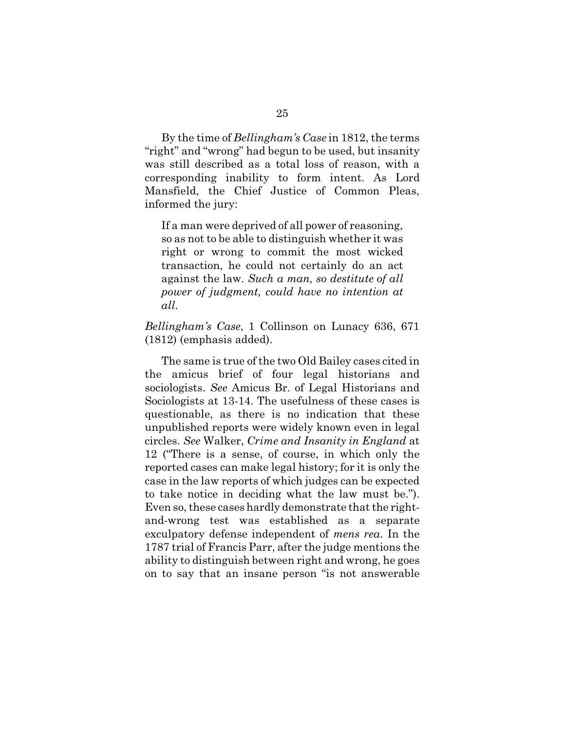By the time of *Bellingham's Case* in 1812, the terms "right" and "wrong" had begun to be used, but insanity was still described as a total loss of reason, with a corresponding inability to form intent. As Lord Mansfield, the Chief Justice of Common Pleas, informed the jury:

> If a man were deprived of all power of reasoning, so as not to be able to distinguish whether it was right or wrong to commit the most wicked transaction, he could not certainly do an act against the law. *Such a man, so destitute of all power of judgment, could have no intention at all.*

*Bellingham's Case*, 1 Collinson on Lunacy 636, 671 (1812) (emphasis added).

The same is true of the two Old Bailey cases cited in the amicus brief of four legal historians and sociologists. *See* Amicus Br. of Legal Historians and Sociologists at 13-14. The usefulness of these cases is questionable, as there is no indication that these unpublished reports were widely known even in legal circles. *See* Walker, *Crime and Insanity in England* at 12 ("There is a sense, of course, in which only the reported cases can make legal history; for it is only the case in the law reports of which judges can be expected to take notice in deciding what the law must be."). Even so, these cases hardly demonstrate that the right-and-wrong test was established as a separate exculpatory defense independent of *mens rea*. In the 1787 trial of Francis Parr, after the judge mentions the ability to distinguish between right and wrong, he goes on to say that an insane person "is not answerable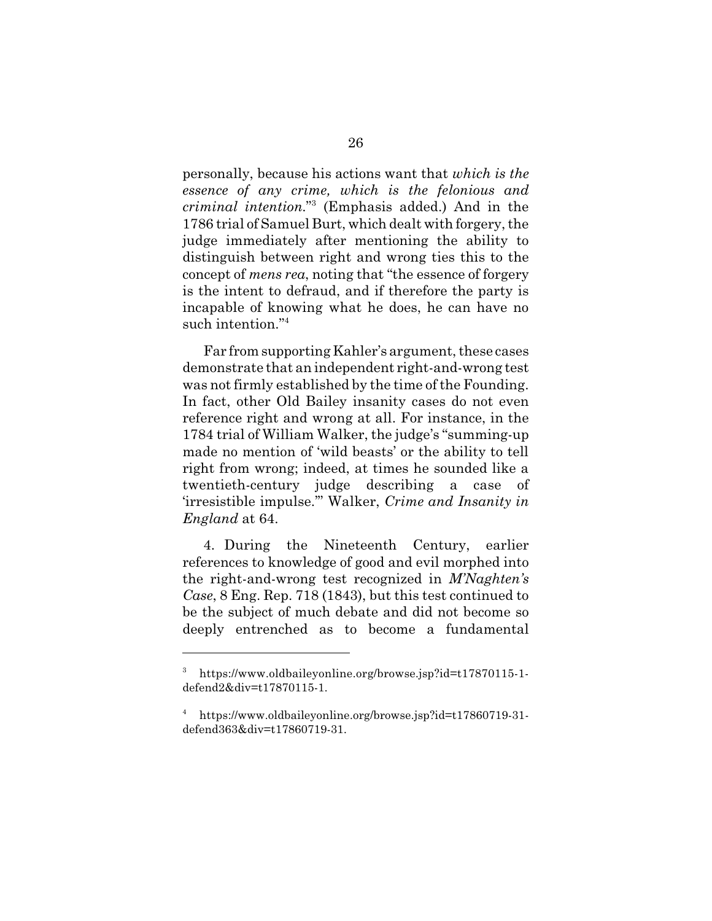personally, because his actions want that *which is the essence of any crime, which is the felonious and criminal intention*."[3] (Emphasis added.) And in the 1786 trial of Samuel Burt, which dealt with forgery, the judge immediately after mentioning the ability to distinguish between right and wrong ties this to the concept of *mens rea*, noting that "the essence of forgery is the intent to defraud, and if therefore the party is incapable of knowing what he does, he can have no such intention."[4]

Far from supporting Kahler's argument, these cases demonstrate that an independent right-and-wrong test was not firmly established by the time of the Founding. In fact, other Old Bailey insanity cases do not even reference right and wrong at all. For instance, in the 1784 trial of William Walker, the judge's "summing-up made no mention of 'wild beasts' or the ability to tell right from wrong; indeed, at times he sounded like a twentieth-century judge describing a case of 'irresistible impulse.'" Walker, *Crime and Insanity in England* at 64.

4. During the Nineteenth Century, earlier references to knowledge of good and evil morphed into the right-and-wrong test recognized in *M'Naghten's Case*, 8 Eng. Rep. 718 (1843), but this test continued to be the subject of much debate and did not become so deeply entrenched as to become a fundamental

---

[3] https://www.oldbaileyonline.org/browse.jsp?id=t17870115-1-defend2&div=t17870115-1.

[4] https://www.oldbaileyonline.org/browse.jsp?id=t17860719-31-defend363&div=t17860719-31.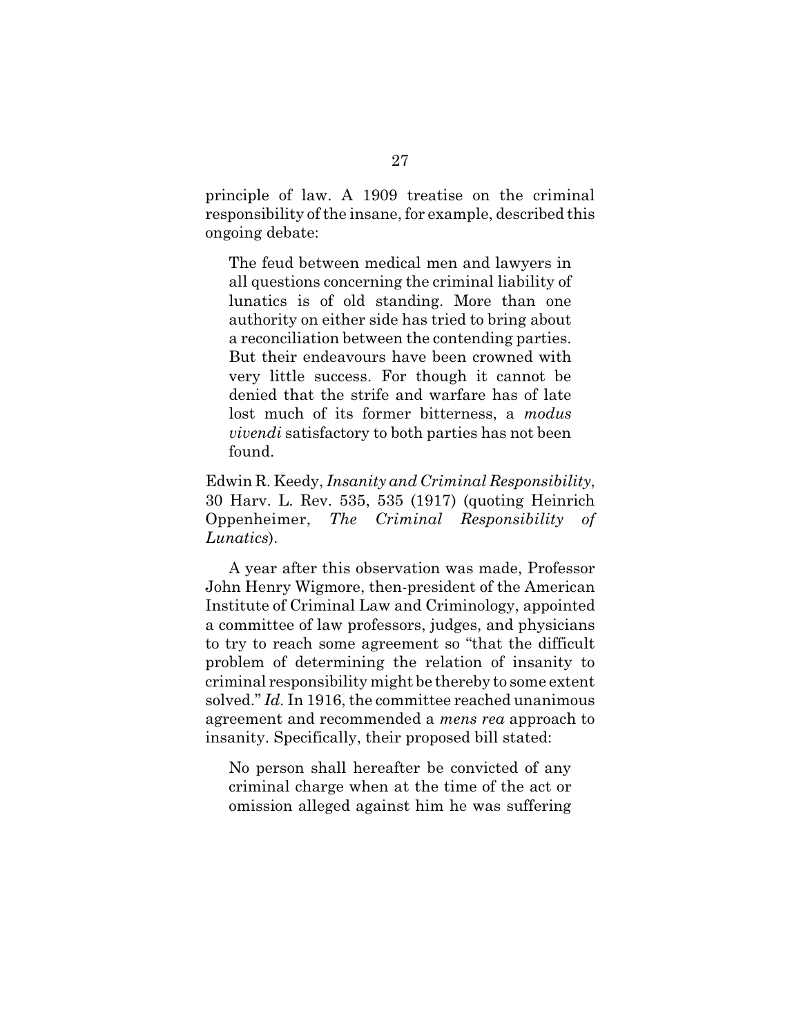principle of law. A 1909 treatise on the criminal responsibility of the insane, for example, described this ongoing debate:

> The feud between medical men and lawyers in all questions concerning the criminal liability of lunatics is of old standing. More than one authority on either side has tried to bring about a reconciliation between the contending parties. But their endeavours have been crowned with very little success. For though it cannot be denied that the strife and warfare has of late lost much of its former bitterness, a *modus vivendi* satisfactory to both parties has not been found.

Edwin R. Keedy, *Insanity and Criminal Responsibility*, 30 Harv. L. Rev. 535, 535 (1917) (quoting Heinrich Oppenheimer, *The Criminal Responsibility of Lunatics*).

A year after this observation was made, Professor John Henry Wigmore, then-president of the American Institute of Criminal Law and Criminology, appointed a committee of law professors, judges, and physicians to try to reach some agreement so "that the difficult problem of determining the relation of insanity to criminal responsibility might be thereby to some extent solved." *Id.* In 1916, the committee reached unanimous agreement and recommended a *mens rea* approach to insanity. Specifically, their proposed bill stated:

> No person shall hereafter be convicted of any criminal charge when at the time of the act or omission alleged against him he was suffering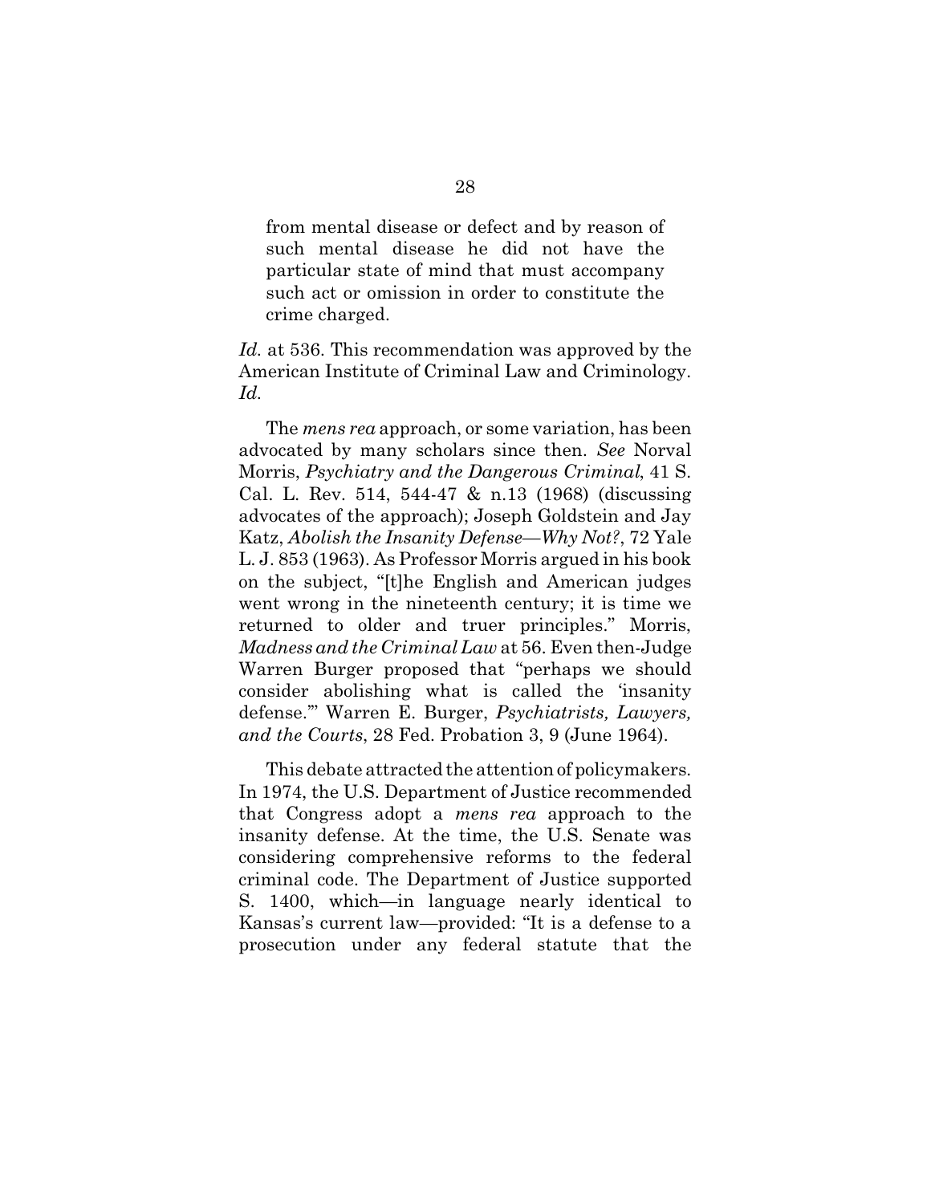> from mental disease or defect and by reason of such mental disease he did not have the particular state of mind that must accompany such act or omission in order to constitute the crime charged.

*Id.* at 536. This recommendation was approved by the American Institute of Criminal Law and Criminology. *Id.*

The *mens rea* approach, or some variation, has been advocated by many scholars since then. *See* Norval Morris, *Psychiatry and the Dangerous Criminal*, 41 S. Cal. L. Rev. 514, 544-47 & n.13 (1968) (discussing advocates of the approach); Joseph Goldstein and Jay Katz, *Abolish the Insanity Defense—Why Not?*, 72 Yale L. J. 853 (1963). As Professor Morris argued in his book on the subject, "[t]he English and American judges went wrong in the nineteenth century; it is time we returned to older and truer principles." Morris, *Madness and the Criminal Law* at 56. Even then-Judge Warren Burger proposed that "perhaps we should consider abolishing what is called the 'insanity defense.'" Warren E. Burger, *Psychiatrists, Lawyers, and the Courts*, 28 Fed. Probation 3, 9 (June 1964).

This debate attracted the attention of policymakers. In 1974, the U.S. Department of Justice recommended that Congress adopt a *mens rea* approach to the insanity defense. At the time, the U.S. Senate was considering comprehensive reforms to the federal criminal code. The Department of Justice supported S. 1400, which—in language nearly identical to Kansas's current law—provided: "It is a defense to a prosecution under any federal statute that the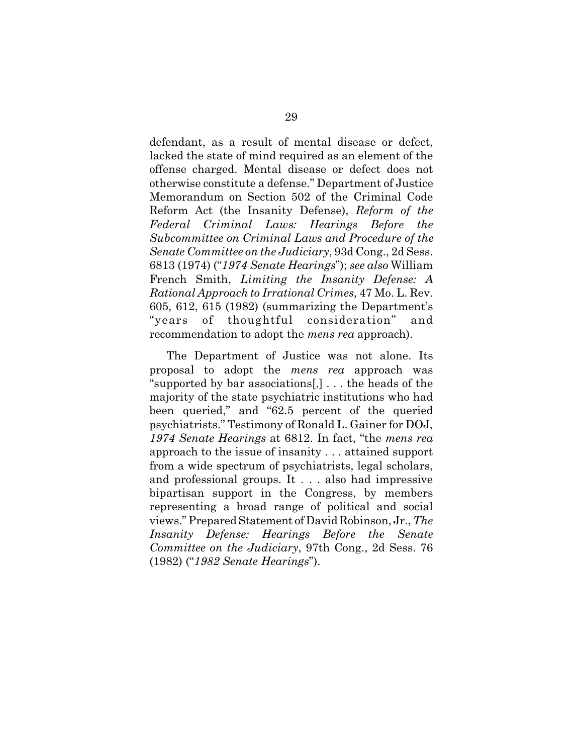defendant, as a result of mental disease or defect, lacked the state of mind required as an element of the offense charged. Mental disease or defect does not otherwise constitute a defense." Department of Justice Memorandum on Section 502 of the Criminal Code Reform Act (the Insanity Defense), *Reform of the Federal Criminal Laws: Hearings Before the Subcommittee on Criminal Laws and Procedure of the Senate Committee on the Judiciary*, 93d Cong., 2d Sess. 6813 (1974) ("*1974 Senate Hearings*"); *see also* William French Smith, *Limiting the Insanity Defense: A Rational Approach to Irrational Crimes*, 47 Mo. L. Rev. 605, 612, 615 (1982) (summarizing the Department's "years of thoughtful consideration" and recommendation to adopt the *mens rea* approach).

The Department of Justice was not alone. Its proposal to adopt the *mens rea* approach was "supported by bar associations[,] . . . the heads of the majority of the state psychiatric institutions who had been queried," and "62.5 percent of the queried psychiatrists." Testimony of Ronald L. Gainer for DOJ, *1974 Senate Hearings* at 6812. In fact, "the *mens rea* approach to the issue of insanity . . . attained support from a wide spectrum of psychiatrists, legal scholars, and professional groups. It . . . also had impressive bipartisan support in the Congress, by members representing a broad range of political and social views." Prepared Statement of David Robinson, Jr., *The Insanity Defense: Hearings Before the Senate Committee on the Judiciary*, 97th Cong., 2d Sess. 76 (1982) ("*1982 Senate Hearings*").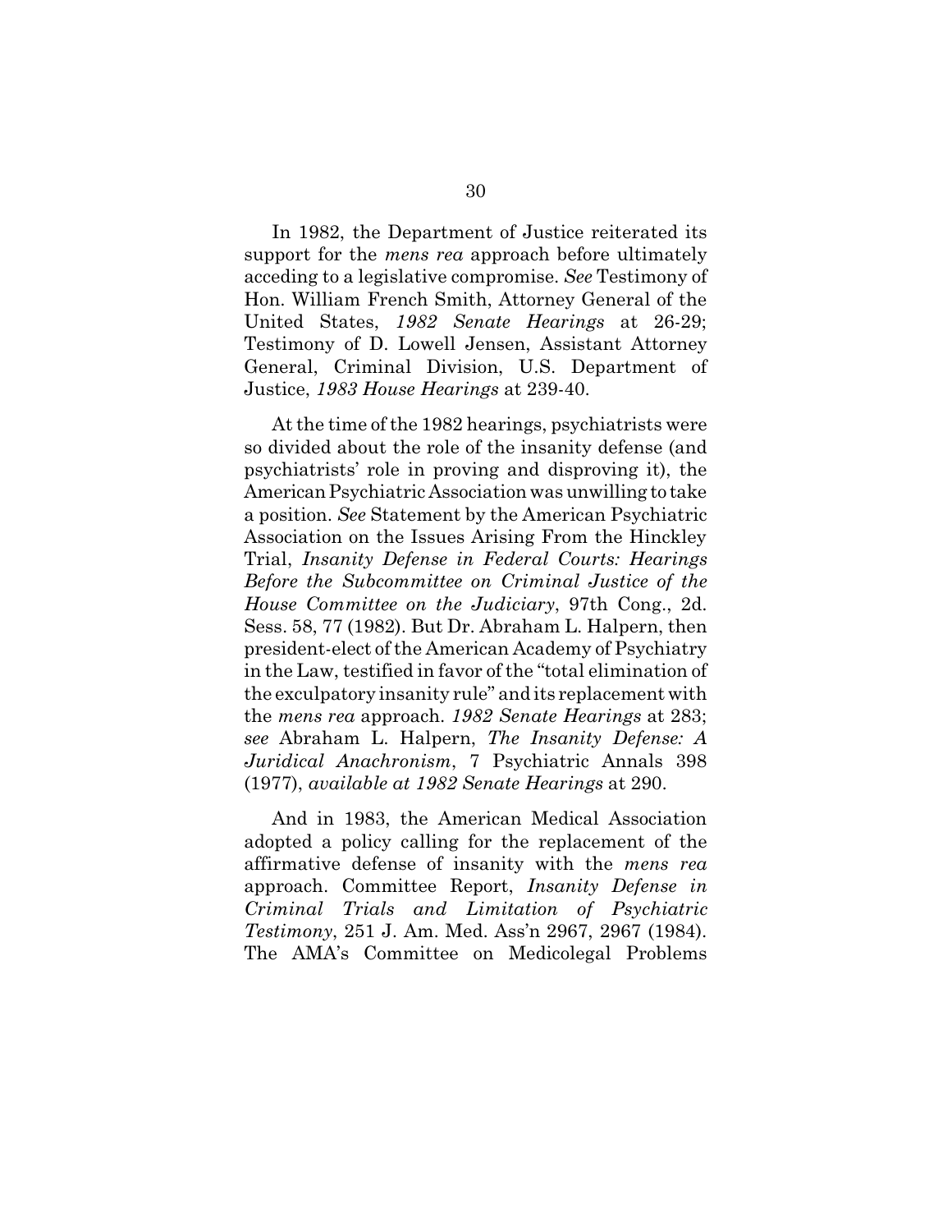In 1982, the Department of Justice reiterated its support for the *mens rea* approach before ultimately acceding to a legislative compromise. *See* Testimony of Hon. William French Smith, Attorney General of the United States, *1982 Senate Hearings* at 26-29; Testimony of D. Lowell Jensen, Assistant Attorney General, Criminal Division, U.S. Department of Justice, *1983 House Hearings* at 239-40.

At the time of the 1982 hearings, psychiatrists were so divided about the role of the insanity defense (and psychiatrists' role in proving and disproving it), the American Psychiatric Association was unwilling to take a position. *See* Statement by the American Psychiatric Association on the Issues Arising From the Hinckley Trial, *Insanity Defense in Federal Courts: Hearings Before the Subcommittee on Criminal Justice of the House Committee on the Judiciary*, 97th Cong., 2d. Sess. 58, 77 (1982). But Dr. Abraham L. Halpern, then president-elect of the American Academy of Psychiatry in the Law, testified in favor of the "total elimination of the exculpatory insanity rule" and its replacement with the *mens rea* approach. *1982 Senate Hearings* at 283; *see* Abraham L. Halpern, *The Insanity Defense: A Juridical Anachronism*, 7 Psychiatric Annals 398 (1977), *available at 1982 Senate Hearings* at 290.

And in 1983, the American Medical Association adopted a policy calling for the replacement of the affirmative defense of insanity with the *mens rea* approach. Committee Report, *Insanity Defense in Criminal Trials and Limitation of Psychiatric Testimony*, 251 J. Am. Med. Ass'n 2967, 2967 (1984). The AMA's Committee on Medicolegal Problems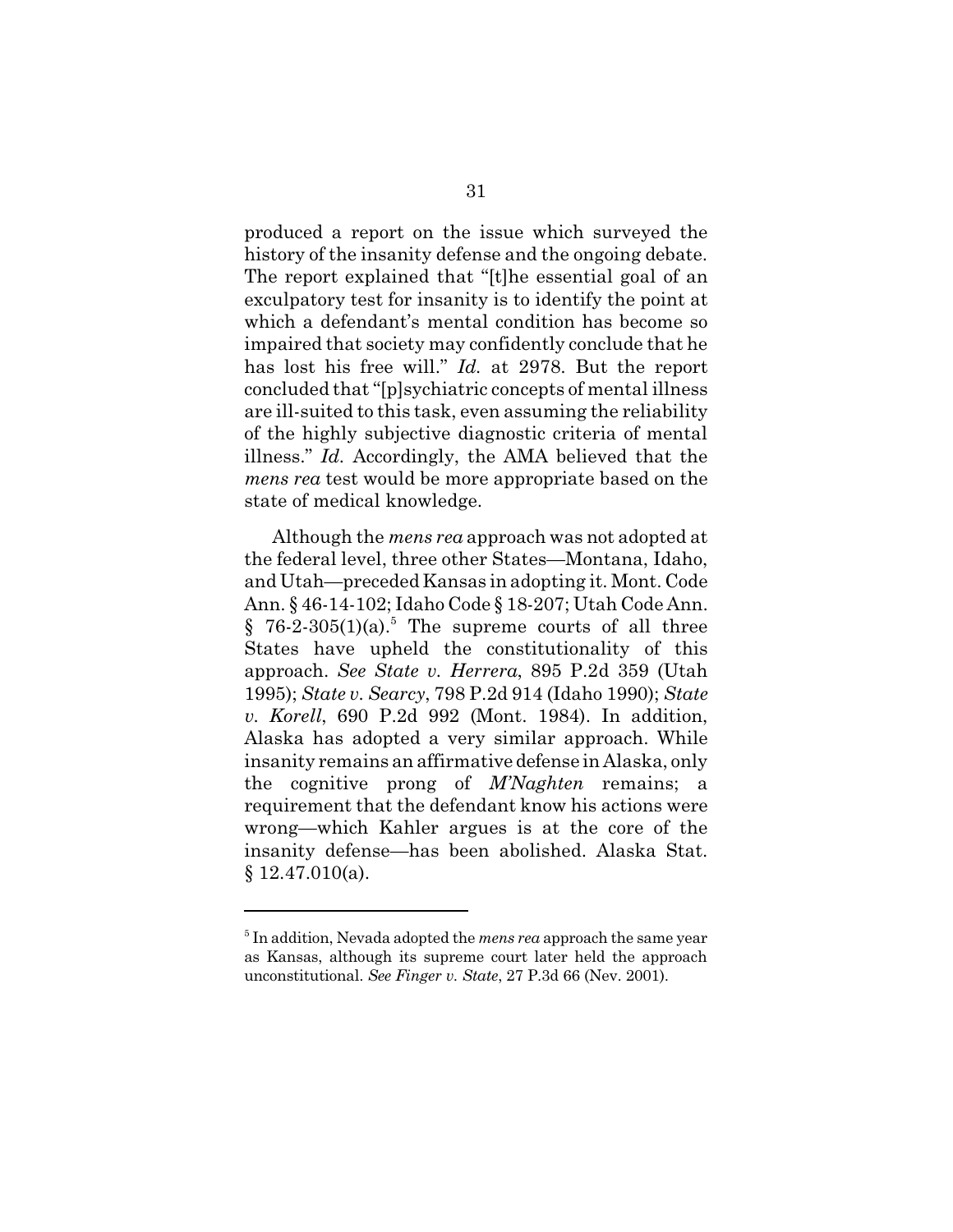produced a report on the issue which surveyed the history of the insanity defense and the ongoing debate. The report explained that "[t]he essential goal of an exculpatory test for insanity is to identify the point at which a defendant's mental condition has become so impaired that society may confidently conclude that he has lost his free will." *Id.* at 2978. But the report concluded that "[p]sychiatric concepts of mental illness are ill-suited to this task, even assuming the reliability of the highly subjective diagnostic criteria of mental illness." *Id*. Accordingly, the AMA believed that the *mens rea* test would be more appropriate based on the state of medical knowledge.

Although the *mens rea* approach was not adopted at the federal level, three other States—Montana, Idaho, and Utah—preceded Kansas in adopting it. Mont. Code Ann. § 46-14-102; Idaho Code § 18-207; Utah Code Ann. § 76-2-305(1)(a).[5] The supreme courts of all three States have upheld the constitutionality of this approach. *See State v. Herrera*, 895 P.2d 359 (Utah 1995); *State v. Searcy*, 798 P.2d 914 (Idaho 1990); *State v. Korell*, 690 P.2d 992 (Mont. 1984). In addition, Alaska has adopted a very similar approach. While insanity remains an affirmative defense in Alaska, only the cognitive prong of *M'Naghten* remains; a requirement that the defendant know his actions were wrong—which Kahler argues is at the core of the insanity defense—has been abolished. Alaska Stat. § 12.47.010(a).

---

[5] In addition, Nevada adopted the *mens rea* approach the same year as Kansas, although its supreme court later held the approach unconstitutional. *See Finger v. State*, 27 P.3d 66 (Nev. 2001).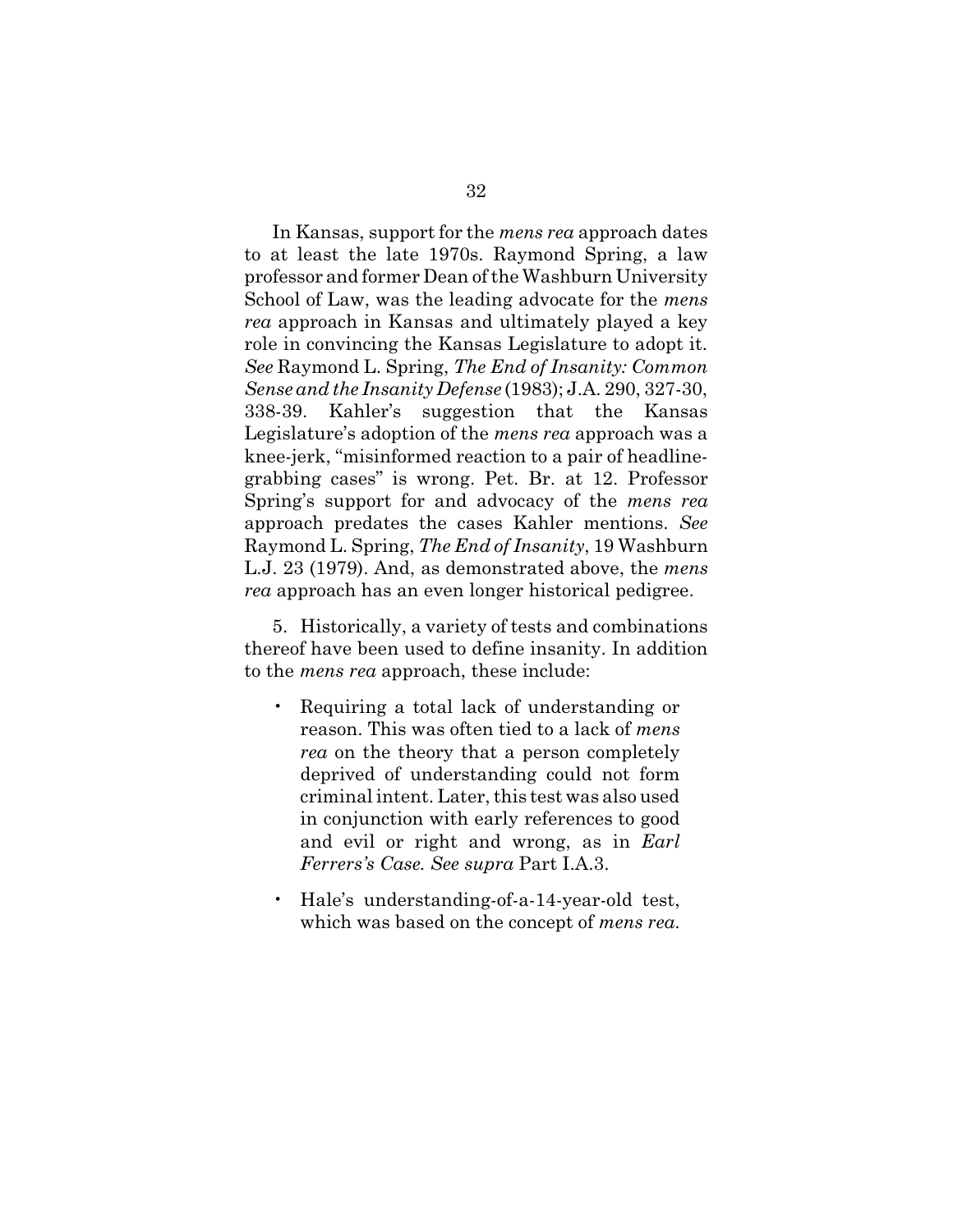In Kansas, support for the *mens rea* approach dates to at least the late 1970s. Raymond Spring, a law professor and former Dean of the Washburn University School of Law, was the leading advocate for the *mens rea* approach in Kansas and ultimately played a key role in convincing the Kansas Legislature to adopt it. *See* Raymond L. Spring, *The End of Insanity: Common Sense and the Insanity Defense* (1983); J.A. 290, 327-30, 338-39. Kahler's suggestion that the Kansas Legislature's adoption of the *mens rea* approach was a knee-jerk, "misinformed reaction to a pair of headline-grabbing cases" is wrong. Pet. Br. at 12. Professor Spring's support for and advocacy of the *mens rea* approach predates the cases Kahler mentions. *See* Raymond L. Spring, *The End of Insanity*, 19 Washburn L.J. 23 (1979). And, as demonstrated above, the *mens rea* approach has an even longer historical pedigree.

5. Historically, a variety of tests and combinations thereof have been used to define insanity. In addition to the *mens rea* approach, these include:

- Requiring a total lack of understanding or reason. This was often tied to a lack of *mens rea* on the theory that a person completely deprived of understanding could not form criminal intent. Later, this test was also used in conjunction with early references to good and evil or right and wrong, as in *Earl Ferrers's Case. See supra* Part I.A.3.
- Hale's understanding-of-a-14-year-old test, which was based on the concept of *mens rea*.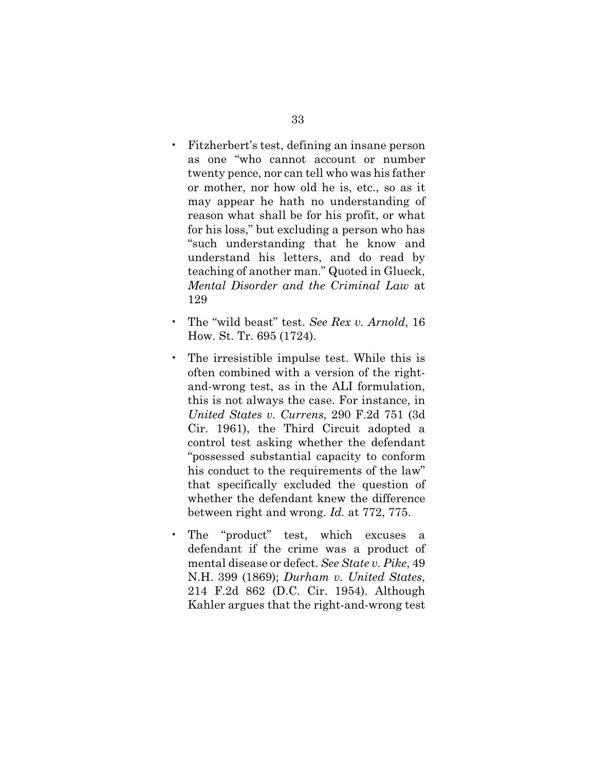- Fitzherbert's test, defining an insane person as one "who cannot account or number twenty pence, nor can tell who was his father or mother, nor how old he is, etc., so as it may appear he hath no understanding of reason what shall be for his profit, or what for his loss," but excluding a person who has "such understanding that he know and understand his letters, and do read by teaching of another man." Quoted in Glueck, *Mental Disorder and the Criminal Law* at 129

- The "wild beast" test. *See Rex v. Arnold*, 16 How. St. Tr. 695 (1724).

- The irresistible impulse test. While this is often combined with a version of the right-and-wrong test, as in the ALI formulation, this is not always the case. For instance, in *United States v. Currens*, 290 F.2d 751 (3d Cir. 1961), the Third Circuit adopted a control test asking whether the defendant "possessed substantial capacity to conform his conduct to the requirements of the law" that specifically excluded the question of whether the defendant knew the difference between right and wrong. *Id.* at 772, 775.

- The "product" test, which excuses a defendant if the crime was a product of mental disease or defect. *See State v. Pike*, 49 N.H. 399 (1869); *Durham v. United States*, 214 F.2d 862 (D.C. Cir. 1954). Although Kahler argues that the right-and-wrong test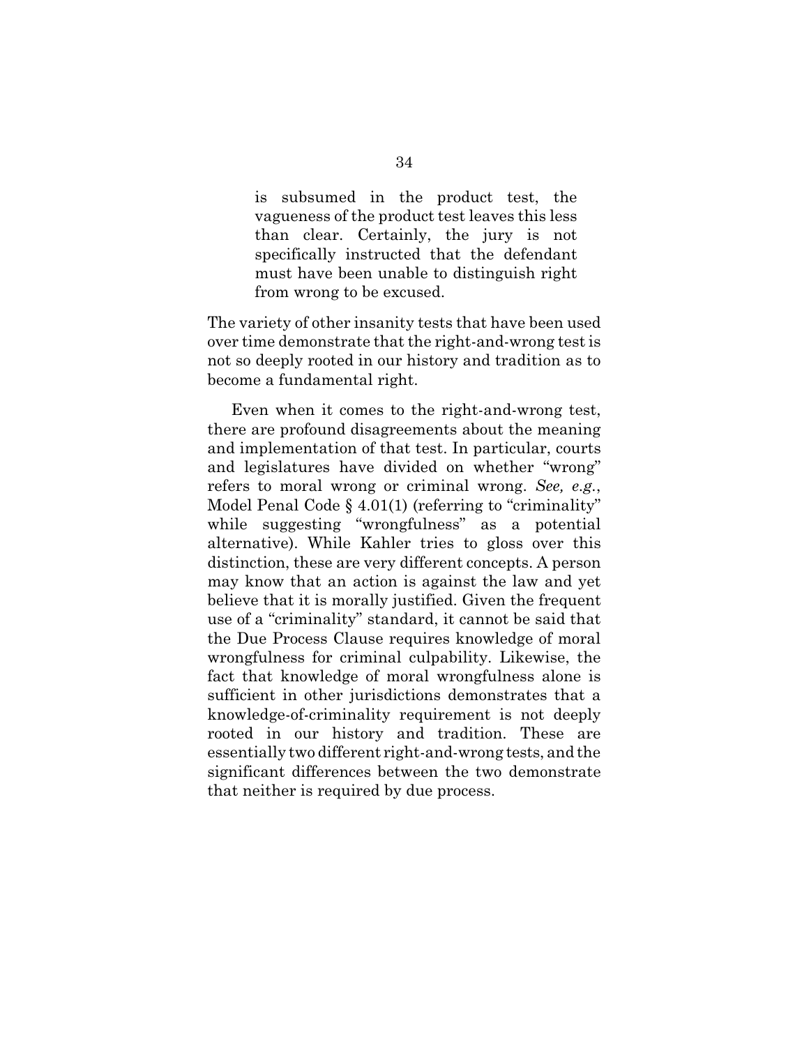> is subsumed in the product test, the vagueness of the product test leaves this less than clear. Certainly, the jury is not specifically instructed that the defendant must have been unable to distinguish right from wrong to be excused.

The variety of other insanity tests that have been used over time demonstrate that the right-and-wrong test is not so deeply rooted in our history and tradition as to become a fundamental right.

Even when it comes to the right-and-wrong test, there are profound disagreements about the meaning and implementation of that test. In particular, courts and legislatures have divided on whether "wrong" refers to moral wrong or criminal wrong. *See, e.g.*, Model Penal Code § 4.01(1) (referring to "criminality" while suggesting "wrongfulness" as a potential alternative). While Kahler tries to gloss over this distinction, these are very different concepts. A person may know that an action is against the law and yet believe that it is morally justified. Given the frequent use of a "criminality" standard, it cannot be said that the Due Process Clause requires knowledge of moral wrongfulness for criminal culpability. Likewise, the fact that knowledge of moral wrongfulness alone is sufficient in other jurisdictions demonstrates that a knowledge-of-criminality requirement is not deeply rooted in our history and tradition. These are essentially two different right-and-wrong tests, and the significant differences between the two demonstrate that neither is required by due process.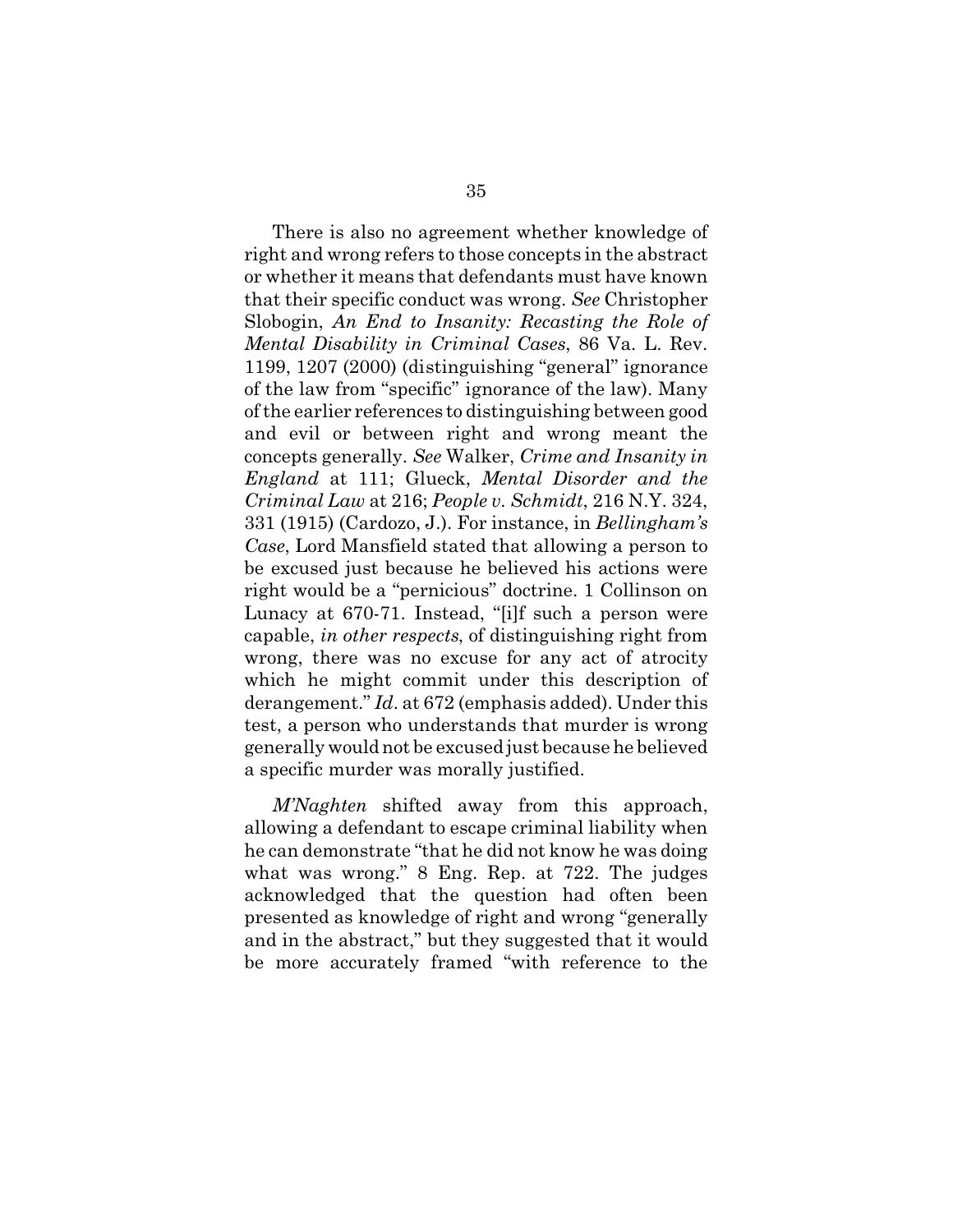There is also no agreement whether knowledge of right and wrong refers to those concepts in the abstract or whether it means that defendants must have known that their specific conduct was wrong. *See* Christopher Slobogin, *An End to Insanity: Recasting the Role of Mental Disability in Criminal Cases*, 86 Va. L. Rev. 1199, 1207 (2000) (distinguishing "general" ignorance of the law from "specific" ignorance of the law). Many of the earlier references to distinguishing between good and evil or between right and wrong meant the concepts generally. *See* Walker, *Crime and Insanity in England* at 111; Glueck, *Mental Disorder and the Criminal Law* at 216; *People v. Schmidt*, 216 N.Y. 324, 331 (1915) (Cardozo, J.). For instance, in *Bellingham's Case*, Lord Mansfield stated that allowing a person to be excused just because he believed his actions were right would be a "pernicious" doctrine. 1 Collinson on Lunacy at 670-71. Instead, "[i]f such a person were capable, *in other respects*, of distinguishing right from wrong, there was no excuse for any act of atrocity which he might commit under this description of derangement." *Id*. at 672 (emphasis added). Under this test, a person who understands that murder is wrong generally would not be excused just because he believed a specific murder was morally justified.

*M'Naghten* shifted away from this approach, allowing a defendant to escape criminal liability when he can demonstrate "that he did not know he was doing what was wrong." 8 Eng. Rep. at 722. The judges acknowledged that the question had often been presented as knowledge of right and wrong "generally and in the abstract," but they suggested that it would be more accurately framed "with reference to the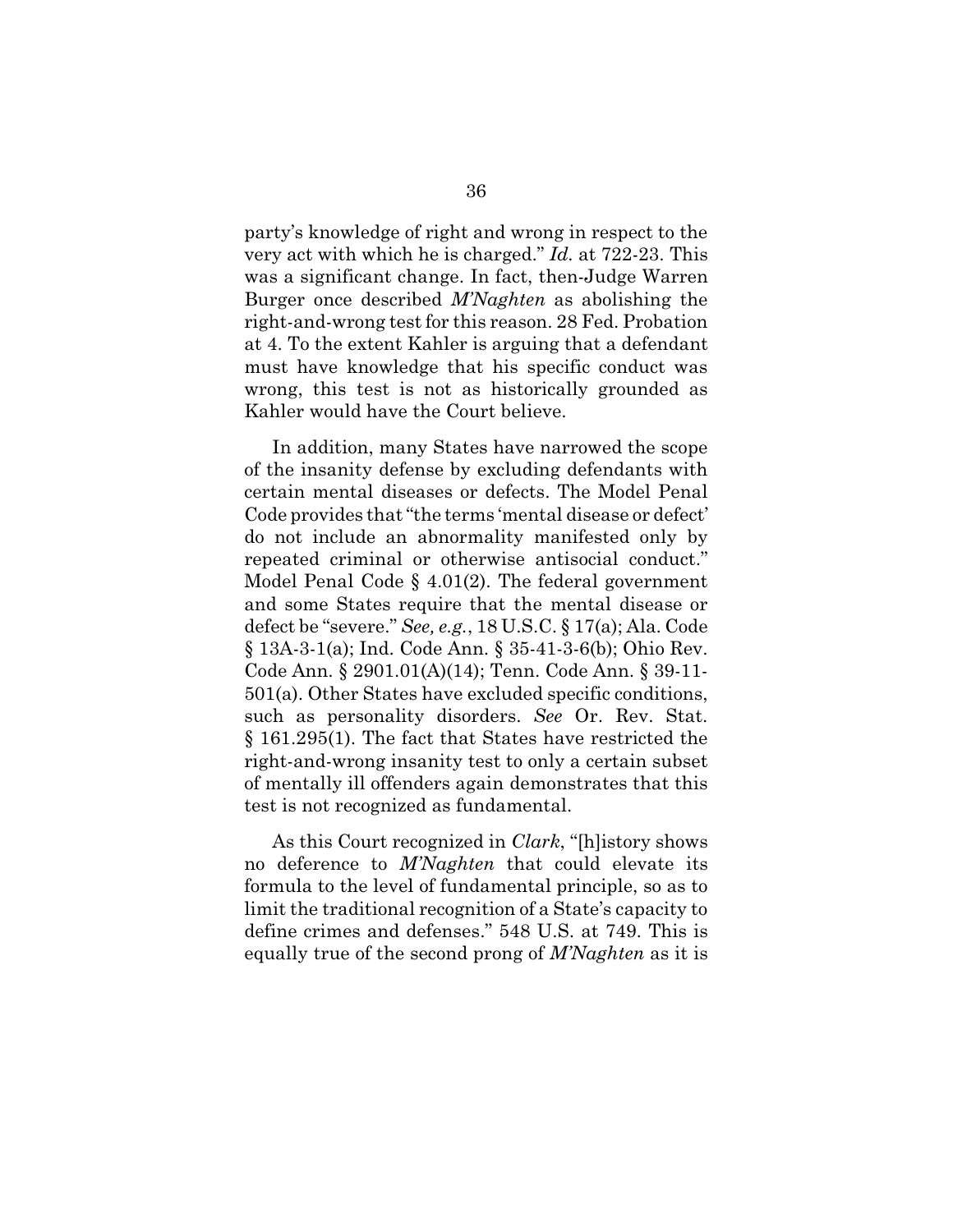party's knowledge of right and wrong in respect to the very act with which he is charged." *Id.* at 722-23. This was a significant change. In fact, then-Judge Warren Burger once described *M'Naghten* as abolishing the right-and-wrong test for this reason. 28 Fed. Probation at 4. To the extent Kahler is arguing that a defendant must have knowledge that his specific conduct was wrong, this test is not as historically grounded as Kahler would have the Court believe.

In addition, many States have narrowed the scope of the insanity defense by excluding defendants with certain mental diseases or defects. The Model Penal Code provides that "the terms 'mental disease or defect' do not include an abnormality manifested only by repeated criminal or otherwise antisocial conduct." Model Penal Code § 4.01(2). The federal government and some States require that the mental disease or defect be "severe." *See, e.g.*, 18 U.S.C. § 17(a); Ala. Code § 13A-3-1(a); Ind. Code Ann. § 35-41-3-6(b); Ohio Rev. Code Ann. § 2901.01(A)(14); Tenn. Code Ann. § 39-11-501(a). Other States have excluded specific conditions, such as personality disorders. *See* Or. Rev. Stat. § 161.295(1). The fact that States have restricted the right-and-wrong insanity test to only a certain subset of mentally ill offenders again demonstrates that this test is not recognized as fundamental.

As this Court recognized in *Clark*, "[h]istory shows no deference to *M'Naghten* that could elevate its formula to the level of fundamental principle, so as to limit the traditional recognition of a State's capacity to define crimes and defenses." 548 U.S. at 749. This is equally true of the second prong of *M'Naghten* as it is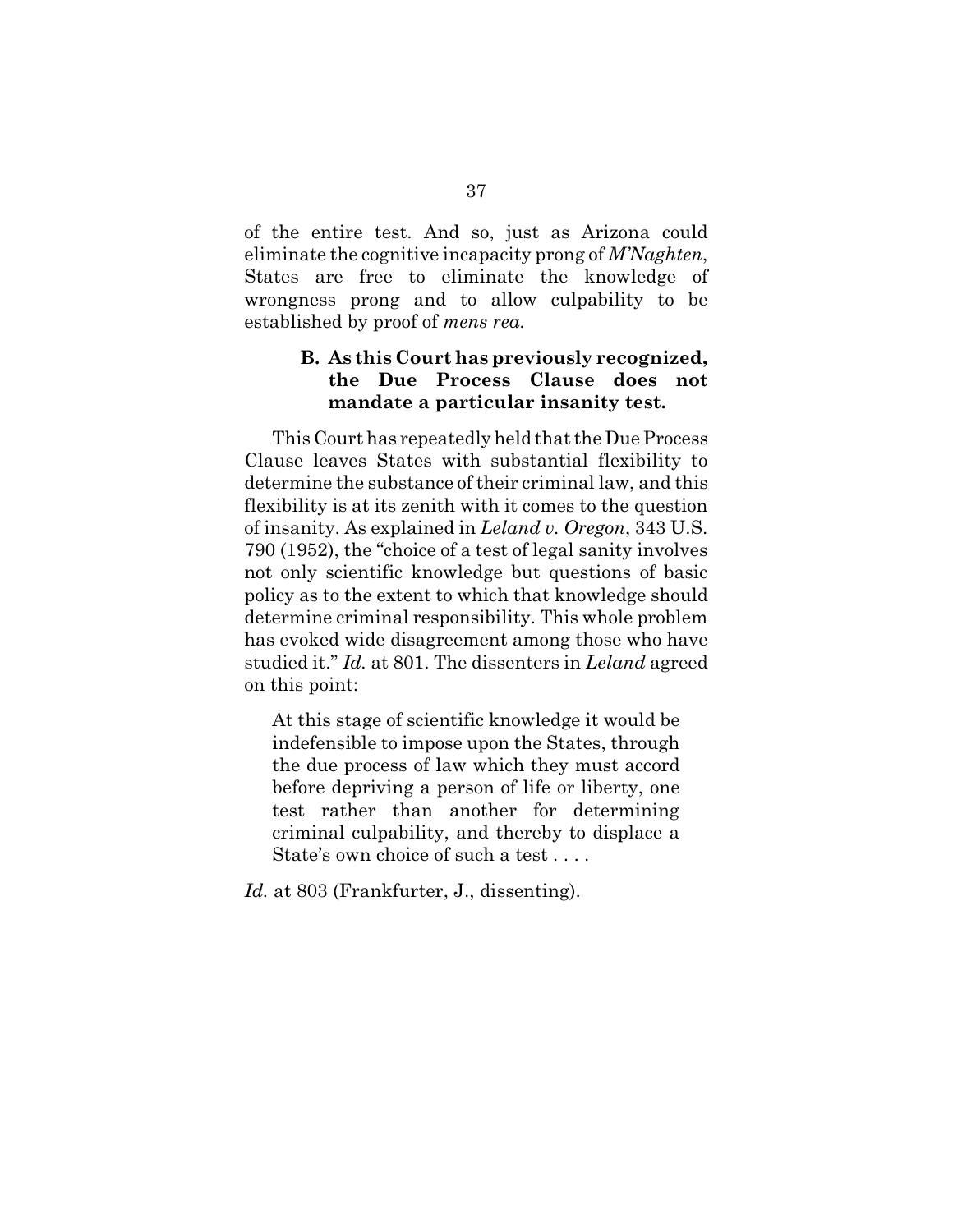of the entire test. And so, just as Arizona could eliminate the cognitive incapacity prong of *M'Naghten*, States are free to eliminate the knowledge of wrongness prong and to allow culpability to be established by proof of *mens rea.*

### B. As this Court has previously recognized, the Due Process Clause does not mandate a particular insanity test.

This Court has repeatedly held that the Due Process Clause leaves States with substantial flexibility to determine the substance of their criminal law, and this flexibility is at its zenith with it comes to the question of insanity. As explained in *Leland v. Oregon*, 343 U.S. 790 (1952), the "choice of a test of legal sanity involves not only scientific knowledge but questions of basic policy as to the extent to which that knowledge should determine criminal responsibility. This whole problem has evoked wide disagreement among those who have studied it." *Id.* at 801. The dissenters in *Leland* agreed on this point:

> At this stage of scientific knowledge it would be indefensible to impose upon the States, through the due process of law which they must accord before depriving a person of life or liberty, one test rather than another for determining criminal culpability, and thereby to displace a State's own choice of such a test . . . .

*Id.* at 803 (Frankfurter, J., dissenting).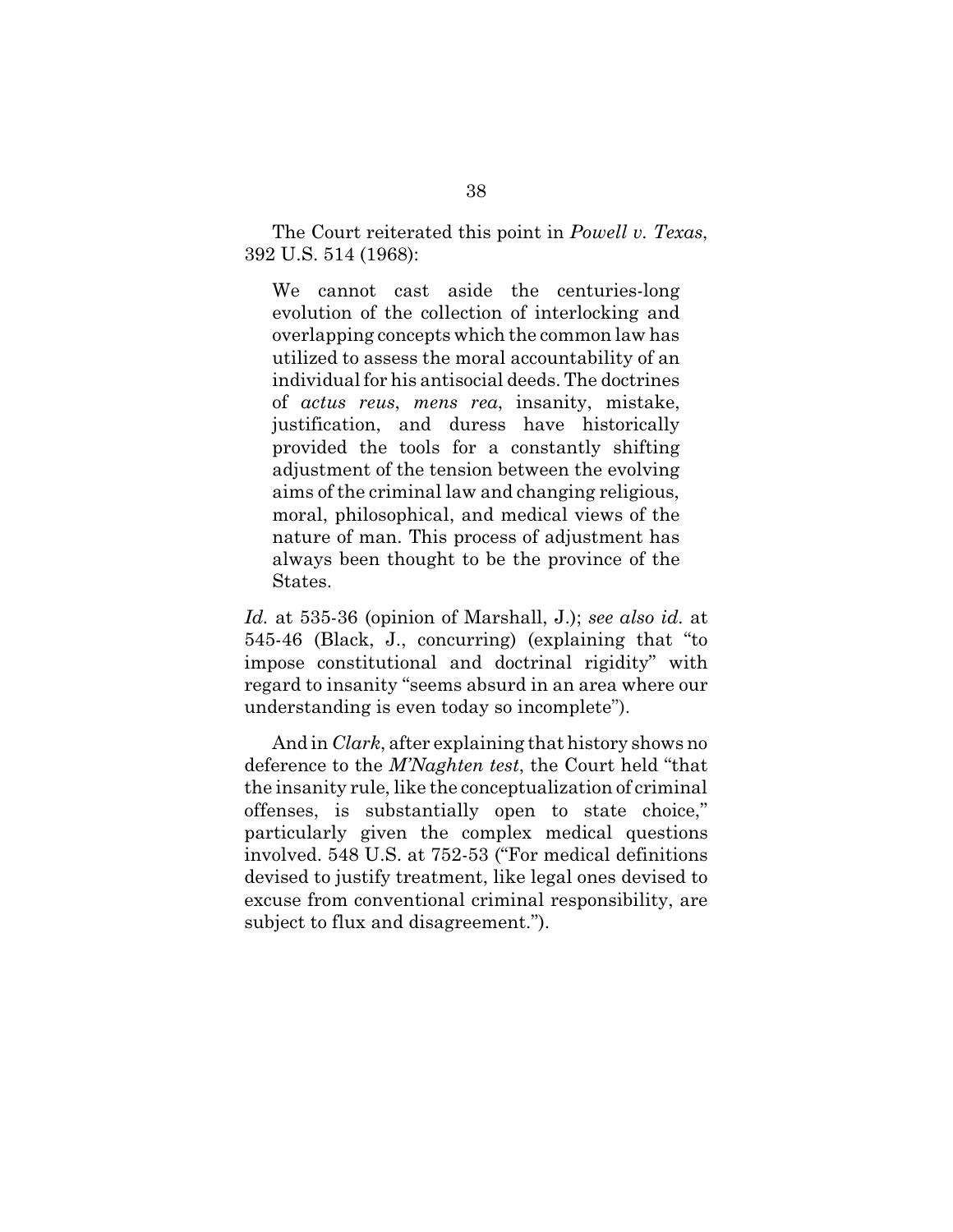The Court reiterated this point in *Powell v. Texas*, 392 U.S. 514 (1968):

> We cannot cast aside the centuries-long evolution of the collection of interlocking and overlapping concepts which the common law has utilized to assess the moral accountability of an individual for his antisocial deeds. The doctrines of *actus reus*, *mens rea*, insanity, mistake, justification, and duress have historically provided the tools for a constantly shifting adjustment of the tension between the evolving aims of the criminal law and changing religious, moral, philosophical, and medical views of the nature of man. This process of adjustment has always been thought to be the province of the States.

*Id.* at 535-36 (opinion of Marshall, J.); *see also id.* at 545-46 (Black, J., concurring) (explaining that "to impose constitutional and doctrinal rigidity" with regard to insanity "seems absurd in an area where our understanding is even today so incomplete").

And in *Clark*, after explaining that history shows no deference to the *M'Naghten test*, the Court held "that the insanity rule, like the conceptualization of criminal offenses, is substantially open to state choice," particularly given the complex medical questions involved. 548 U.S. at 752-53 ("For medical definitions devised to justify treatment, like legal ones devised to excuse from conventional criminal responsibility, are subject to flux and disagreement.").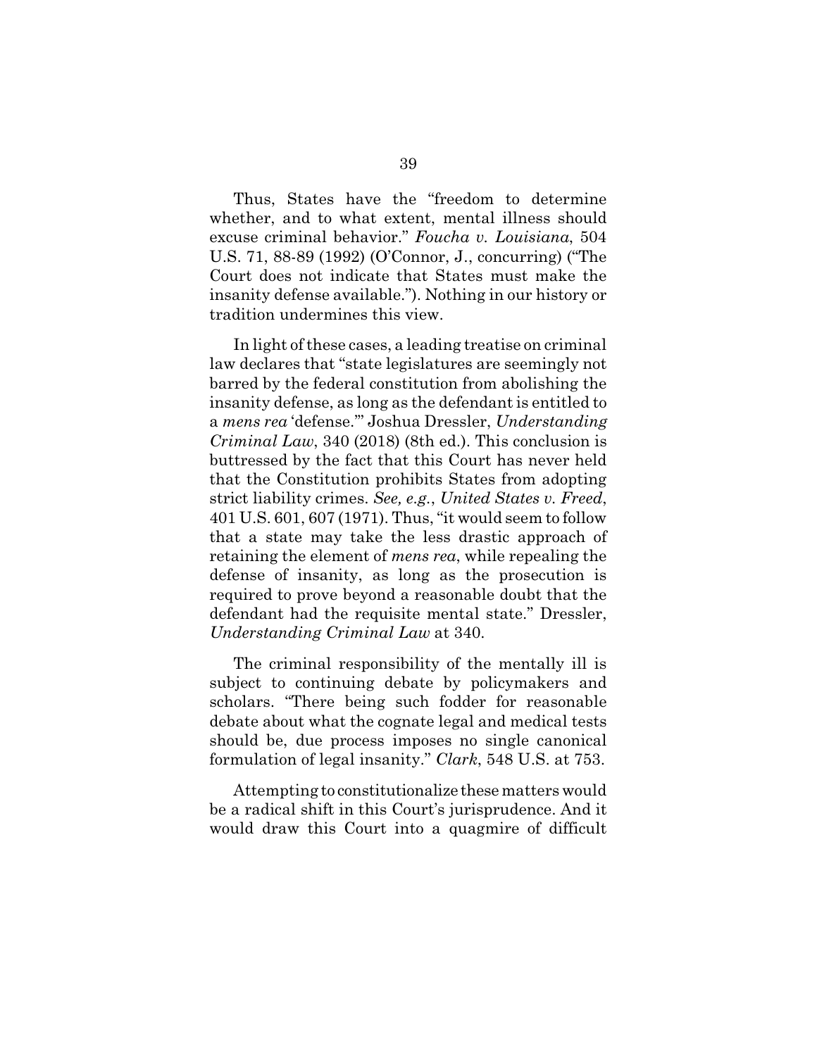Thus, States have the "freedom to determine whether, and to what extent, mental illness should excuse criminal behavior." *Foucha v. Louisiana*, 504 U.S. 71, 88-89 (1992) (O'Connor, J., concurring) ("The Court does not indicate that States must make the insanity defense available."). Nothing in our history or tradition undermines this view.

In light of these cases, a leading treatise on criminal law declares that "state legislatures are seemingly not barred by the federal constitution from abolishing the insanity defense, as long as the defendant is entitled to a *mens rea* 'defense.'" Joshua Dressler, *Understanding Criminal Law*, 340 (2018) (8th ed.). This conclusion is buttressed by the fact that this Court has never held that the Constitution prohibits States from adopting strict liability crimes. *See, e.g.*, *United States v. Freed*, 401 U.S. 601, 607 (1971). Thus, "it would seem to follow that a state may take the less drastic approach of retaining the element of *mens rea*, while repealing the defense of insanity, as long as the prosecution is required to prove beyond a reasonable doubt that the defendant had the requisite mental state." Dressler, *Understanding Criminal Law* at 340.

The criminal responsibility of the mentally ill is subject to continuing debate by policymakers and scholars. "There being such fodder for reasonable debate about what the cognate legal and medical tests should be, due process imposes no single canonical formulation of legal insanity." *Clark*, 548 U.S. at 753.

Attempting to constitutionalize these matters would be a radical shift in this Court's jurisprudence. And it would draw this Court into a quagmire of difficult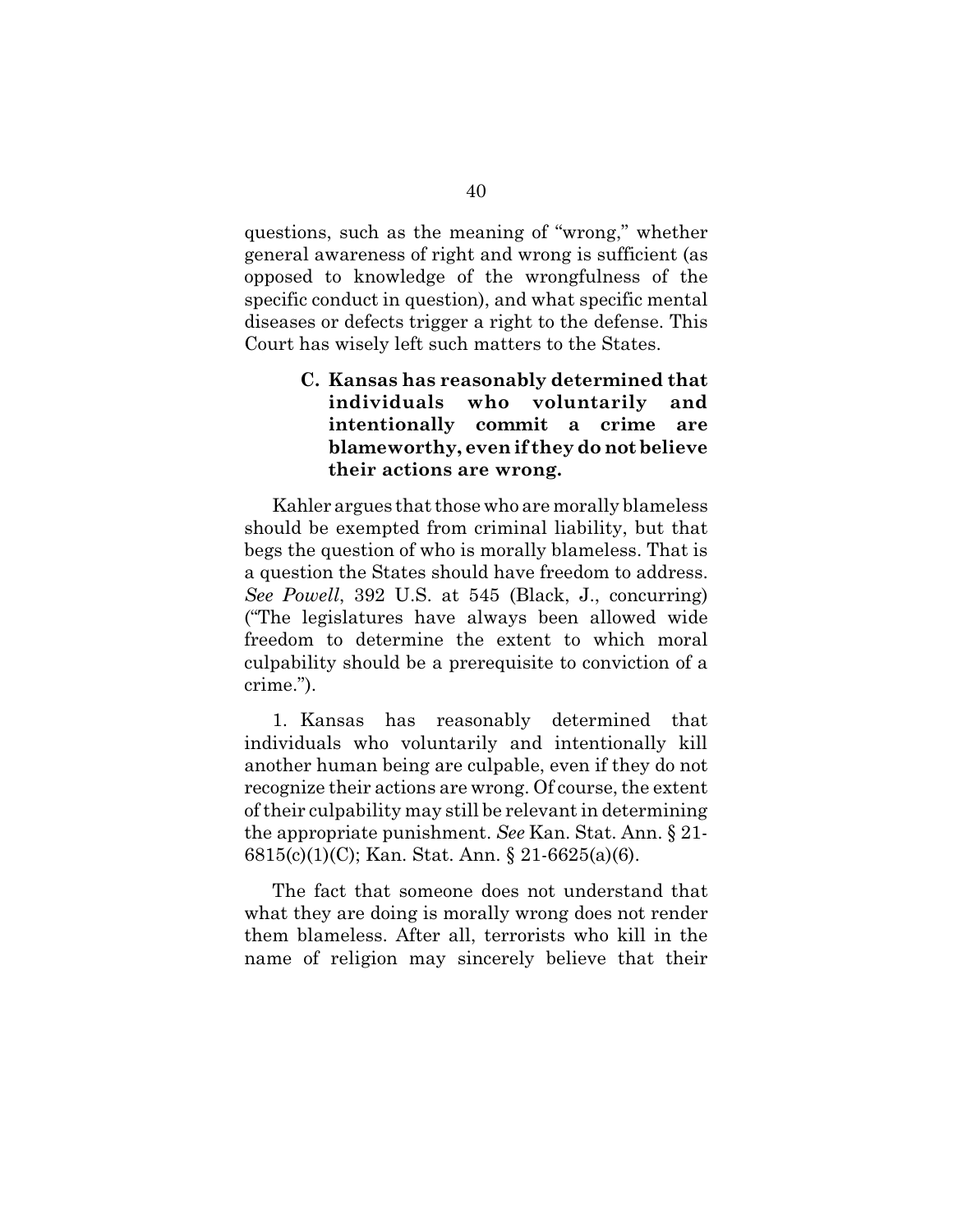questions, such as the meaning of "wrong," whether general awareness of right and wrong is sufficient (as opposed to knowledge of the wrongfulness of the specific conduct in question), and what specific mental diseases or defects trigger a right to the defense. This Court has wisely left such matters to the States.

### C. Kansas has reasonably determined that individuals who voluntarily and intentionally commit a crime are blameworthy, even if they do not believe their actions are wrong.

Kahler argues that those who are morally blameless should be exempted from criminal liability, but that begs the question of who is morally blameless. That is a question the States should have freedom to address. *See Powell*, 392 U.S. at 545 (Black, J., concurring) ("The legislatures have always been allowed wide freedom to determine the extent to which moral culpability should be a prerequisite to conviction of a crime.").

1. Kansas has reasonably determined that individuals who voluntarily and intentionally kill another human being are culpable, even if they do not recognize their actions are wrong. Of course, the extent of their culpability may still be relevant in determining the appropriate punishment. *See* Kan. Stat. Ann. § 21-6815(c)(1)(C); Kan. Stat. Ann. § 21-6625(a)(6).

The fact that someone does not understand that what they are doing is morally wrong does not render them blameless. After all, terrorists who kill in the name of religion may sincerely believe that their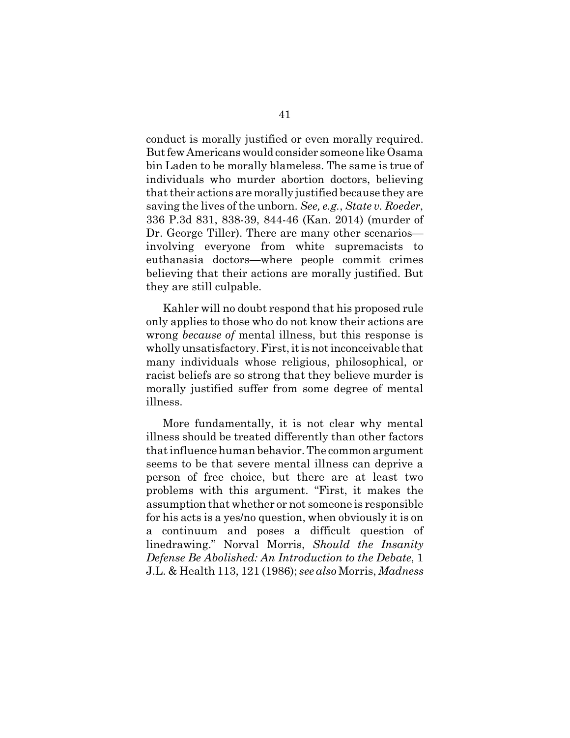conduct is morally justified or even morally required. But few Americans would consider someone like Osama bin Laden to be morally blameless. The same is true of individuals who murder abortion doctors, believing that their actions are morally justified because they are saving the lives of the unborn. *See, e.g.*, *State v. Roeder*, 336 P.3d 831, 838-39, 844-46 (Kan. 2014) (murder of Dr. George Tiller). There are many other scenarios—involving everyone from white supremacists to euthanasia doctors—where people commit crimes believing that their actions are morally justified. But they are still culpable.

Kahler will no doubt respond that his proposed rule only applies to those who do not know their actions are wrong *because of* mental illness, but this response is wholly unsatisfactory. First, it is not inconceivable that many individuals whose religious, philosophical, or racist beliefs are so strong that they believe murder is morally justified suffer from some degree of mental illness.

More fundamentally, it is not clear why mental illness should be treated differently than other factors that influence human behavior. The common argument seems to be that severe mental illness can deprive a person of free choice, but there are at least two problems with this argument. "First, it makes the assumption that whether or not someone is responsible for his acts is a yes/no question, when obviously it is on a continuum and poses a difficult question of linedrawing." Norval Morris, *Should the Insanity Defense Be Abolished: An Introduction to the Debate*, 1 J.L. & Health 113, 121 (1986); *see also* Morris, *Madness*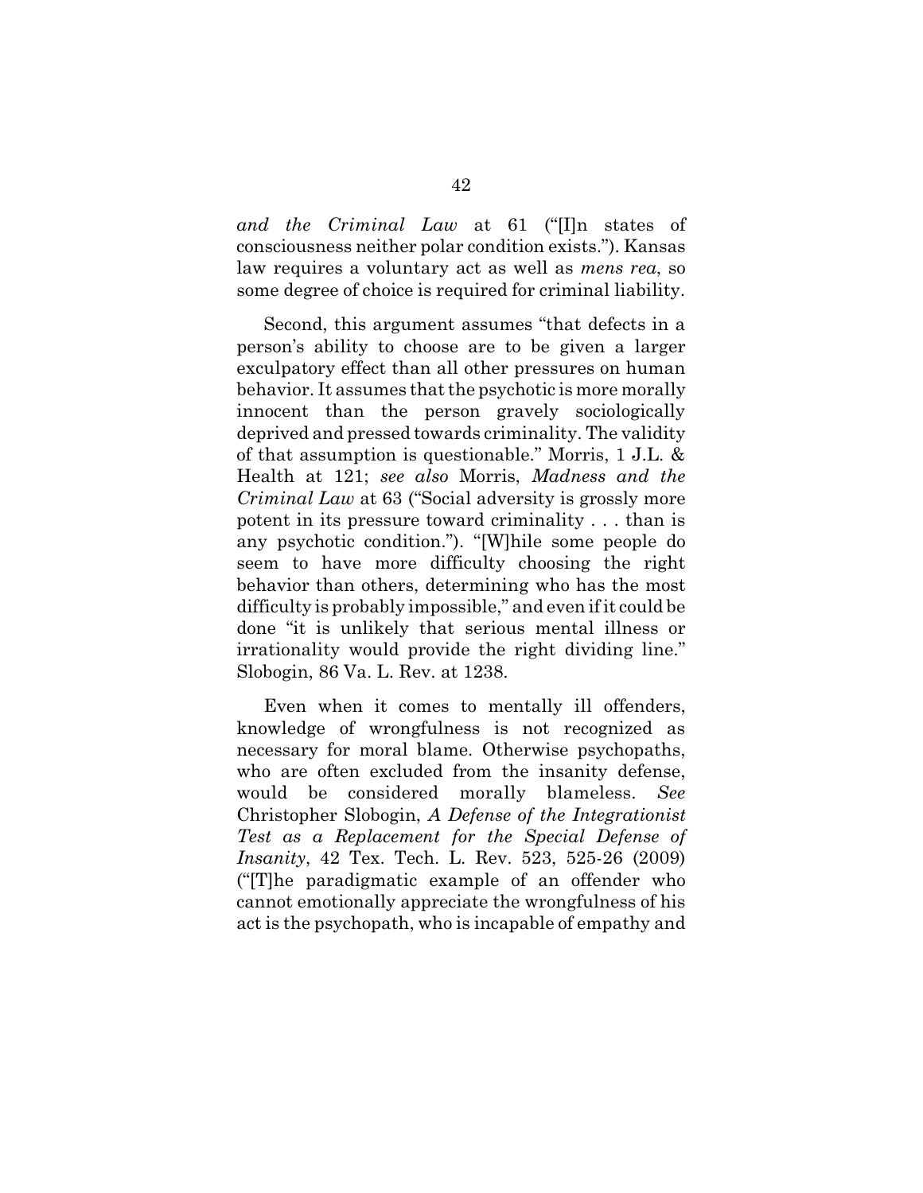*and the Criminal Law* at 61 ("[I]n states of consciousness neither polar condition exists."). Kansas law requires a voluntary act as well as *mens rea*, so some degree of choice is required for criminal liability.

Second, this argument assumes "that defects in a person's ability to choose are to be given a larger exculpatory effect than all other pressures on human behavior. It assumes that the psychotic is more morally innocent than the person gravely sociologically deprived and pressed towards criminality. The validity of that assumption is questionable." Morris, 1 J.L. & Health at 121; *see also* Morris, *Madness and the Criminal Law* at 63 ("Social adversity is grossly more potent in its pressure toward criminality . . . than is any psychotic condition."). "[W]hile some people do seem to have more difficulty choosing the right behavior than others, determining who has the most difficulty is probably impossible," and even if it could be done "it is unlikely that serious mental illness or irrationality would provide the right dividing line." Slobogin, 86 Va. L. Rev. at 1238.

Even when it comes to mentally ill offenders, knowledge of wrongfulness is not recognized as necessary for moral blame. Otherwise psychopaths, who are often excluded from the insanity defense, would be considered morally blameless. *See* Christopher Slobogin, *A Defense of the Integrationist Test as a Replacement for the Special Defense of Insanity*, 42 Tex. Tech. L. Rev. 523, 525-26 (2009) ("[T]he paradigmatic example of an offender who cannot emotionally appreciate the wrongfulness of his act is the psychopath, who is incapable of empathy and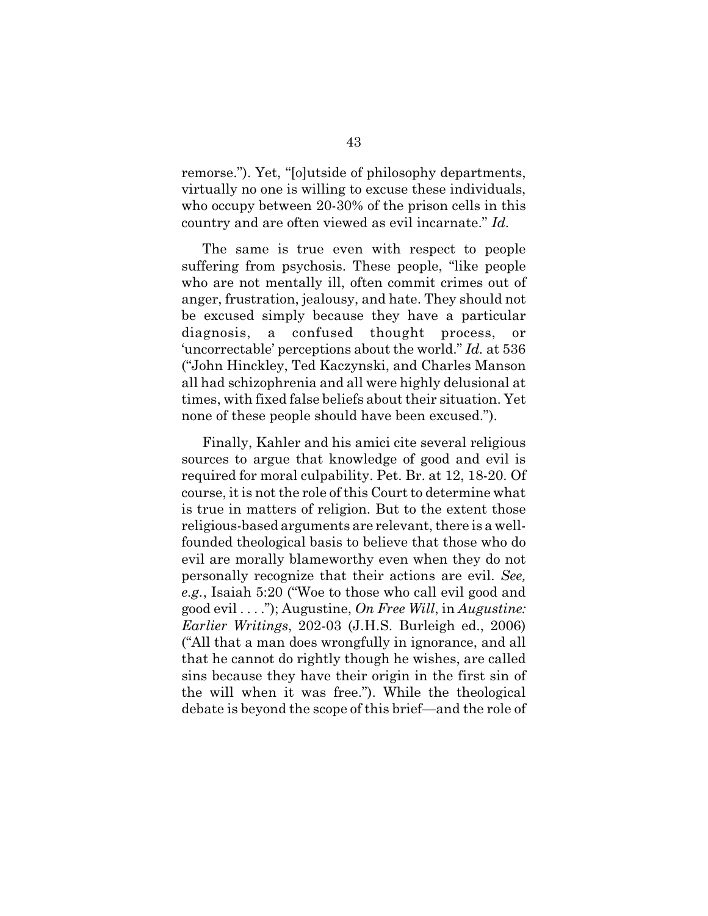remorse."). Yet, "[o]utside of philosophy departments, virtually no one is willing to excuse these individuals, who occupy between 20-30% of the prison cells in this country and are often viewed as evil incarnate." *Id.*

The same is true even with respect to people suffering from psychosis. These people, "like people who are not mentally ill, often commit crimes out of anger, frustration, jealousy, and hate. They should not be excused simply because they have a particular diagnosis, a confused thought process, or 'uncorrectable' perceptions about the world." *Id.* at 536 ("John Hinckley, Ted Kaczynski, and Charles Manson all had schizophrenia and all were highly delusional at times, with fixed false beliefs about their situation. Yet none of these people should have been excused.").

Finally, Kahler and his amici cite several religious sources to argue that knowledge of good and evil is required for moral culpability. Pet. Br. at 12, 18-20. Of course, it is not the role of this Court to determine what is true in matters of religion. But to the extent those religious-based arguments are relevant, there is a well-founded theological basis to believe that those who do evil are morally blameworthy even when they do not personally recognize that their actions are evil. *See, e.g.*, Isaiah 5:20 ("Woe to those who call evil good and good evil . . . ."); Augustine, *On Free Will*, in *Augustine: Earlier Writings*, 202-03 (J.H.S. Burleigh ed., 2006) ("All that a man does wrongfully in ignorance, and all that he cannot do rightly though he wishes, are called sins because they have their origin in the first sin of the will when it was free."). While the theological debate is beyond the scope of this brief—and the role of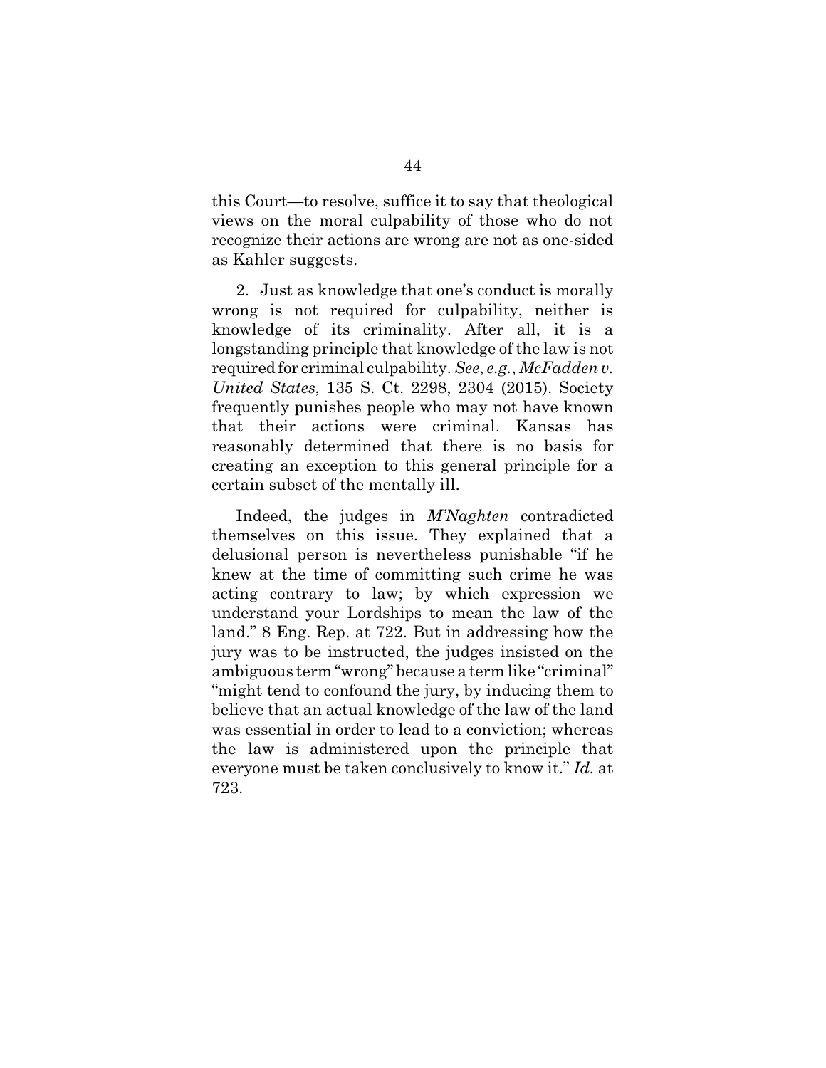this Court—to resolve, suffice it to say that theological views on the moral culpability of those who do not recognize their actions are wrong are not as one-sided as Kahler suggests.

2. Just as knowledge that one's conduct is morally wrong is not required for culpability, neither is knowledge of its criminality. After all, it is a longstanding principle that knowledge of the law is not required for criminal culpability. *See*, *e.g.*, *McFadden v. United States*, 135 S. Ct. 2298, 2304 (2015). Society frequently punishes people who may not have known that their actions were criminal. Kansas has reasonably determined that there is no basis for creating an exception to this general principle for a certain subset of the mentally ill.

Indeed, the judges in *M'Naghten* contradicted themselves on this issue. They explained that a delusional person is nevertheless punishable "if he knew at the time of committing such crime he was acting contrary to law; by which expression we understand your Lordships to mean the law of the land." 8 Eng. Rep. at 722. But in addressing how the jury was to be instructed, the judges insisted on the ambiguous term "wrong" because a term like "criminal" "might tend to confound the jury, by inducing them to believe that an actual knowledge of the law of the land was essential in order to lead to a conviction; whereas the law is administered upon the principle that everyone must be taken conclusively to know it." *Id.* at 723.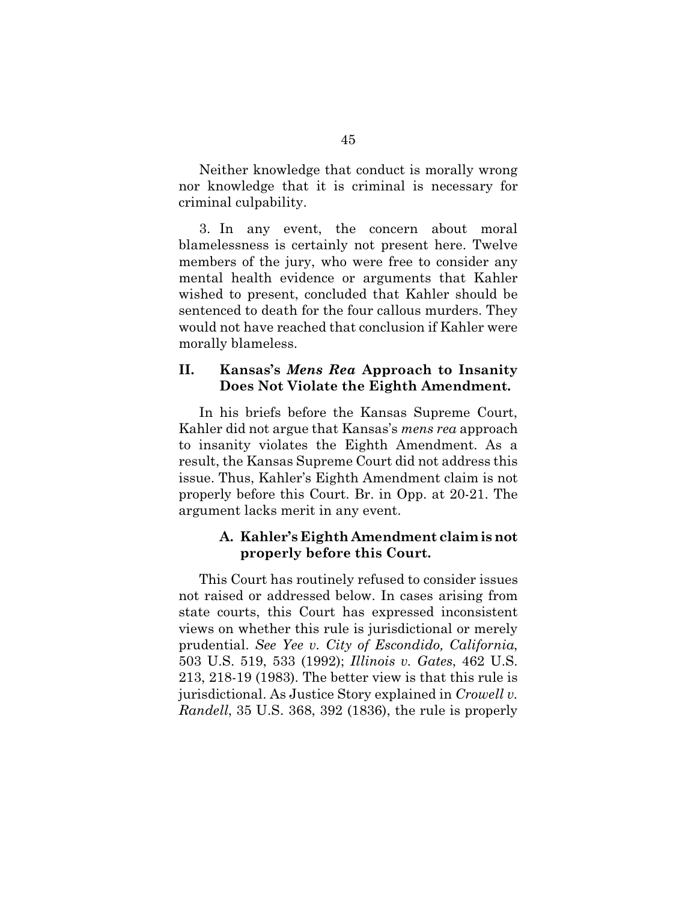Neither knowledge that conduct is morally wrong nor knowledge that it is criminal is necessary for criminal culpability.

3. In any event, the concern about moral blamelessness is certainly not present here. Twelve members of the jury, who were free to consider any mental health evidence or arguments that Kahler wished to present, concluded that Kahler should be sentenced to death for the four callous murders. They would not have reached that conclusion if Kahler were morally blameless.

## II. Kansas's *Mens Rea* Approach to Insanity Does Not Violate the Eighth Amendment.

In his briefs before the Kansas Supreme Court, Kahler did not argue that Kansas's *mens rea* approach to insanity violates the Eighth Amendment. As a result, the Kansas Supreme Court did not address this issue. Thus, Kahler's Eighth Amendment claim is not properly before this Court. Br. in Opp. at 20-21. The argument lacks merit in any event.

### A. Kahler's Eighth Amendment claim is not properly before this Court.

This Court has routinely refused to consider issues not raised or addressed below. In cases arising from state courts, this Court has expressed inconsistent views on whether this rule is jurisdictional or merely prudential. *See Yee v. City of Escondido, California*, 503 U.S. 519, 533 (1992); *Illinois v. Gates*, 462 U.S. 213, 218-19 (1983). The better view is that this rule is jurisdictional. As Justice Story explained in *Crowell v. Randell*, 35 U.S. 368, 392 (1836), the rule is properly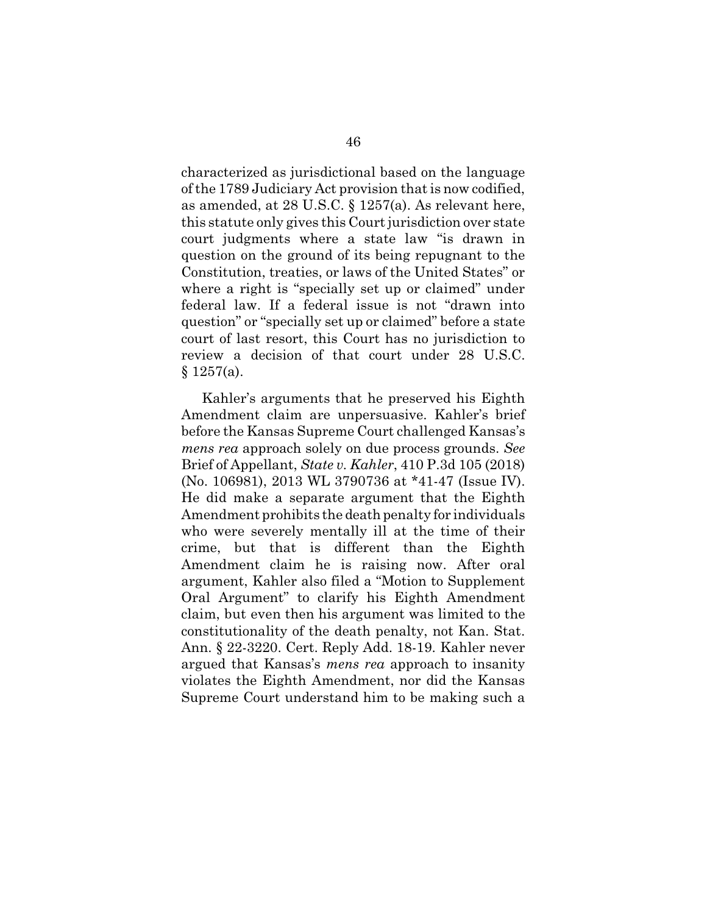characterized as jurisdictional based on the language of the 1789 Judiciary Act provision that is now codified, as amended, at 28 U.S.C. § 1257(a). As relevant here, this statute only gives this Court jurisdiction over state court judgments where a state law "is drawn in question on the ground of its being repugnant to the Constitution, treaties, or laws of the United States" or where a right is "specially set up or claimed" under federal law. If a federal issue is not "drawn into question" or "specially set up or claimed" before a state court of last resort, this Court has no jurisdiction to review a decision of that court under 28 U.S.C. § 1257(a).

Kahler's arguments that he preserved his Eighth Amendment claim are unpersuasive. Kahler's brief before the Kansas Supreme Court challenged Kansas's *mens rea* approach solely on due process grounds. *See* Brief of Appellant, *State v. Kahler*, 410 P.3d 105 (2018) (No. 106981), 2013 WL 3790736 at *41-47 (Issue IV). He did make a separate argument that the Eighth Amendment prohibits the death penalty for individuals who were severely mentally ill at the time of their crime, but that is different than the Eighth Amendment claim he is raising now. After oral argument, Kahler also filed a "Motion to Supplement Oral Argument" to clarify his Eighth Amendment claim, but even then his argument was limited to the constitutionality of the death penalty, not Kan. Stat. Ann. § 22-3220. Cert. Reply Add. 18-19. Kahler never argued that Kansas's *mens rea* approach to insanity violates the Eighth Amendment, nor did the Kansas Supreme Court understand him to be making such a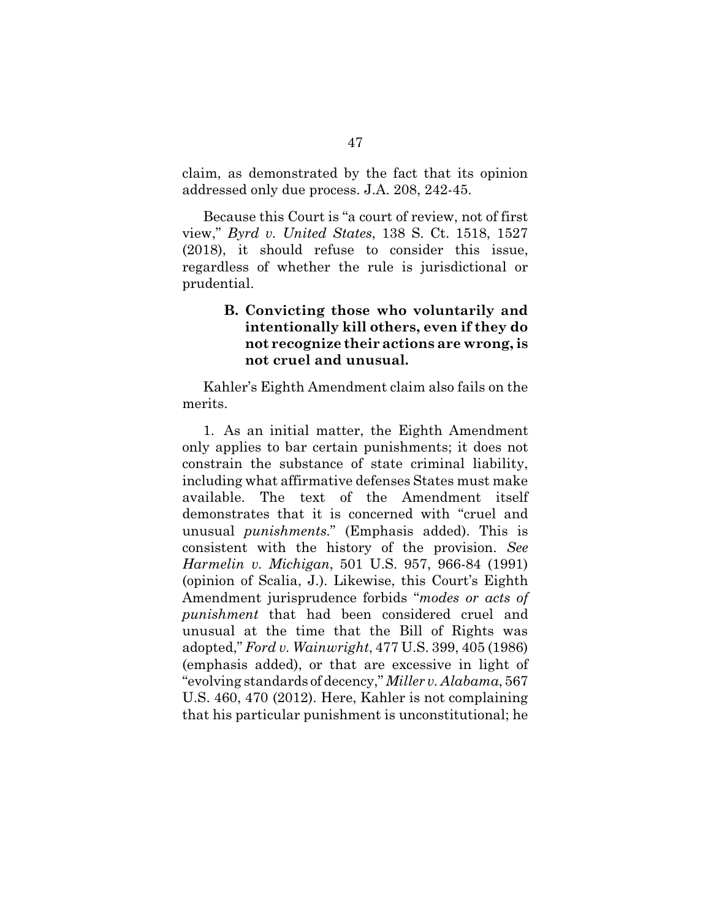claim, as demonstrated by the fact that its opinion addressed only due process. J.A. 208, 242-45.

Because this Court is "a court of review, not of first view," *Byrd v. United States*, 138 S. Ct. 1518, 1527 (2018), it should refuse to consider this issue, regardless of whether the rule is jurisdictional or prudential.

### B. Convicting those who voluntarily and intentionally kill others, even if they do not recognize their actions are wrong, is not cruel and unusual.

Kahler's Eighth Amendment claim also fails on the merits.

1. As an initial matter, the Eighth Amendment only applies to bar certain punishments; it does not constrain the substance of state criminal liability, including what affirmative defenses States must make available. The text of the Amendment itself demonstrates that it is concerned with "cruel and unusual *punishments*." (Emphasis added). This is consistent with the history of the provision. *See Harmelin v. Michigan*, 501 U.S. 957, 966-84 (1991) (opinion of Scalia, J.). Likewise, this Court's Eighth Amendment jurisprudence forbids "*modes or acts of punishment* that had been considered cruel and unusual at the time that the Bill of Rights was adopted," *Ford v. Wainwright*, 477 U.S. 399, 405 (1986) (emphasis added), or that are excessive in light of "evolving standards of decency," *Miller v. Alabama*, 567 U.S. 460, 470 (2012). Here, Kahler is not complaining that his particular punishment is unconstitutional; he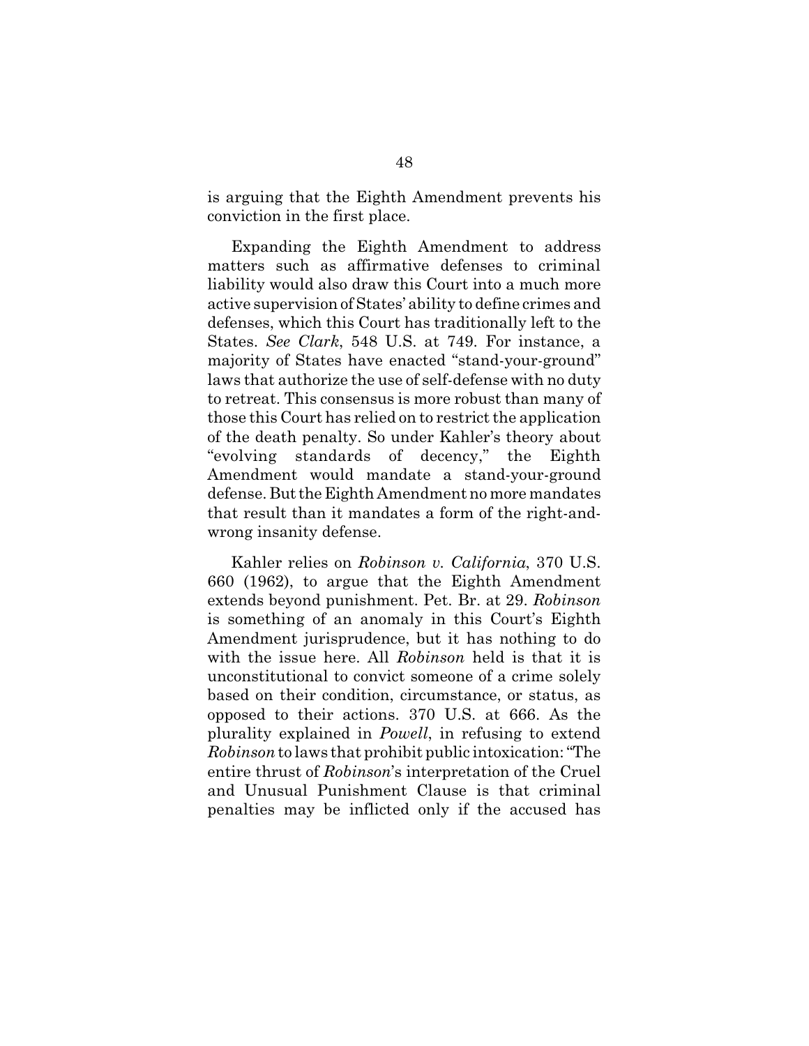is arguing that the Eighth Amendment prevents his conviction in the first place.

Expanding the Eighth Amendment to address matters such as affirmative defenses to criminal liability would also draw this Court into a much more active supervision of States' ability to define crimes and defenses, which this Court has traditionally left to the States. *See Clark*, 548 U.S. at 749. For instance, a majority of States have enacted "stand-your-ground" laws that authorize the use of self-defense with no duty to retreat. This consensus is more robust than many of those this Court has relied on to restrict the application of the death penalty. So under Kahler's theory about "evolving standards of decency," the Eighth Amendment would mandate a stand-your-ground defense. But the Eighth Amendment no more mandates that result than it mandates a form of the right-and-wrong insanity defense.

Kahler relies on *Robinson v. California*, 370 U.S. 660 (1962), to argue that the Eighth Amendment extends beyond punishment. Pet. Br. at 29. *Robinson* is something of an anomaly in this Court's Eighth Amendment jurisprudence, but it has nothing to do with the issue here. All *Robinson* held is that it is unconstitutional to convict someone of a crime solely based on their condition, circumstance, or status, as opposed to their actions. 370 U.S. at 666. As the plurality explained in *Powell*, in refusing to extend *Robinson* to laws that prohibit public intoxication: "The entire thrust of *Robinson*'s interpretation of the Cruel and Unusual Punishment Clause is that criminal penalties may be inflicted only if the accused has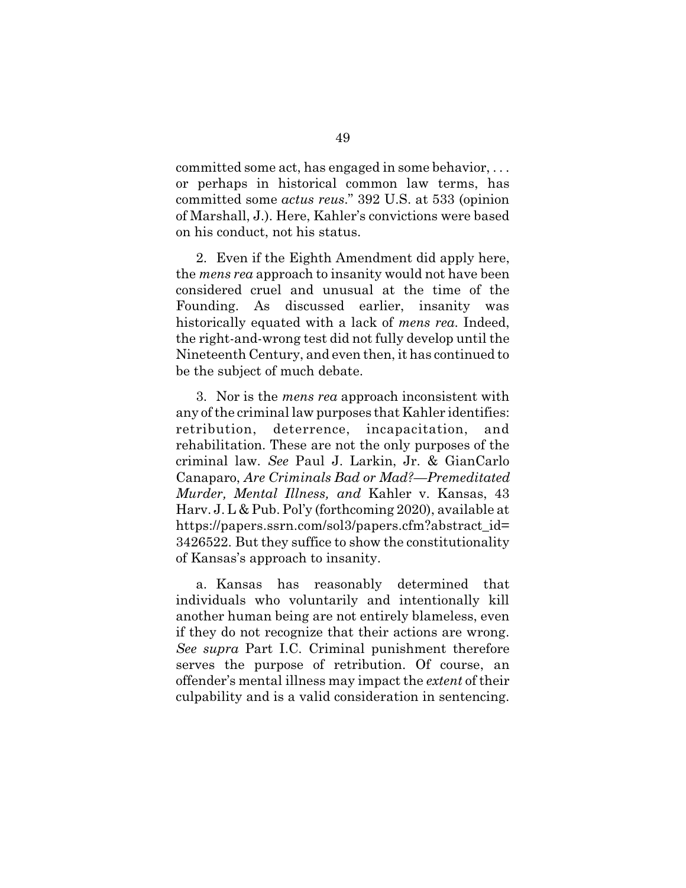committed some act, has engaged in some behavior, . . . or perhaps in historical common law terms, has committed some *actus reus*." 392 U.S. at 533 (opinion of Marshall, J.). Here, Kahler's convictions were based on his conduct, not his status.

2. Even if the Eighth Amendment did apply here, the *mens rea* approach to insanity would not have been considered cruel and unusual at the time of the Founding. As discussed earlier, insanity was historically equated with a lack of *mens rea*. Indeed, the right-and-wrong test did not fully develop until the Nineteenth Century, and even then, it has continued to be the subject of much debate.

3. Nor is the *mens rea* approach inconsistent with any of the criminal law purposes that Kahler identifies: retribution, deterrence, incapacitation, and rehabilitation. These are not the only purposes of the criminal law. *See* Paul J. Larkin, Jr. & GianCarlo Canaparo, *Are Criminals Bad or Mad?—Premeditated Murder, Mental Illness, and* Kahler v. Kansas, 43 Harv. J. L & Pub. Pol'y (forthcoming 2020), available at https://papers.ssrn.com/sol3/papers.cfm?abstract_id=3426522. But they suffice to show the constitutionality of Kansas's approach to insanity.

a. Kansas has reasonably determined that individuals who voluntarily and intentionally kill another human being are not entirely blameless, even if they do not recognize that their actions are wrong. *See supra* Part I.C. Criminal punishment therefore serves the purpose of retribution. Of course, an offender's mental illness may impact the *extent* of their culpability and is a valid consideration in sentencing.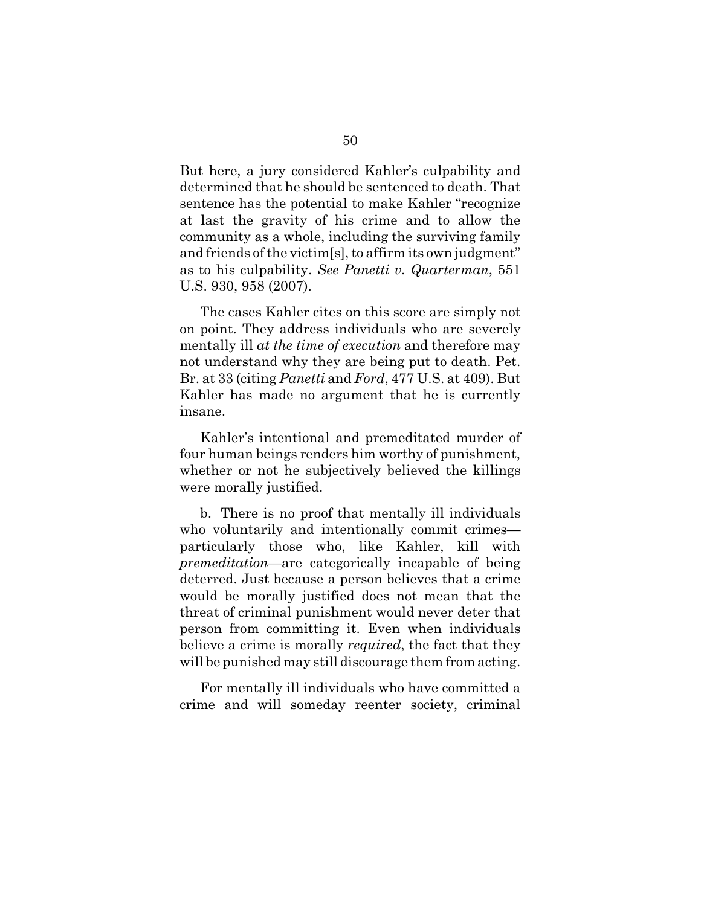But here, a jury considered Kahler's culpability and determined that he should be sentenced to death. That sentence has the potential to make Kahler "recognize at last the gravity of his crime and to allow the community as a whole, including the surviving family and friends of the victim[s], to affirm its own judgment" as to his culpability. *See Panetti v. Quarterman*, 551 U.S. 930, 958 (2007).

The cases Kahler cites on this score are simply not on point. They address individuals who are severely mentally ill *at the time of execution* and therefore may not understand why they are being put to death. Pet. Br. at 33 (citing *Panetti* and *Ford*, 477 U.S. at 409). But Kahler has made no argument that he is currently insane.

Kahler's intentional and premeditated murder of four human beings renders him worthy of punishment, whether or not he subjectively believed the killings were morally justified.

b. There is no proof that mentally ill individuals who voluntarily and intentionally commit crimes—particularly those who, like Kahler, kill with *premeditation*—are categorically incapable of being deterred. Just because a person believes that a crime would be morally justified does not mean that the threat of criminal punishment would never deter that person from committing it. Even when individuals believe a crime is morally *required*, the fact that they will be punished may still discourage them from acting.

For mentally ill individuals who have committed a crime and will someday reenter society, criminal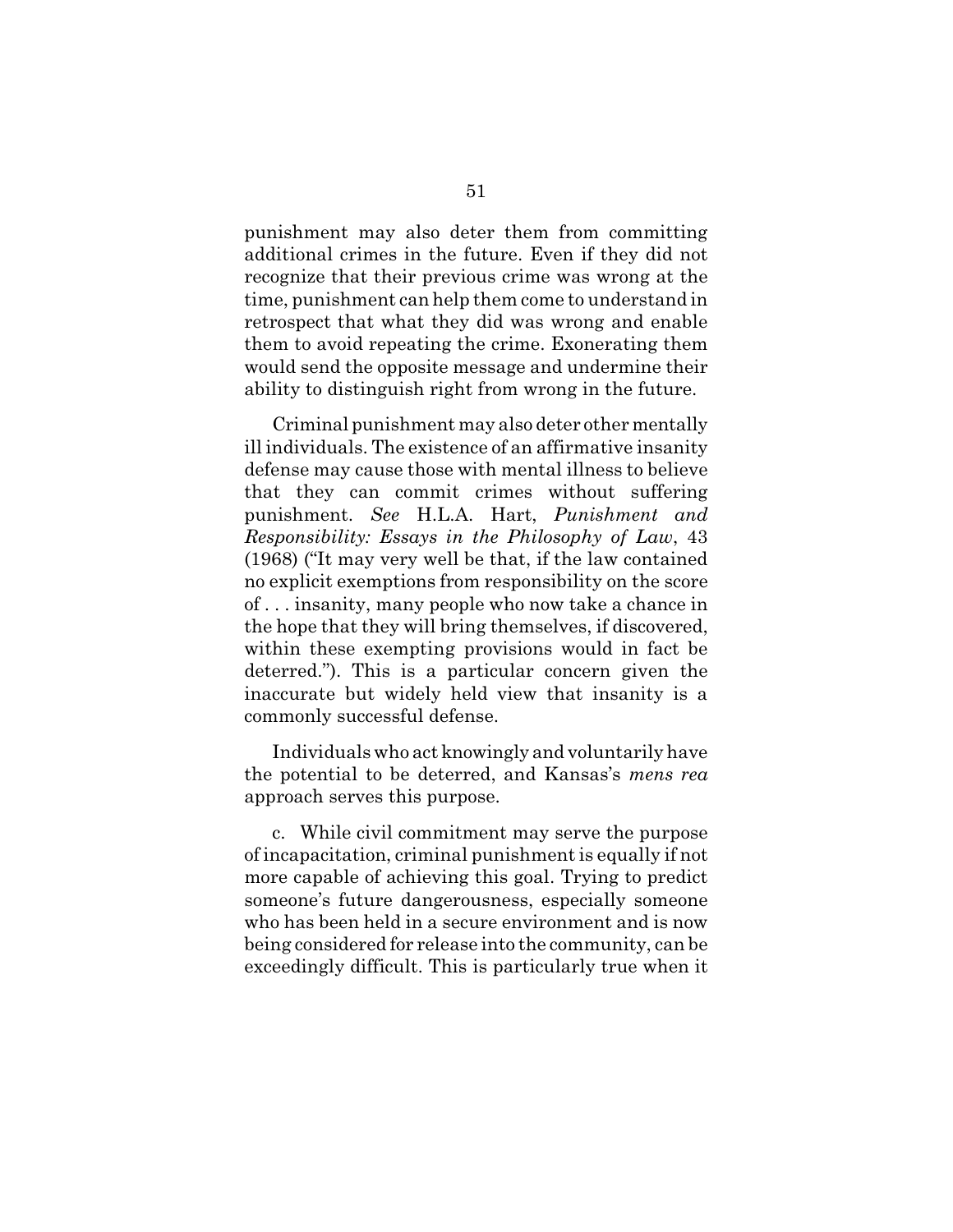punishment may also deter them from committing additional crimes in the future. Even if they did not recognize that their previous crime was wrong at the time, punishment can help them come to understand in retrospect that what they did was wrong and enable them to avoid repeating the crime. Exonerating them would send the opposite message and undermine their ability to distinguish right from wrong in the future.

Criminal punishment may also deter other mentally ill individuals. The existence of an affirmative insanity defense may cause those with mental illness to believe that they can commit crimes without suffering punishment. *See* H.L.A. Hart, *Punishment and Responsibility: Essays in the Philosophy of Law*, 43 (1968) ("It may very well be that, if the law contained no explicit exemptions from responsibility on the score of . . . insanity, many people who now take a chance in the hope that they will bring themselves, if discovered, within these exempting provisions would in fact be deterred."). This is a particular concern given the inaccurate but widely held view that insanity is a commonly successful defense.

Individuals who act knowingly and voluntarily have the potential to be deterred, and Kansas's *mens rea* approach serves this purpose.

c. While civil commitment may serve the purpose of incapacitation, criminal punishment is equally if not more capable of achieving this goal. Trying to predict someone's future dangerousness, especially someone who has been held in a secure environment and is now being considered for release into the community, can be exceedingly difficult. This is particularly true when it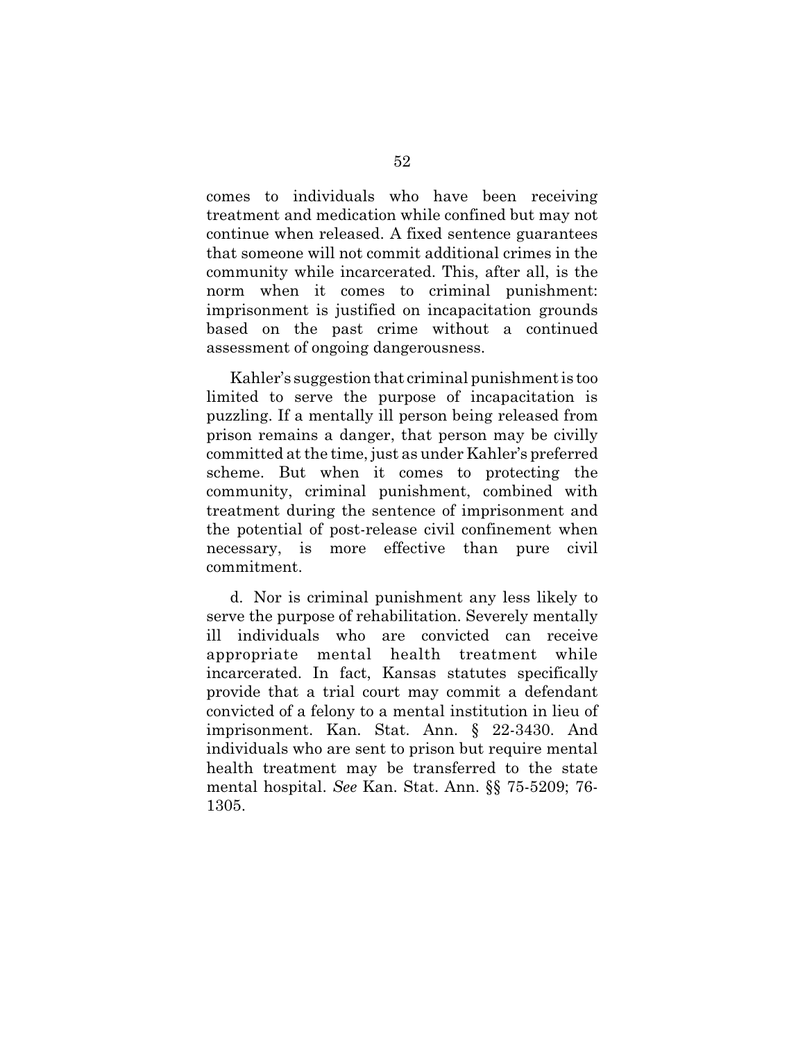comes to individuals who have been receiving treatment and medication while confined but may not continue when released. A fixed sentence guarantees that someone will not commit additional crimes in the community while incarcerated. This, after all, is the norm when it comes to criminal punishment: imprisonment is justified on incapacitation grounds based on the past crime without a continued assessment of ongoing dangerousness.

Kahler's suggestion that criminal punishment is too limited to serve the purpose of incapacitation is puzzling. If a mentally ill person being released from prison remains a danger, that person may be civilly committed at the time, just as under Kahler's preferred scheme. But when it comes to protecting the community, criminal punishment, combined with treatment during the sentence of imprisonment and the potential of post-release civil confinement when necessary, is more effective than pure civil commitment.

d. Nor is criminal punishment any less likely to serve the purpose of rehabilitation. Severely mentally ill individuals who are convicted can receive appropriate mental health treatment while incarcerated. In fact, Kansas statutes specifically provide that a trial court may commit a defendant convicted of a felony to a mental institution in lieu of imprisonment. Kan. Stat. Ann. § 22-3430. And individuals who are sent to prison but require mental health treatment may be transferred to the state mental hospital. *See* Kan. Stat. Ann. §§ 75-5209; 76-1305.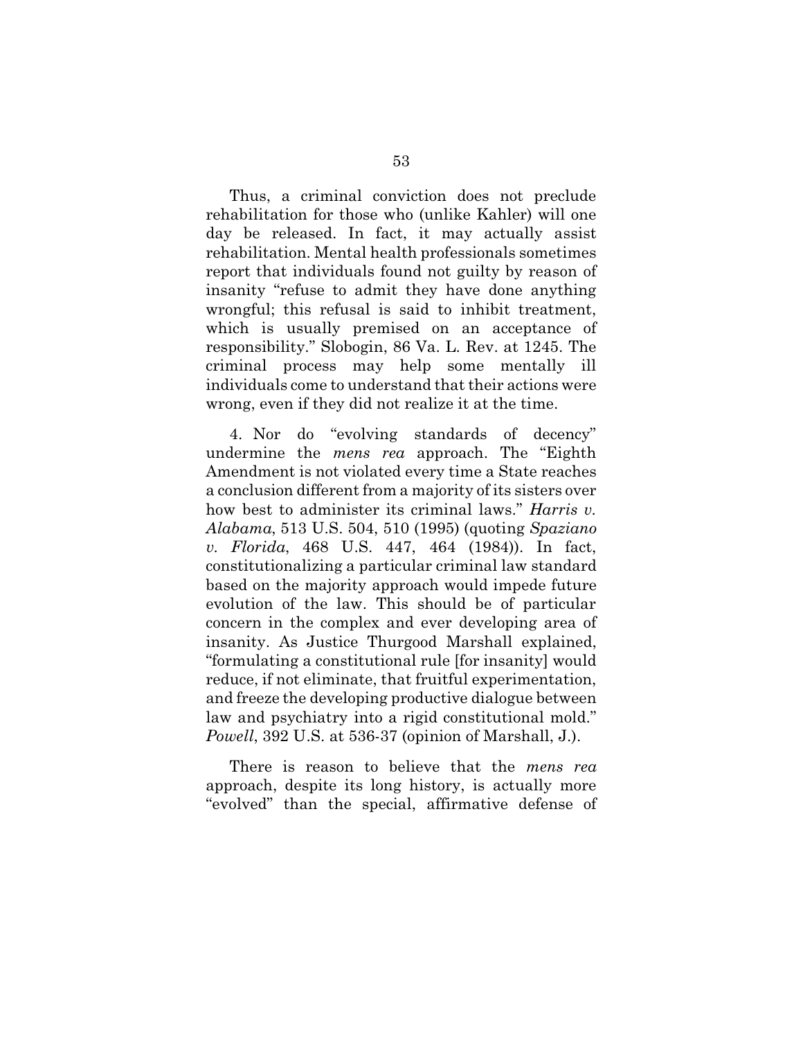Thus, a criminal conviction does not preclude rehabilitation for those who (unlike Kahler) will one day be released. In fact, it may actually assist rehabilitation. Mental health professionals sometimes report that individuals found not guilty by reason of insanity "refuse to admit they have done anything wrongful; this refusal is said to inhibit treatment, which is usually premised on an acceptance of responsibility." Slobogin, 86 Va. L. Rev. at 1245. The criminal process may help some mentally ill individuals come to understand that their actions were wrong, even if they did not realize it at the time.

4. Nor do "evolving standards of decency" undermine the *mens rea* approach. The "Eighth Amendment is not violated every time a State reaches a conclusion different from a majority of its sisters over how best to administer its criminal laws." *Harris v. Alabama*, 513 U.S. 504, 510 (1995) (quoting *Spaziano v. Florida*, 468 U.S. 447, 464 (1984)). In fact, constitutionalizing a particular criminal law standard based on the majority approach would impede future evolution of the law. This should be of particular concern in the complex and ever developing area of insanity. As Justice Thurgood Marshall explained, "formulating a constitutional rule [for insanity] would reduce, if not eliminate, that fruitful experimentation, and freeze the developing productive dialogue between law and psychiatry into a rigid constitutional mold." *Powell*, 392 U.S. at 536-37 (opinion of Marshall, J.).

There is reason to believe that the *mens rea* approach, despite its long history, is actually more "evolved" than the special, affirmative defense of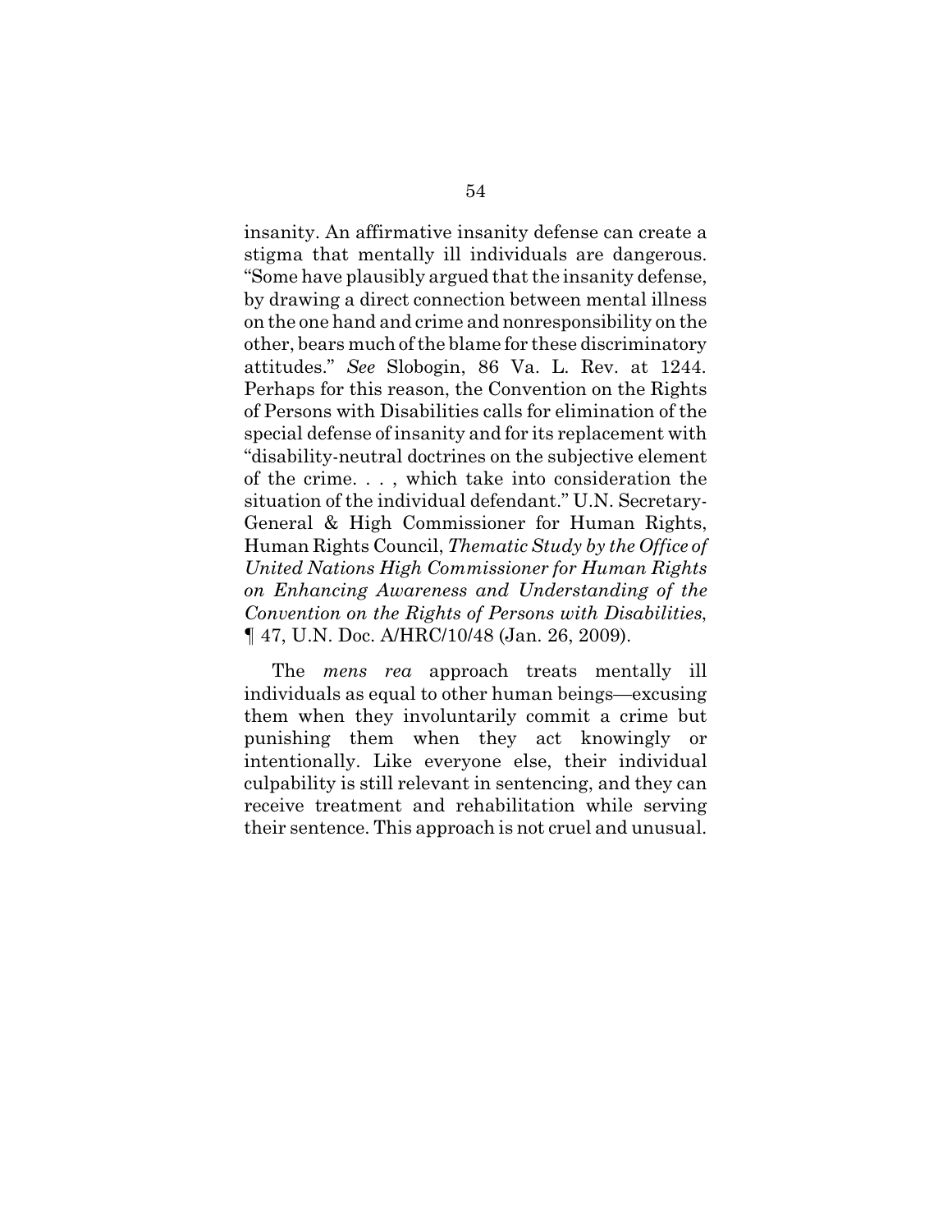insanity. An affirmative insanity defense can create a stigma that mentally ill individuals are dangerous. "Some have plausibly argued that the insanity defense, by drawing a direct connection between mental illness on the one hand and crime and nonresponsibility on the other, bears much of the blame for these discriminatory attitudes." *See* Slobogin, 86 Va. L. Rev. at 1244. Perhaps for this reason, the Convention on the Rights of Persons with Disabilities calls for elimination of the special defense of insanity and for its replacement with "disability-neutral doctrines on the subjective element of the crime. . . , which take into consideration the situation of the individual defendant." U.N. Secretary-General & High Commissioner for Human Rights, Human Rights Council, *Thematic Study by the Office of United Nations High Commissioner for Human Rights on Enhancing Awareness and Understanding of the Convention on the Rights of Persons with Disabilities*, ¶ 47, U.N. Doc. A/HRC/10/48 (Jan. 26, 2009).

The *mens rea* approach treats mentally ill individuals as equal to other human beings—excusing them when they involuntarily commit a crime but punishing them when they act knowingly or intentionally. Like everyone else, their individual culpability is still relevant in sentencing, and they can receive treatment and rehabilitation while serving their sentence. This approach is not cruel and unusual.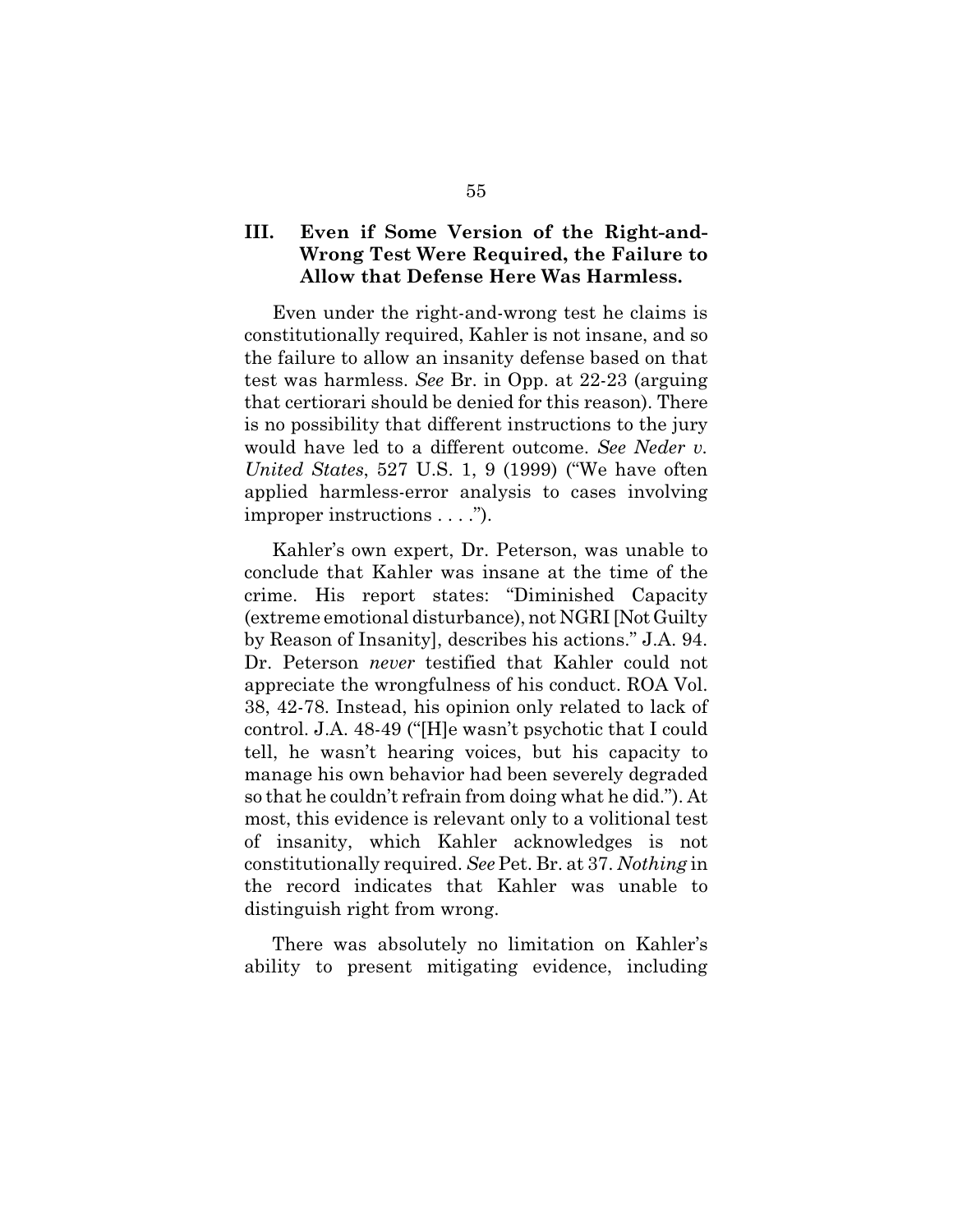## III. Even if Some Version of the Right-and-Wrong Test Were Required, the Failure to Allow that Defense Here Was Harmless.

Even under the right-and-wrong test he claims is constitutionally required, Kahler is not insane, and so the failure to allow an insanity defense based on that test was harmless. *See* Br. in Opp. at 22-23 (arguing that certiorari should be denied for this reason). There is no possibility that different instructions to the jury would have led to a different outcome. *See Neder v. United States*, 527 U.S. 1, 9 (1999) ("We have often applied harmless-error analysis to cases involving improper instructions . . . .").

Kahler's own expert, Dr. Peterson, was unable to conclude that Kahler was insane at the time of the crime. His report states: "Diminished Capacity (extreme emotional disturbance), not NGRI [Not Guilty by Reason of Insanity], describes his actions." J.A. 94. Dr. Peterson *never* testified that Kahler could not appreciate the wrongfulness of his conduct. ROA Vol. 38, 42-78. Instead, his opinion only related to lack of control. J.A. 48-49 ("[H]e wasn't psychotic that I could tell, he wasn't hearing voices, but his capacity to manage his own behavior had been severely degraded so that he couldn't refrain from doing what he did."). At most, this evidence is relevant only to a volitional test of insanity, which Kahler acknowledges is not constitutionally required. *See* Pet. Br. at 37. *Nothing* in the record indicates that Kahler was unable to distinguish right from wrong.

There was absolutely no limitation on Kahler's ability to present mitigating evidence, including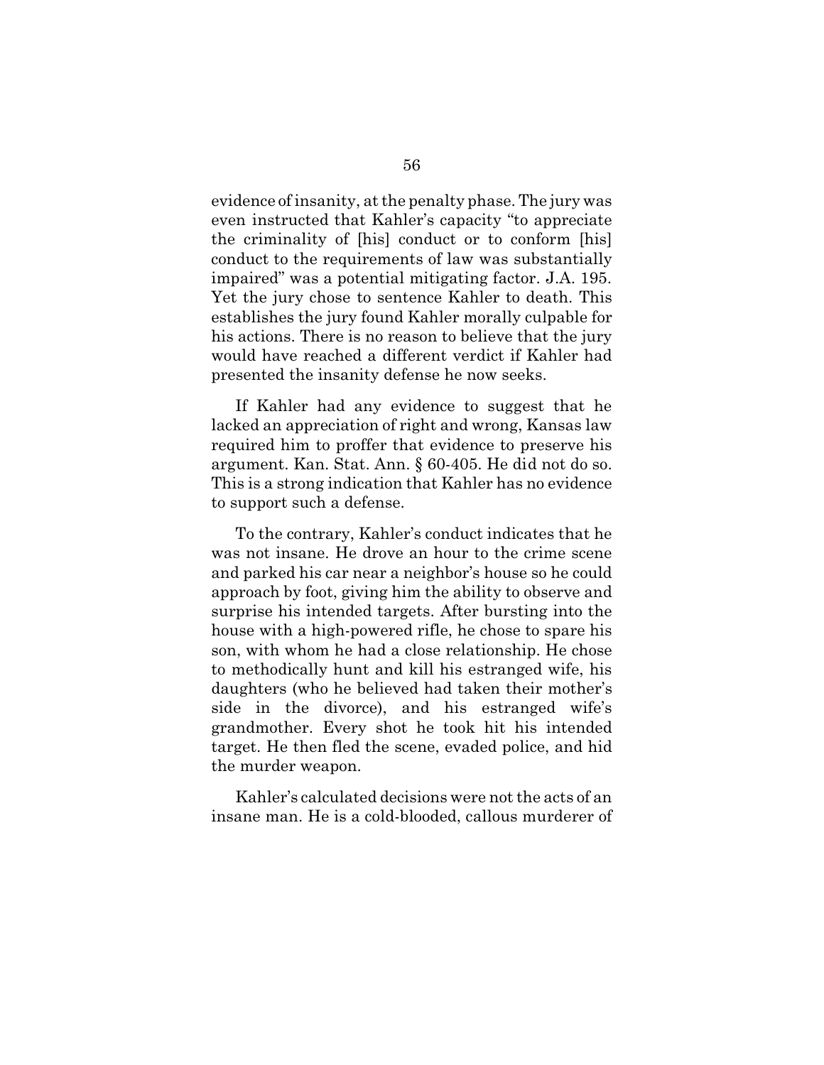evidence of insanity, at the penalty phase. The jury was even instructed that Kahler's capacity "to appreciate the criminality of [his] conduct or to conform [his] conduct to the requirements of law was substantially impaired" was a potential mitigating factor. J.A. 195. Yet the jury chose to sentence Kahler to death. This establishes the jury found Kahler morally culpable for his actions. There is no reason to believe that the jury would have reached a different verdict if Kahler had presented the insanity defense he now seeks.

If Kahler had any evidence to suggest that he lacked an appreciation of right and wrong, Kansas law required him to proffer that evidence to preserve his argument. Kan. Stat. Ann. § 60-405. He did not do so. This is a strong indication that Kahler has no evidence to support such a defense.

To the contrary, Kahler's conduct indicates that he was not insane. He drove an hour to the crime scene and parked his car near a neighbor's house so he could approach by foot, giving him the ability to observe and surprise his intended targets. After bursting into the house with a high-powered rifle, he chose to spare his son, with whom he had a close relationship. He chose to methodically hunt and kill his estranged wife, his daughters (who he believed had taken their mother's side in the divorce), and his estranged wife's grandmother. Every shot he took hit his intended target. He then fled the scene, evaded police, and hid the murder weapon.

Kahler's calculated decisions were not the acts of an insane man. He is a cold-blooded, callous murderer of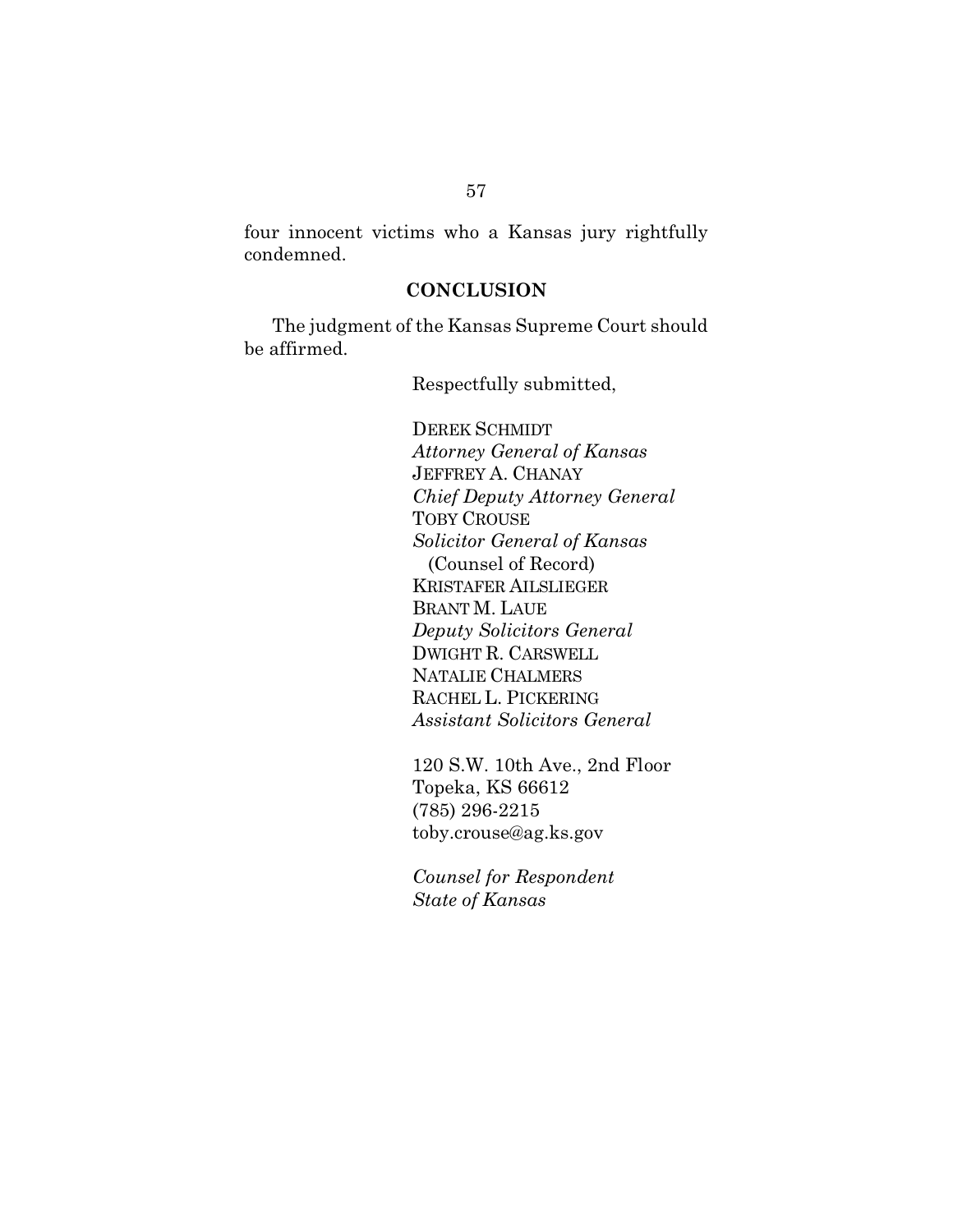four innocent victims who a Kansas jury rightfully condemned.

## CONCLUSION

The judgment of the Kansas Supreme Court should be affirmed.

Respectfully submitted,

DEREK SCHMIDT
*Attorney General of Kansas*
JEFFREY A. CHANAY
*Chief Deputy Attorney General*
TOBY CROUSE
*Solicitor General of Kansas*
(Counsel of Record)
KRISTAFER AILSLIEGER
BRANT M. LAUE
*Deputy Solicitors General*
DWIGHT R. CARSWELL
NATALIE CHALMERS
RACHEL L. PICKERING
*Assistant Solicitors General*

120 S.W. 10th Ave., 2nd Floor
Topeka, KS 66612
(785) 296-2215
toby.crouse@ag.ks.gov

*Counsel for Respondent*
*State of Kansas*